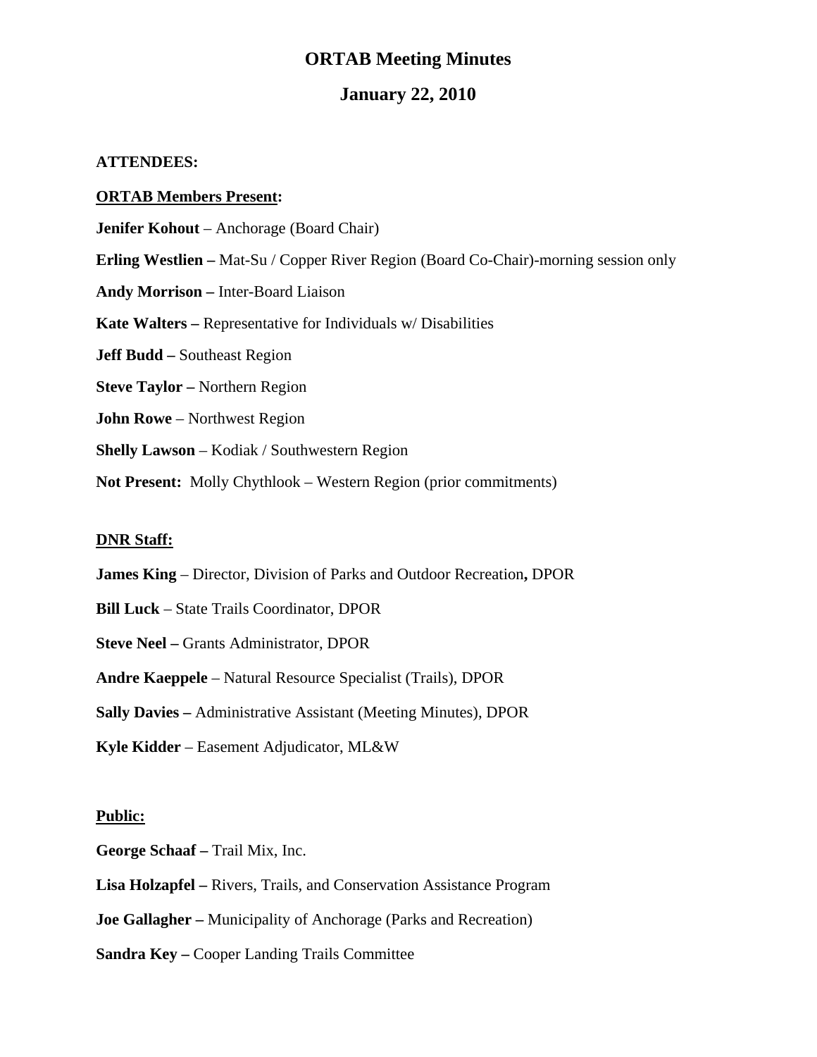# ORTAB Meeting Minutes

## January 22, 2010

**ATTENDEES:**

**ORTAB Members Present:**

**Jenifer Kohout** – Anchorage (Board Chair)

**Erling Westlien –** Mat-Su / Copper River Region (Board Co-Chair)-morning session only

**Andy Morrison –** Inter-Board Liaison

**Kate Walters –** Representative for Individuals w/ Disabilities

**Jeff Budd –** Southeast Region

**Steve Taylor –** Northern Region

**John Rowe** – Northwest Region

**Shelly Lawson** – Kodiak / Southwestern Region

**Not Present:** Molly Chythlook – Western Region (prior commitments)

**DNR Staff:**

**James King** – Director, Division of Parks and Outdoor Recreation**,** DPOR

**Bill Luck** – State Trails Coordinator, DPOR

**Steve Neel –** Grants Administrator, DPOR

**Andre Kaeppele** – Natural Resource Specialist (Trails), DPOR

**Sally Davies –** Administrative Assistant (Meeting Minutes), DPOR

**Kyle Kidder** – Easement Adjudicator, ML&W

**Public:**

**George Schaaf –** Trail Mix, Inc.

**Lisa Holzapfel –** Rivers, Trails, and Conservation Assistance Program

**Joe Gallagher –** Municipality of Anchorage (Parks and Recreation)

**Sandra Key –** Cooper Landing Trails Committee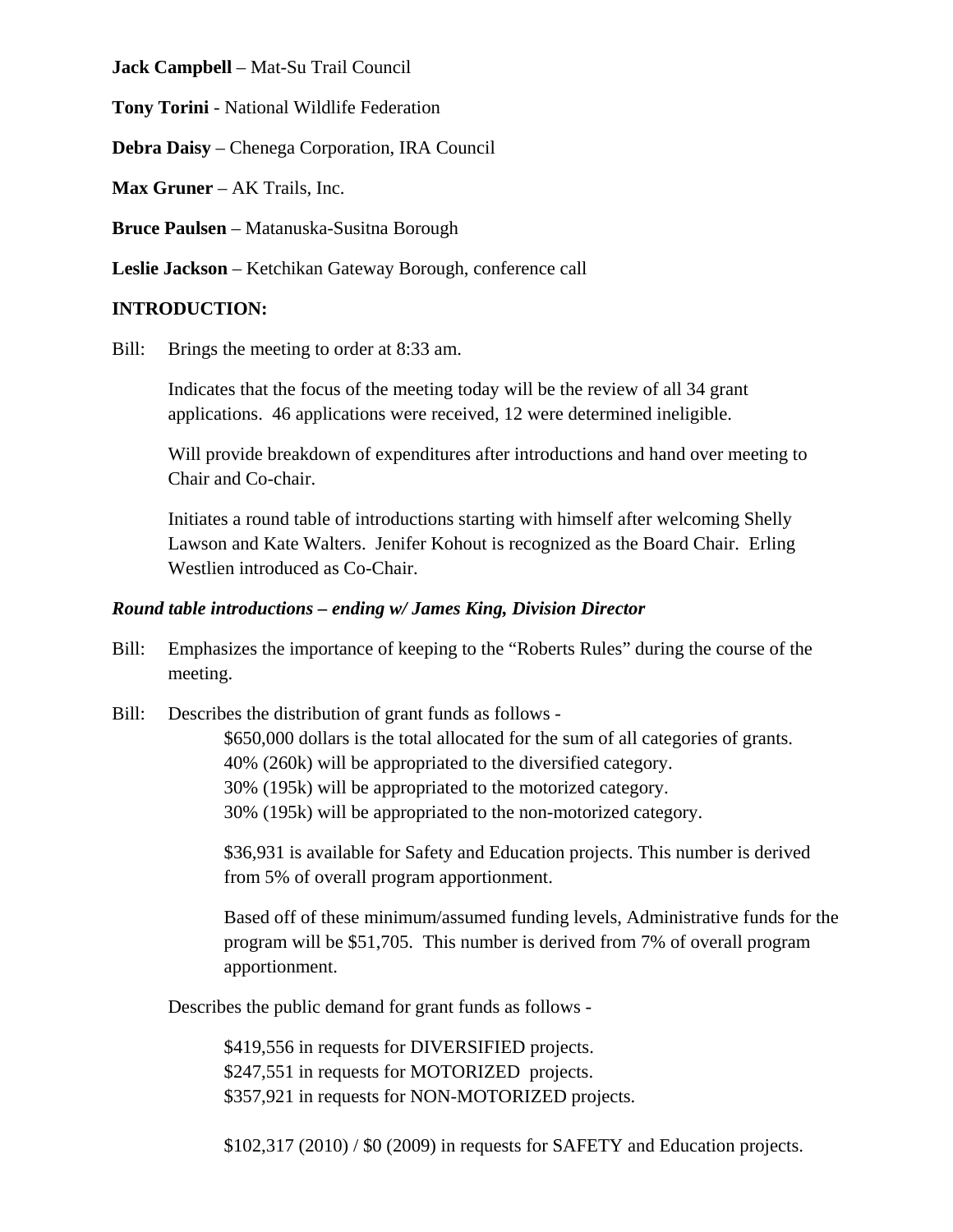**Jack Campbell** – Mat-Su Trail Council

**Tony Torini** - National Wildlife Federation

**Debra Daisy** – Chenega Corporation, IRA Council

**Max Gruner** – AK Trails, Inc.

**Bruce Paulsen** – Matanuska-Susitna Borough

**Leslie Jackson** – Ketchikan Gateway Borough, conference call

**INTRODUCTION:**

Bill: Brings the meeting to order at 8:33 am.

Indicates that the focus of the meeting today will be the review of all 34 grant applications. 46 applications were received, 12 were determined ineligible.

Will provide breakdown of expenditures after introductions and hand over meeting to Chair and Co-chair.

Initiates a round table of introductions starting with himself after welcoming Shelly Lawson and Kate Walters. Jenifer Kohout is recognized as the Board Chair. Erling Westlien introduced as Co-Chair.

***Round table introductions – ending w/ James King, Division Director***

Bill: Emphasizes the importance of keeping to the "Roberts Rules" during the course of the meeting.

Bill: Describes the distribution of grant funds as follows -

$650,000 dollars is the total allocated for the sum of all categories of grants.
40% (260k) will be appropriated to the diversified category.
30% (195k) will be appropriated to the motorized category.
30% (195k) will be appropriated to the non-motorized category.

$36,931 is available for Safety and Education projects. This number is derived from 5% of overall program apportionment.

Based off of these minimum/assumed funding levels, Administrative funds for the program will be $51,705. This number is derived from 7% of overall program apportionment.

Describes the public demand for grant funds as follows -

$419,556 in requests for DIVERSIFIED projects.
$247,551 in requests for MOTORIZED projects.
$357,921 in requests for NON-MOTORIZED projects.

$102,317 (2010) / $0 (2009) in requests for SAFETY and Education projects.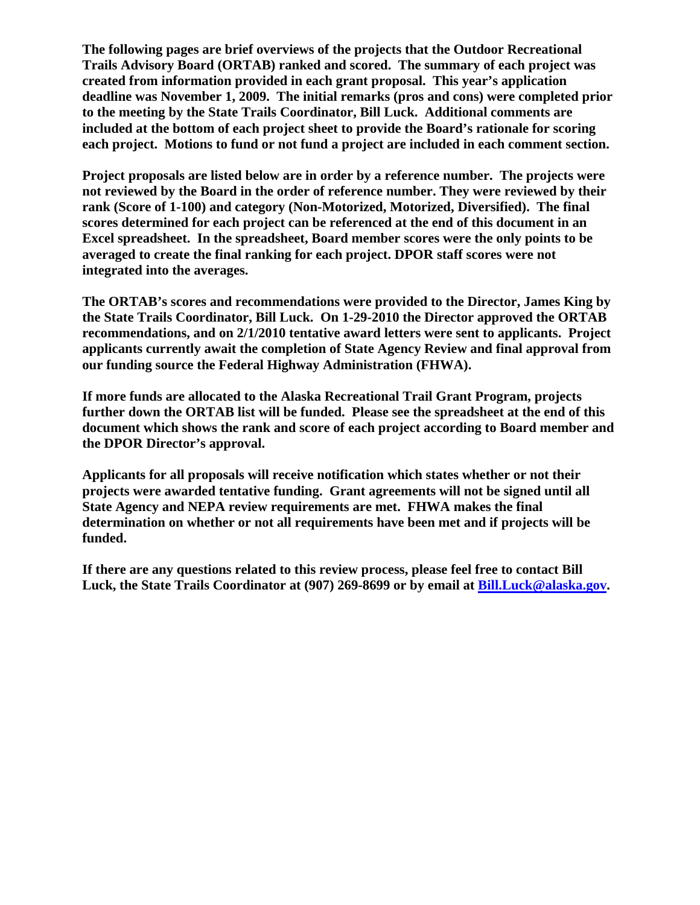**The following pages are brief overviews of the projects that the Outdoor Recreational Trails Advisory Board (ORTAB) ranked and scored. The summary of each project was created from information provided in each grant proposal. This year's application deadline was November 1, 2009. The initial remarks (pros and cons) were completed prior to the meeting by the State Trails Coordinator, Bill Luck. Additional comments are included at the bottom of each project sheet to provide the Board's rationale for scoring each project. Motions to fund or not fund a project are included in each comment section.**

**Project proposals are listed below are in order by a reference number. The projects were not reviewed by the Board in the order of reference number. They were reviewed by their rank (Score of 1-100) and category (Non-Motorized, Motorized, Diversified). The final scores determined for each project can be referenced at the end of this document in an Excel spreadsheet. In the spreadsheet, Board member scores were the only points to be averaged to create the final ranking for each project. DPOR staff scores were not integrated into the averages.**

**The ORTAB's scores and recommendations were provided to the Director, James King by the State Trails Coordinator, Bill Luck. On 1-29-2010 the Director approved the ORTAB recommendations, and on 2/1/2010 tentative award letters were sent to applicants. Project applicants currently await the completion of State Agency Review and final approval from our funding source the Federal Highway Administration (FHWA).**

**If more funds are allocated to the Alaska Recreational Trail Grant Program, projects further down the ORTAB list will be funded. Please see the spreadsheet at the end of this document which shows the rank and score of each project according to Board member and the DPOR Director's approval.**

**Applicants for all proposals will receive notification which states whether or not their projects were awarded tentative funding. Grant agreements will not be signed until all State Agency and NEPA review requirements are met. FHWA makes the final determination on whether or not all requirements have been met and if projects will be funded.**

**If there are any questions related to this review process, please feel free to contact Bill Luck, the State Trails Coordinator at (907) 269-8699 or by email at [Bill.Luck@alaska.gov](mailto:Bill.Luck@alaska.gov).**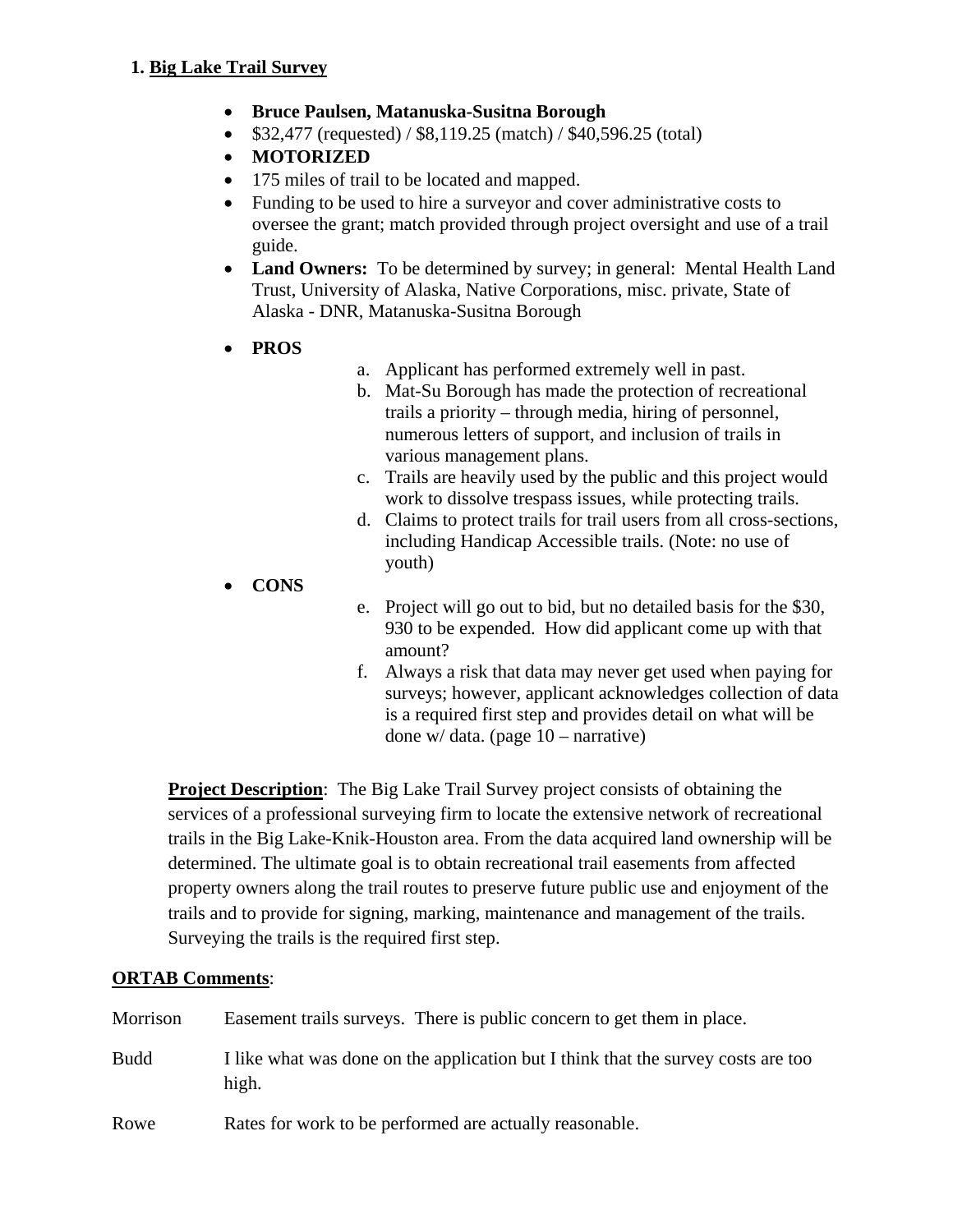**1. Big Lake Trail Survey**

- **Bruce Paulsen, Matanuska-Susitna Borough**
- $32,477 (requested) / $8,119.25 (match) / $40,596.25 (total)
- **MOTORIZED**
- 175 miles of trail to be located and mapped.
- Funding to be used to hire a surveyor and cover administrative costs to oversee the grant; match provided through project oversight and use of a trail guide.
- **Land Owners:** To be determined by survey; in general: Mental Health Land Trust, University of Alaska, Native Corporations, misc. private, State of Alaska - DNR, Matanuska-Susitna Borough
- **PROS**
  - a. Applicant has performed extremely well in past.
  - b. Mat-Su Borough has made the protection of recreational trails a priority – through media, hiring of personnel, numerous letters of support, and inclusion of trails in various management plans.
  - c. Trails are heavily used by the public and this project would work to dissolve trespass issues, while protecting trails.
  - d. Claims to protect trails for trail users from all cross-sections, including Handicap Accessible trails. (Note: no use of youth)
- **CONS**
  - e. Project will go out to bid, but no detailed basis for the $30, 930 to be expended. How did applicant come up with that amount?
  - f. Always a risk that data may never get used when paying for surveys; however, applicant acknowledges collection of data is a required first step and provides detail on what will be done w/ data. (page 10 – narrative)

**Project Description**: The Big Lake Trail Survey project consists of obtaining the services of a professional surveying firm to locate the extensive network of recreational trails in the Big Lake-Knik-Houston area. From the data acquired land ownership will be determined. The ultimate goal is to obtain recreational trail easements from affected property owners along the trail routes to preserve future public use and enjoyment of the trails and to provide for signing, marking, maintenance and management of the trails. Surveying the trails is the required first step.

**ORTAB Comments**:

Morrison — Easement trails surveys. There is public concern to get them in place.

Budd — I like what was done on the application but I think that the survey costs are too high.

Rowe — Rates for work to be performed are actually reasonable.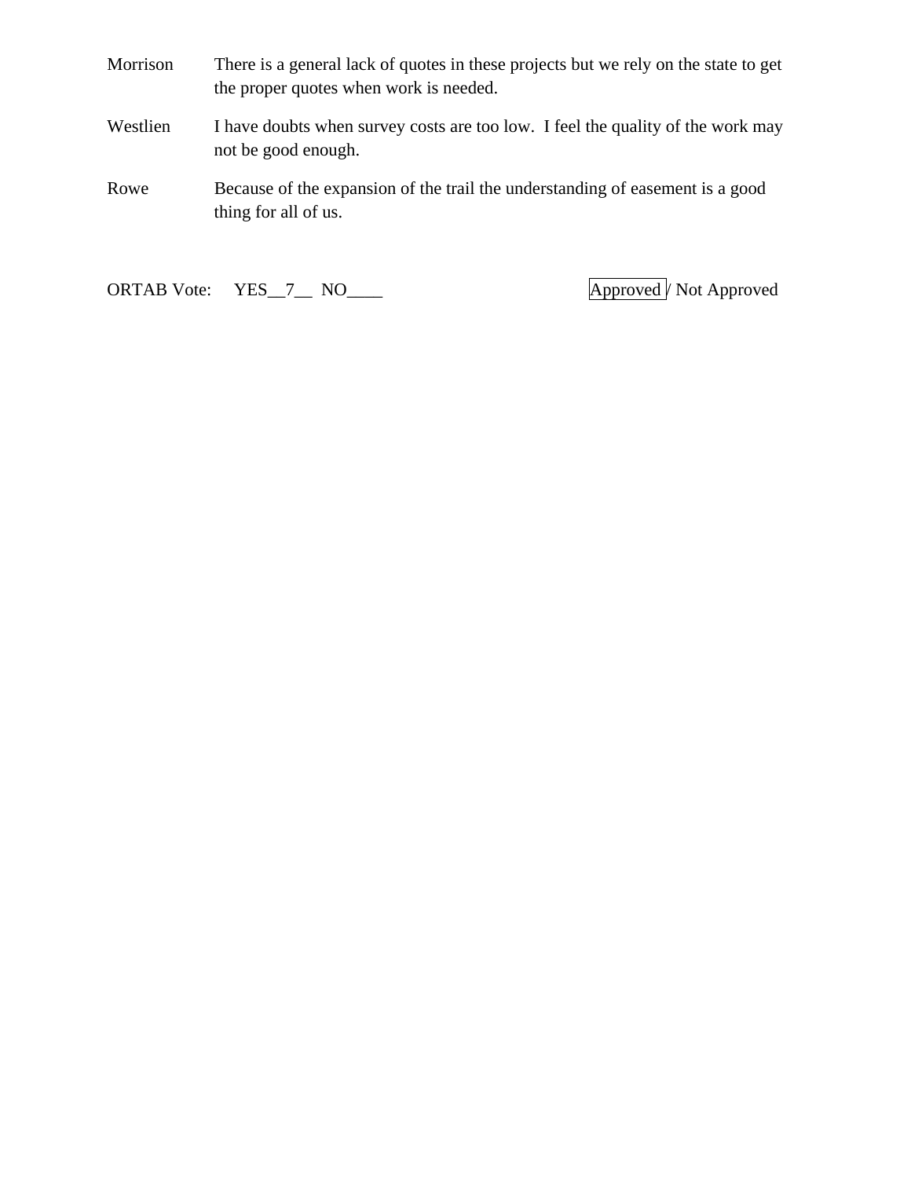| | |
|---|---|
| Morrison | There is a general lack of quotes in these projects but we rely on the state to get the proper quotes when work is needed. |
| Westlien | I have doubts when survey costs are too low. I feel the quality of the work may not be good enough. |
| Rowe | Because of the expansion of the trail the understanding of easement is a good thing for all of us. |

ORTAB Vote: YES\_\_7\_\_ NO\_\_\_\_ **[Approved]** / Not Approved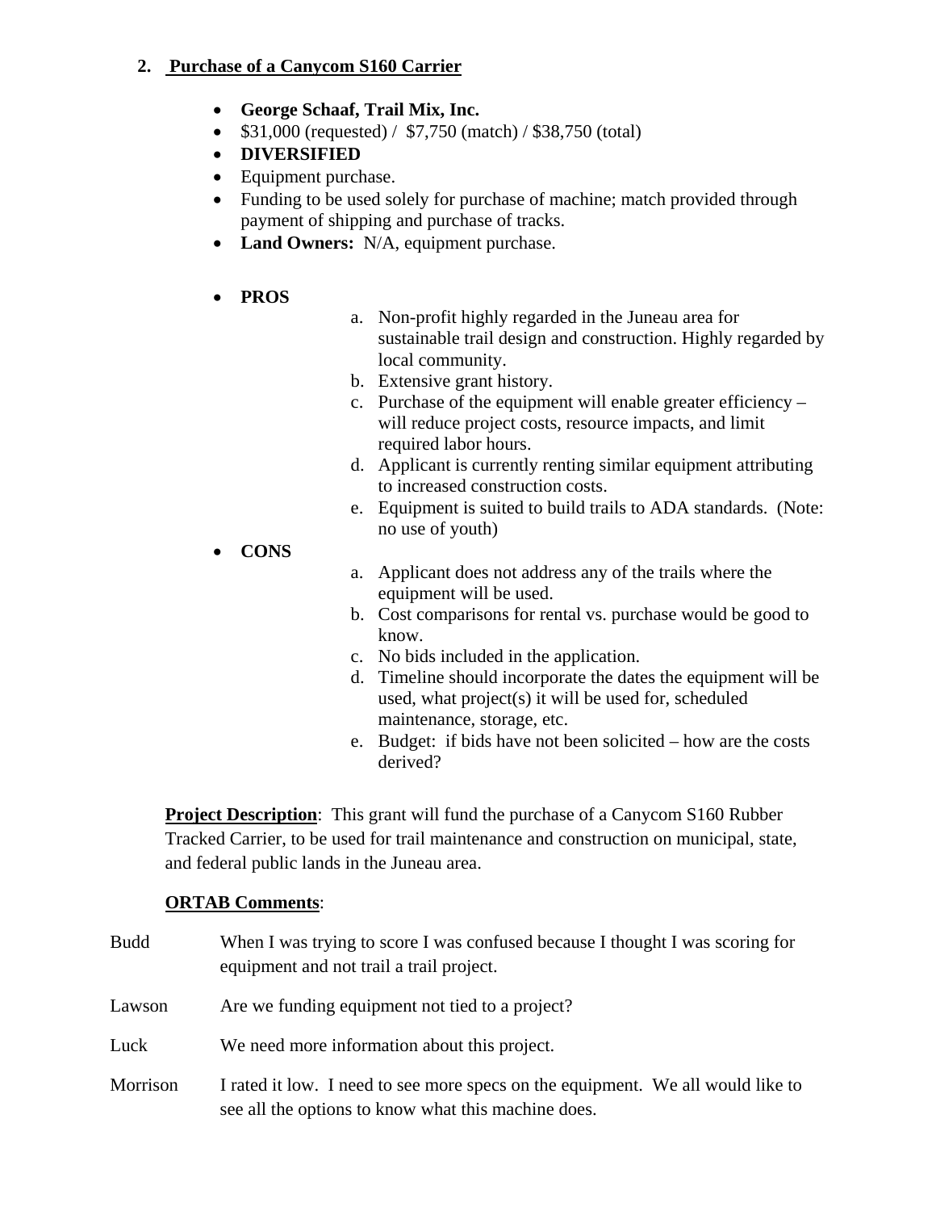## 2. Purchase of a Canycom S160 Carrier

- **George Schaaf, Trail Mix, Inc.**
- $31,000 (requested) / $7,750 (match) / $38,750 (total)
- **DIVERSIFIED**
- Equipment purchase.
- Funding to be used solely for purchase of machine; match provided through payment of shipping and purchase of tracks.
- **Land Owners:** N/A, equipment purchase.

- **PROS**
  a. Non-profit highly regarded in the Juneau area for sustainable trail design and construction. Highly regarded by local community.
  b. Extensive grant history.
  c. Purchase of the equipment will enable greater efficiency – will reduce project costs, resource impacts, and limit required labor hours.
  d. Applicant is currently renting similar equipment attributing to increased construction costs.
  e. Equipment is suited to build trails to ADA standards. (Note: no use of youth)

- **CONS**
  a. Applicant does not address any of the trails where the equipment will be used.
  b. Cost comparisons for rental vs. purchase would be good to know.
  c. No bids included in the application.
  d. Timeline should incorporate the dates the equipment will be used, what project(s) it will be used for, scheduled maintenance, storage, etc.
  e. Budget: if bids have not been solicited – how are the costs derived?

**Project Description**: This grant will fund the purchase of a Canycom S160 Rubber Tracked Carrier, to be used for trail maintenance and construction on municipal, state, and federal public lands in the Juneau area.

**ORTAB Comments**:

Budd — When I was trying to score I was confused because I thought I was scoring for equipment and not trail a trail project.

Lawson — Are we funding equipment not tied to a project?

Luck — We need more information about this project.

Morrison — I rated it low. I need to see more specs on the equipment. We all would like to see all the options to know what this machine does.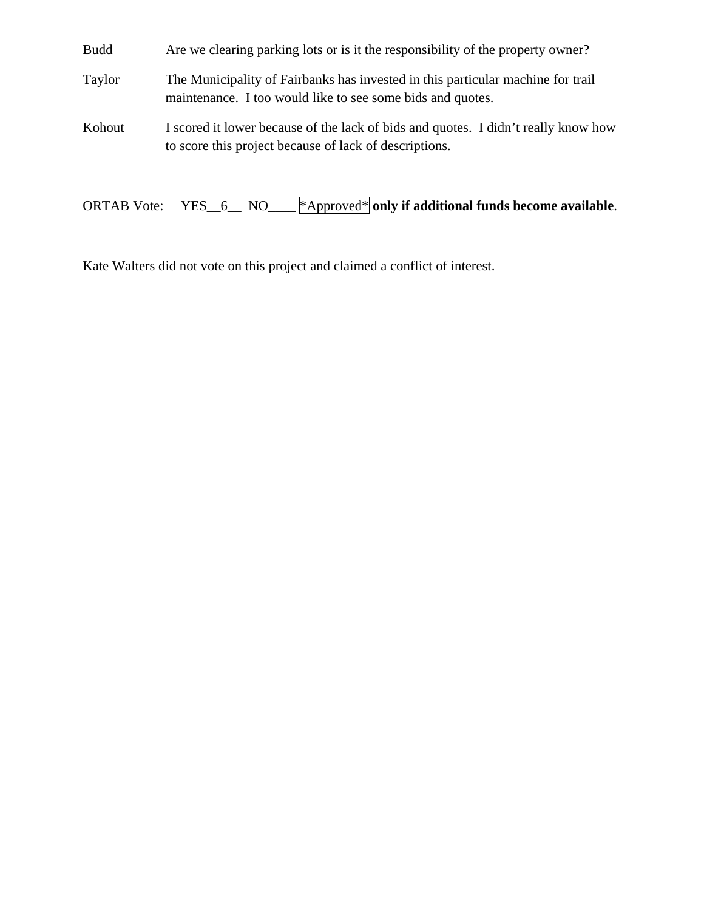| | |
|---|---|
| Budd | Are we clearing parking lots or is it the responsibility of the property owner? |
| Taylor | The Municipality of Fairbanks has invested in this particular machine for trail maintenance. I too would like to see some bids and quotes. |
| Kohout | I scored it lower because of the lack of bids and quotes. I didn't really know how to score this project because of lack of descriptions. |

ORTAB Vote: YES__6__ NO____ *Approved* **only if additional funds become available**.

Kate Walters did not vote on this project and claimed a conflict of interest.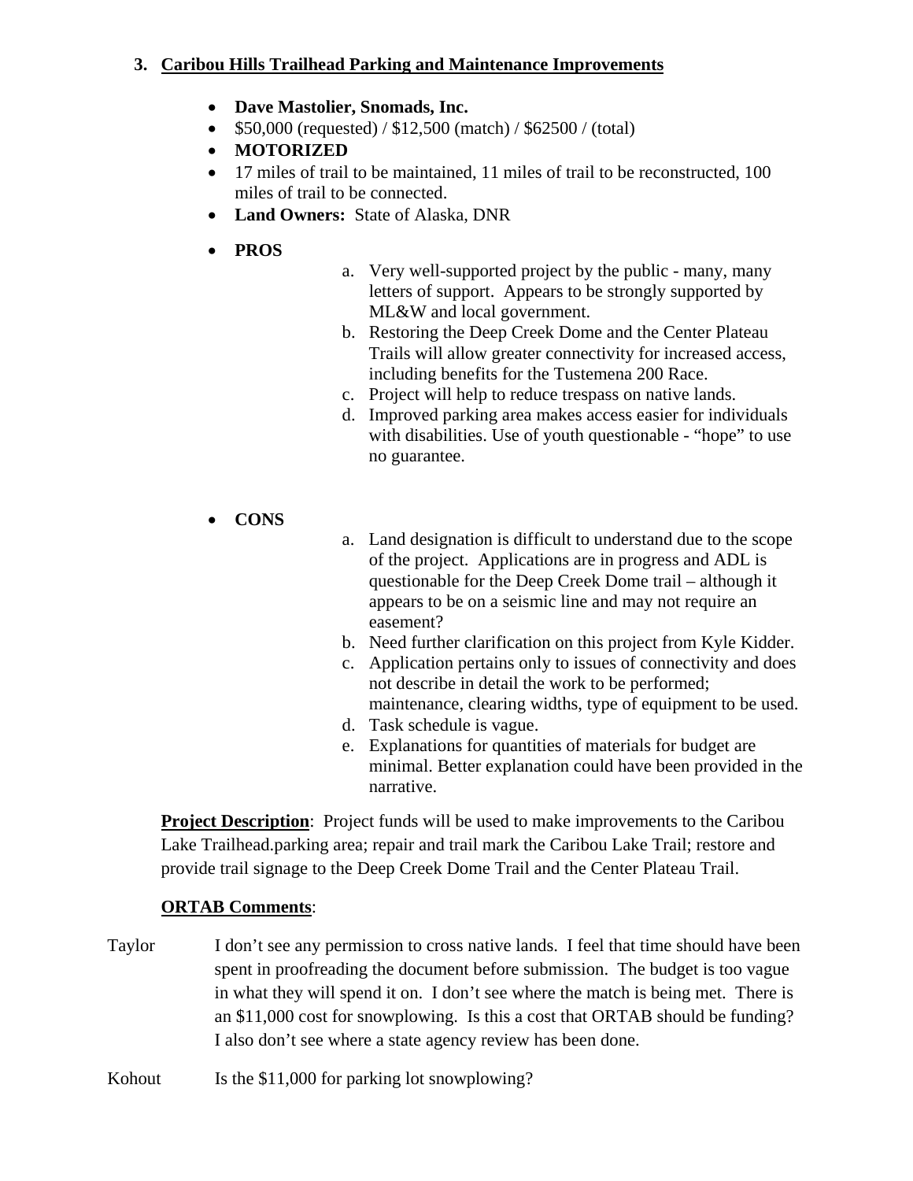### 3. Caribou Hills Trailhead Parking and Maintenance Improvements

- **Dave Mastolier, Snomads, Inc.**
- $50,000 (requested) / $12,500 (match) / $62500 / (total)
- **MOTORIZED**
- 17 miles of trail to be maintained, 11 miles of trail to be reconstructed, 100 miles of trail to be connected.
- **Land Owners:** State of Alaska, DNR
- **PROS**
  a. Very well-supported project by the public - many, many letters of support. Appears to be strongly supported by ML&W and local government.
  b. Restoring the Deep Creek Dome and the Center Plateau Trails will allow greater connectivity for increased access, including benefits for the Tustemena 200 Race.
  c. Project will help to reduce trespass on native lands.
  d. Improved parking area makes access easier for individuals with disabilities. Use of youth questionable - "hope" to use no guarantee.
- **CONS**
  a. Land designation is difficult to understand due to the scope of the project. Applications are in progress and ADL is questionable for the Deep Creek Dome trail – although it appears to be on a seismic line and may not require an easement?
  b. Need further clarification on this project from Kyle Kidder.
  c. Application pertains only to issues of connectivity and does not describe in detail the work to be performed; maintenance, clearing widths, type of equipment to be used.
  d. Task schedule is vague.
  e. Explanations for quantities of materials for budget are minimal. Better explanation could have been provided in the narrative.

**Project Description**: Project funds will be used to make improvements to the Caribou Lake Trailhead.parking area; repair and trail mark the Caribou Lake Trail; restore and provide trail signage to the Deep Creek Dome Trail and the Center Plateau Trail.

**ORTAB Comments**:

Taylor I don't see any permission to cross native lands. I feel that time should have been spent in proofreading the document before submission. The budget is too vague in what they will spend it on. I don't see where the match is being met. There is an $11,000 cost for snowplowing. Is this a cost that ORTAB should be funding? I also don't see where a state agency review has been done.

Kohout Is the $11,000 for parking lot snowplowing?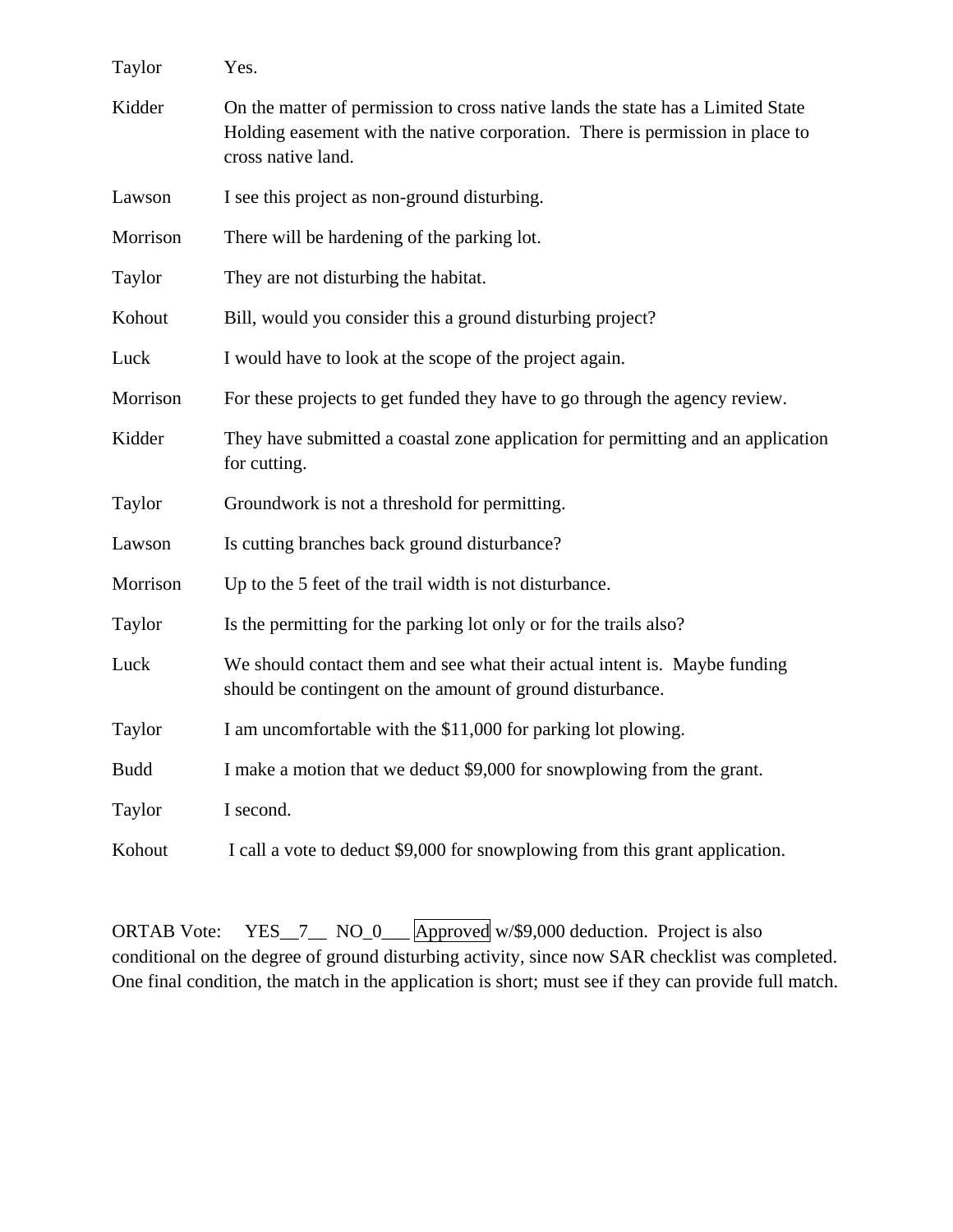Taylor Yes.

Kidder On the matter of permission to cross native lands the state has a Limited State Holding easement with the native corporation. There is permission in place to cross native land.

Lawson I see this project as non-ground disturbing.

Morrison There will be hardening of the parking lot.

Taylor They are not disturbing the habitat.

Kohout Bill, would you consider this a ground disturbing project?

Luck I would have to look at the scope of the project again.

Morrison For these projects to get funded they have to go through the agency review.

Kidder They have submitted a coastal zone application for permitting and an application for cutting.

Taylor Groundwork is not a threshold for permitting.

Lawson Is cutting branches back ground disturbance?

Morrison Up to the 5 feet of the trail width is not disturbance.

Taylor Is the permitting for the parking lot only or for the trails also?

Luck We should contact them and see what their actual intent is. Maybe funding should be contingent on the amount of ground disturbance.

Taylor I am uncomfortable with the $11,000 for parking lot plowing.

Budd I make a motion that we deduct $9,000 for snowplowing from the grant.

Taylor I second.

Kohout I call a vote to deduct $9,000 for snowplowing from this grant application.

ORTAB Vote: YES__7__ NO_0___ Approved w/$9,000 deduction. Project is also conditional on the degree of ground disturbing activity, since now SAR checklist was completed. One final condition, the match in the application is short; must see if they can provide full match.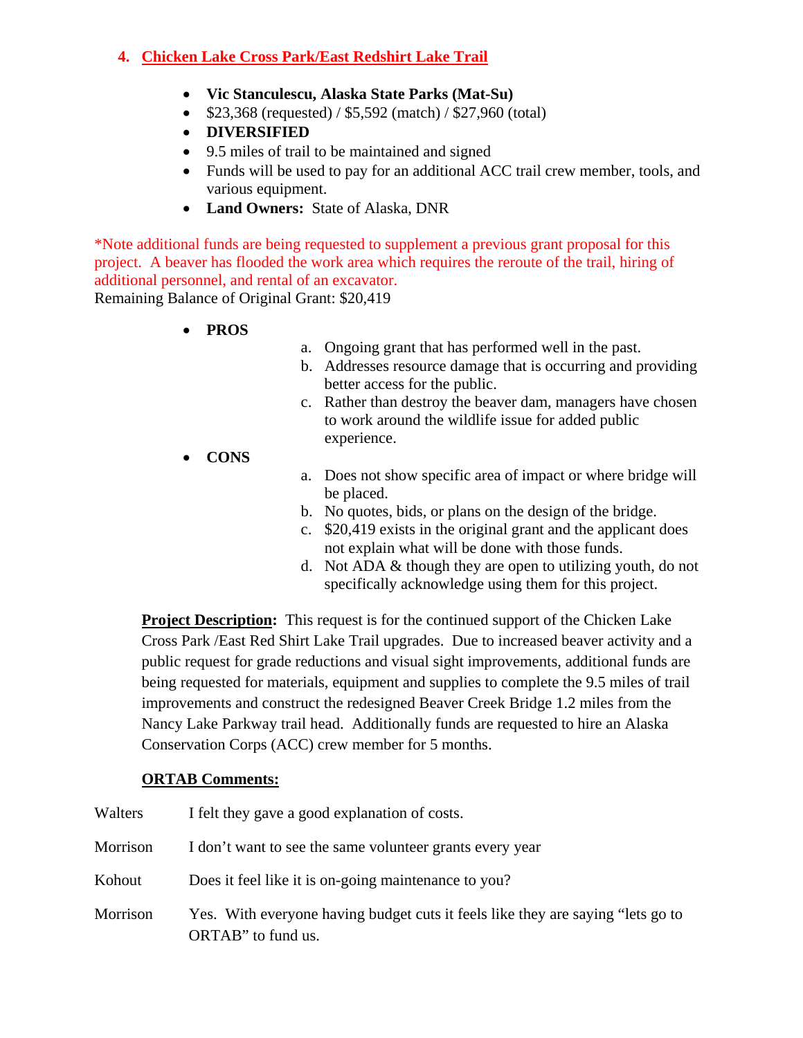## 4. Chicken Lake Cross Park/East Redshirt Lake Trail

- **Vic Stanculescu, Alaska State Parks (Mat-Su)**
- $23,368 (requested) / $5,592 (match) / $27,960 (total)
- **DIVERSIFIED**
- 9.5 miles of trail to be maintained and signed
- Funds will be used to pay for an additional ACC trail crew member, tools, and various equipment.
- **Land Owners:** State of Alaska, DNR

*Note additional funds are being requested to supplement a previous grant proposal for this project. A beaver has flooded the work area which requires the reroute of the trail, hiring of additional personnel, and rental of an excavator.

Remaining Balance of Original Grant: $20,419

- **PROS**
  - a. Ongoing grant that has performed well in the past.
  - b. Addresses resource damage that is occurring and providing better access for the public.
  - c. Rather than destroy the beaver dam, managers have chosen to work around the wildlife issue for added public experience.
- **CONS**
  - a. Does not show specific area of impact or where bridge will be placed.
  - b. No quotes, bids, or plans on the design of the bridge.
  - c. $20,419 exists in the original grant and the applicant does not explain what will be done with those funds.
  - d. Not ADA & though they are open to utilizing youth, do not specifically acknowledge using them for this project.

**Project Description:** This request is for the continued support of the Chicken Lake Cross Park /East Red Shirt Lake Trail upgrades. Due to increased beaver activity and a public request for grade reductions and visual sight improvements, additional funds are being requested for materials, equipment and supplies to complete the 9.5 miles of trail improvements and construct the redesigned Beaver Creek Bridge 1.2 miles from the Nancy Lake Parkway trail head. Additionally funds are requested to hire an Alaska Conservation Corps (ACC) crew member for 5 months.

**ORTAB Comments:**

Walters — I felt they gave a good explanation of costs.

Morrison — I don't want to see the same volunteer grants every year

Kohout — Does it feel like it is on-going maintenance to you?

Morrison — Yes. With everyone having budget cuts it feels like they are saying "lets go to ORTAB" to fund us.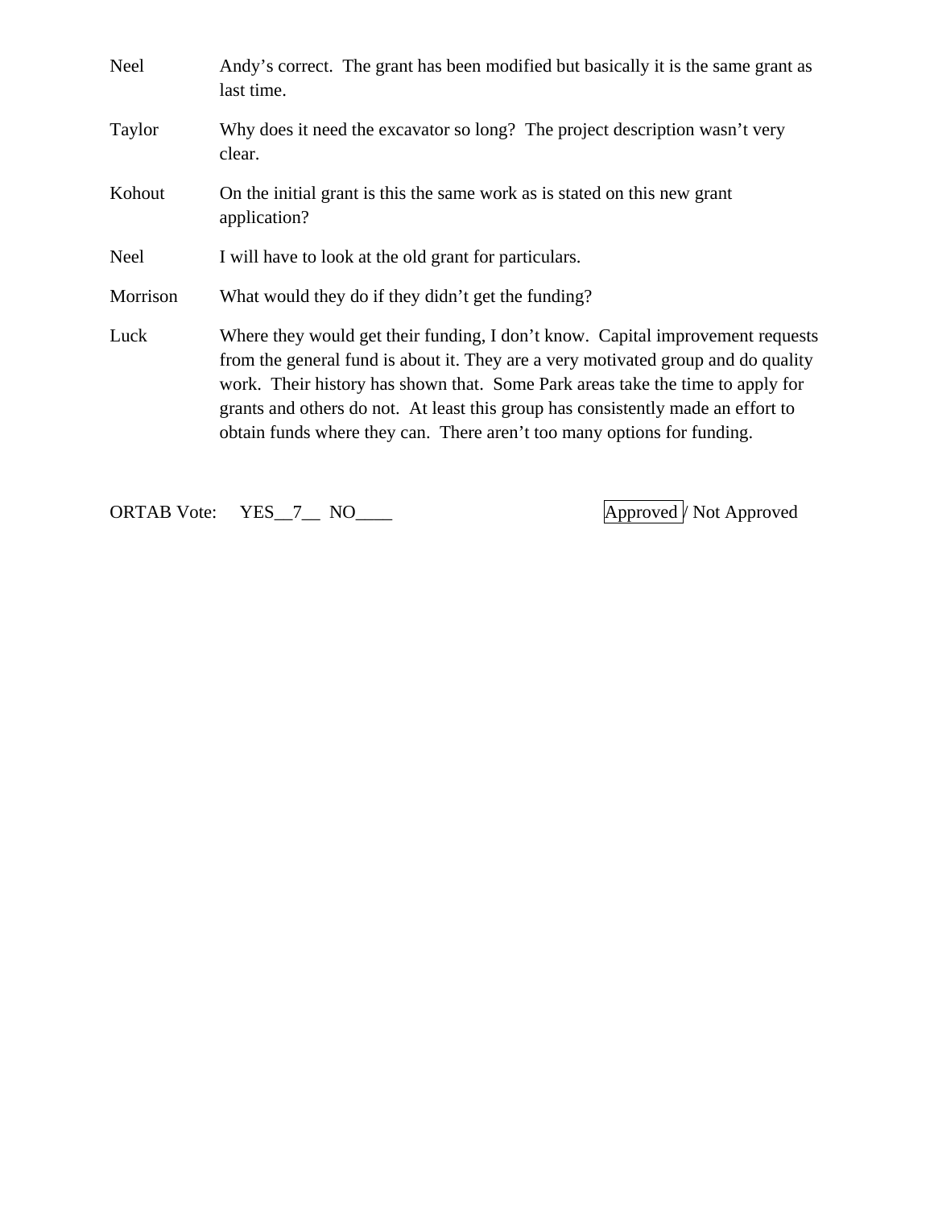| | |
|---|---|
| Neel | Andy's correct. The grant has been modified but basically it is the same grant as last time. |
| Taylor | Why does it need the excavator so long? The project description wasn't very clear. |
| Kohout | On the initial grant is this the same work as is stated on this new grant application? |
| Neel | I will have to look at the old grant for particulars. |
| Morrison | What would they do if they didn't get the funding? |
| Luck | Where they would get their funding, I don't know. Capital improvement requests from the general fund is about it. They are a very motivated group and do quality work. Their history has shown that. Some Park areas take the time to apply for grants and others do not. At least this group has consistently made an effort to obtain funds where they can. There aren't too many options for funding. |

ORTAB Vote: YES__7__ NO____ **[Approved]** / Not Approved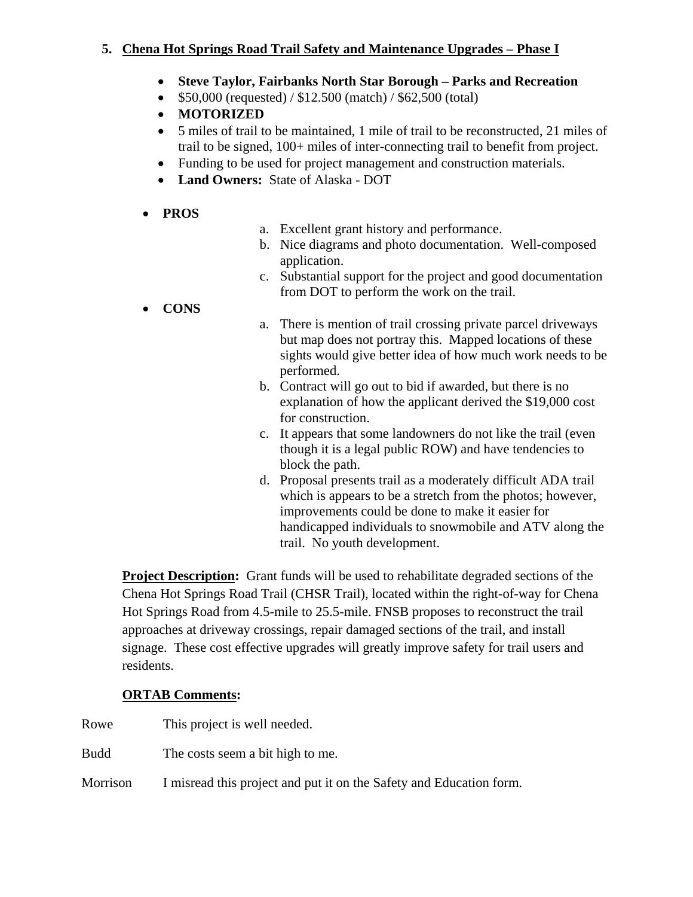### 5. Chena Hot Springs Road Trail Safety and Maintenance Upgrades – Phase I

- **Steve Taylor, Fairbanks North Star Borough – Parks and Recreation**
- $50,000 (requested) / $12.500 (match) / $62,500 (total)
- **MOTORIZED**
- 5 miles of trail to be maintained, 1 mile of trail to be reconstructed, 21 miles of trail to be signed, 100+ miles of inter-connecting trail to benefit from project.
- Funding to be used for project management and construction materials.
- **Land Owners:** State of Alaska - DOT

- **PROS**
  a. Excellent grant history and performance.
  b. Nice diagrams and photo documentation. Well-composed application.
  c. Substantial support for the project and good documentation from DOT to perform the work on the trail.
- **CONS**
  a. There is mention of trail crossing private parcel driveways but map does not portray this. Mapped locations of these sights would give better idea of how much work needs to be performed.
  b. Contract will go out to bid if awarded, but there is no explanation of how the applicant derived the $19,000 cost for construction.
  c. It appears that some landowners do not like the trail (even though it is a legal public ROW) and have tendencies to block the path.
  d. Proposal presents trail as a moderately difficult ADA trail which is appears to be a stretch from the photos; however, improvements could be done to make it easier for handicapped individuals to snowmobile and ATV along the trail. No youth development.

**Project Description:** Grant funds will be used to rehabilitate degraded sections of the Chena Hot Springs Road Trail (CHSR Trail), located within the right-of-way for Chena Hot Springs Road from 4.5-mile to 25.5-mile. FNSB proposes to reconstruct the trail approaches at driveway crossings, repair damaged sections of the trail, and install signage. These cost effective upgrades will greatly improve safety for trail users and residents.

**ORTAB Comments:**

Rowe This project is well needed.

Budd The costs seem a bit high to me.

Morrison I misread this project and put it on the Safety and Education form.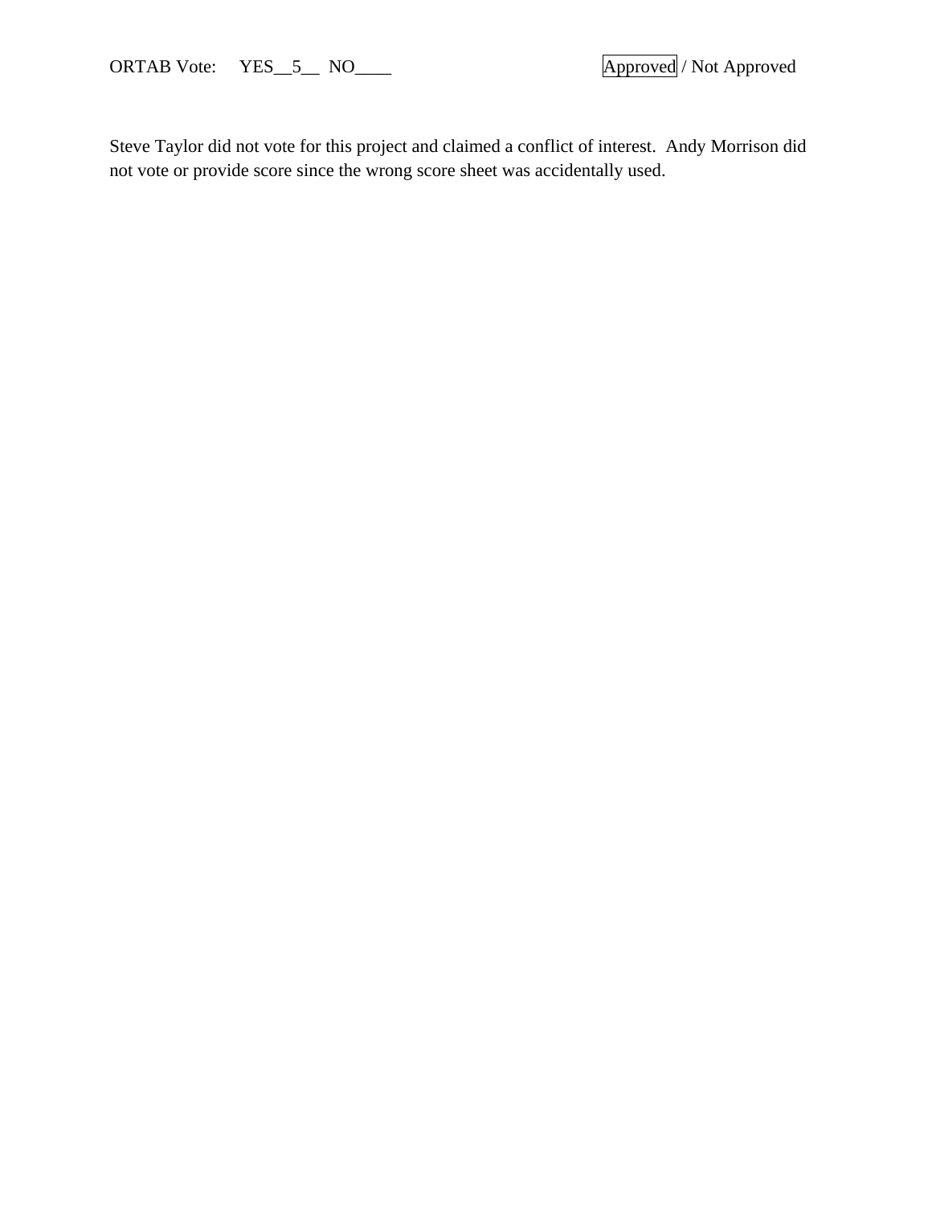ORTAB Vote: YES__5__ NO____ Approved / Not Approved

Steve Taylor did not vote for this project and claimed a conflict of interest. Andy Morrison did not vote or provide score since the wrong score sheet was accidentally used.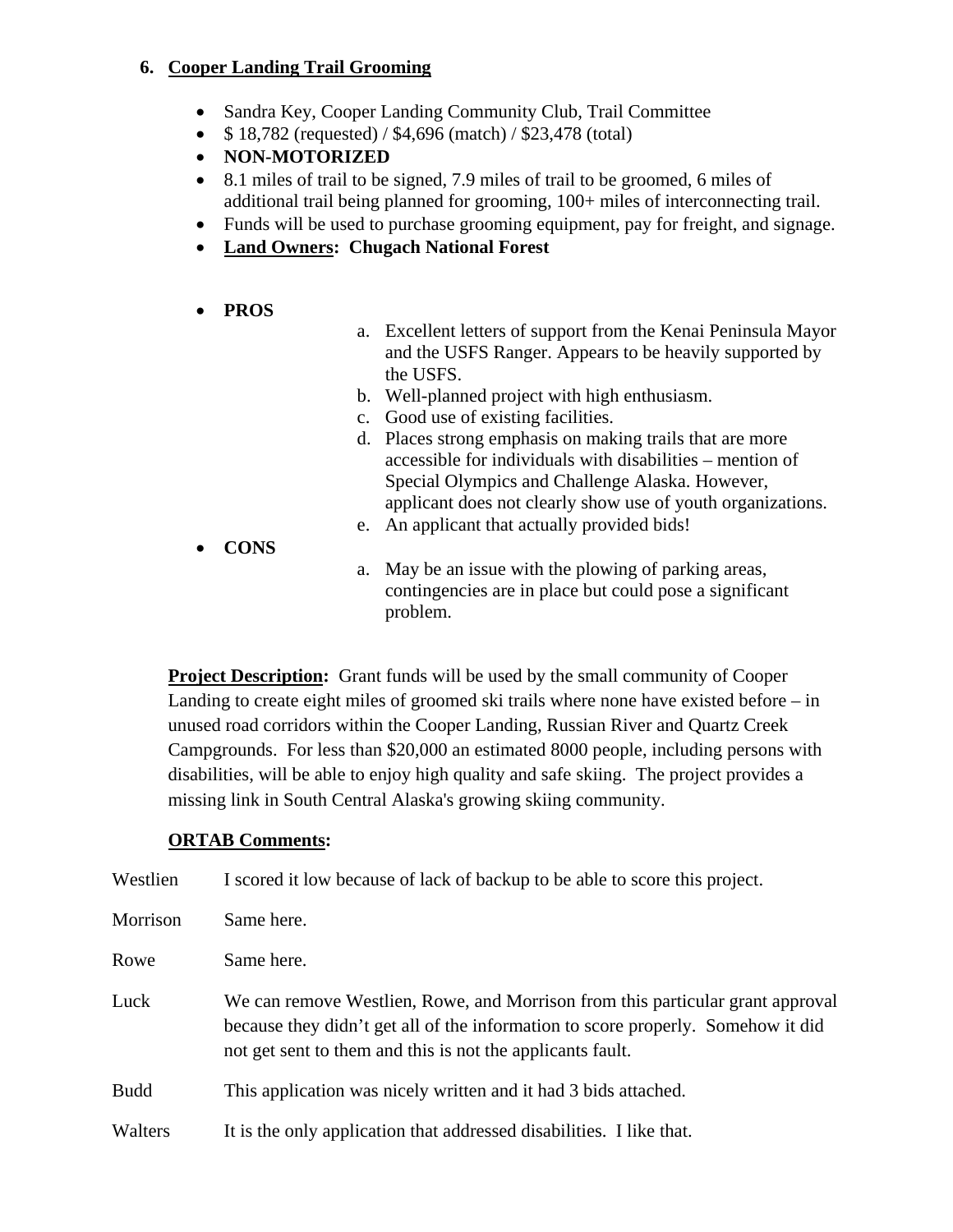### 6. <u>Cooper Landing Trail Grooming</u>

- Sandra Key, Cooper Landing Community Club, Trail Committee
- $ 18,782 (requested) / $4,696 (match) / $23,478 (total)
- **NON-MOTORIZED**
- 8.1 miles of trail to be signed, 7.9 miles of trail to be groomed, 6 miles of additional trail being planned for grooming, 100+ miles of interconnecting trail.
- Funds will be used to purchase grooming equipment, pay for freight, and signage.
- **<u>Land Owners</u>: Chugach National Forest**

- **PROS**
  a. Excellent letters of support from the Kenai Peninsula Mayor and the USFS Ranger. Appears to be heavily supported by the USFS.
  b. Well-planned project with high enthusiasm.
  c. Good use of existing facilities.
  d. Places strong emphasis on making trails that are more accessible for individuals with disabilities – mention of Special Olympics and Challenge Alaska. However, applicant does not clearly show use of youth organizations.
  e. An applicant that actually provided bids!
- **CONS**
  a. May be an issue with the plowing of parking areas, contingencies are in place but could pose a significant problem.

**<u>Project Description</u>:** Grant funds will be used by the small community of Cooper Landing to create eight miles of groomed ski trails where none have existed before – in unused road corridors within the Cooper Landing, Russian River and Quartz Creek Campgrounds. For less than $20,000 an estimated 8000 people, including persons with disabilities, will be able to enjoy high quality and safe skiing. The project provides a missing link in South Central Alaska's growing skiing community.

**<u>ORTAB Comments</u>:**

Westlien — I scored it low because of lack of backup to be able to score this project.

Morrison — Same here.

Rowe — Same here.

Luck — We can remove Westlien, Rowe, and Morrison from this particular grant approval because they didn't get all of the information to score properly. Somehow it did not get sent to them and this is not the applicants fault.

Budd — This application was nicely written and it had 3 bids attached.

Walters — It is the only application that addressed disabilities. I like that.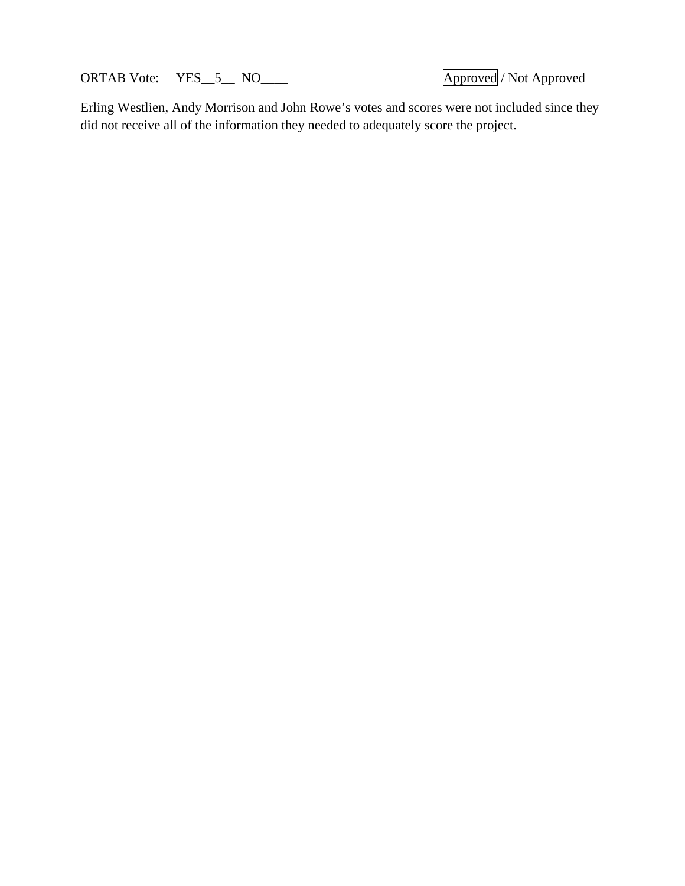ORTAB Vote: YES__5__ NO____ Approved / Not Approved

Erling Westlien, Andy Morrison and John Rowe's votes and scores were not included since they did not receive all of the information they needed to adequately score the project.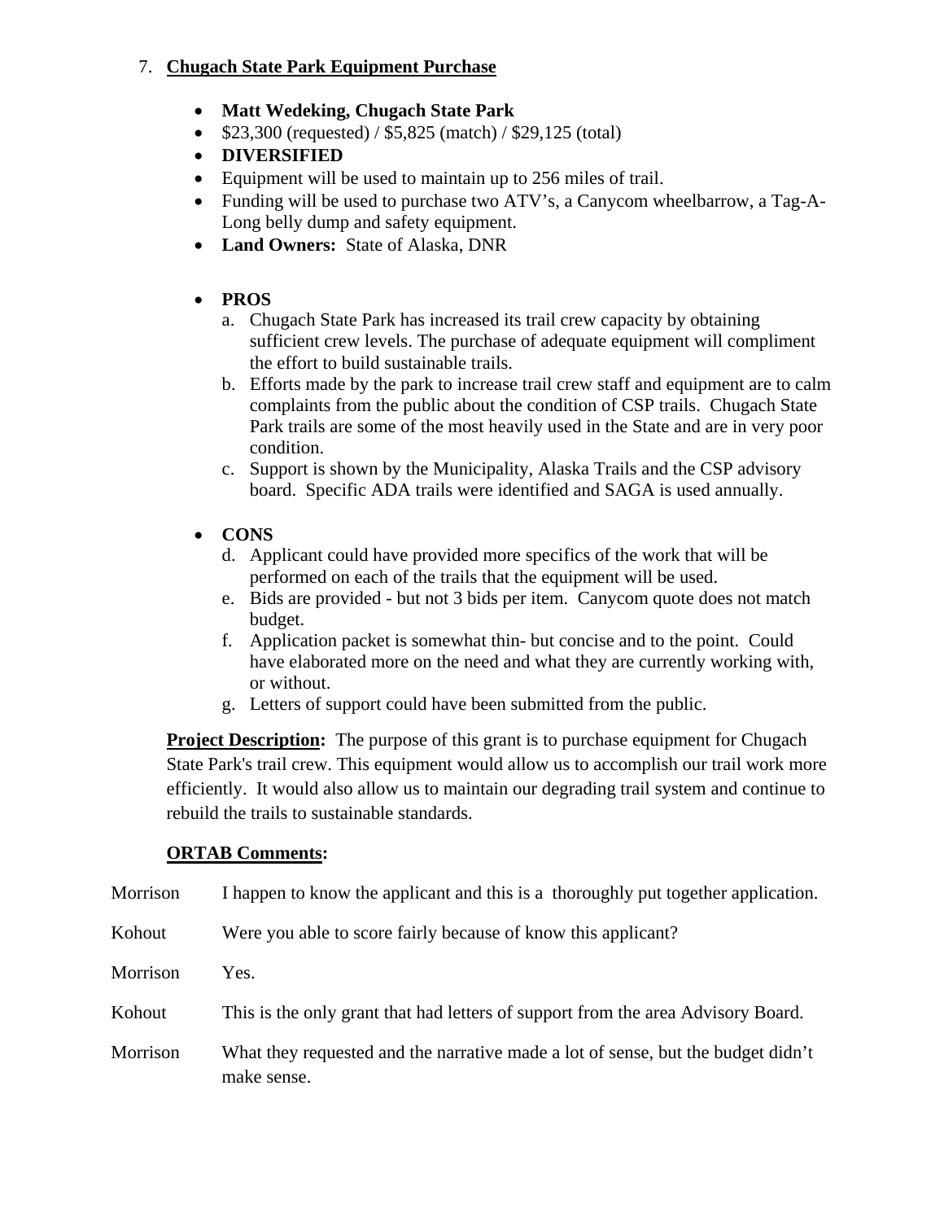7. **Chugach State Park Equipment Purchase**

- **Matt Wedeking, Chugach State Park**
- $23,300 (requested) / $5,825 (match) / $29,125 (total)
- **DIVERSIFIED**
- Equipment will be used to maintain up to 256 miles of trail.
- Funding will be used to purchase two ATV's, a Canycom wheelbarrow, a Tag-A-Long belly dump and safety equipment.
- **Land Owners:** State of Alaska, DNR

- **PROS**
  a. Chugach State Park has increased its trail crew capacity by obtaining sufficient crew levels. The purchase of adequate equipment will compliment the effort to build sustainable trails.
  b. Efforts made by the park to increase trail crew staff and equipment are to calm complaints from the public about the condition of CSP trails. Chugach State Park trails are some of the most heavily used in the State and are in very poor condition.
  c. Support is shown by the Municipality, Alaska Trails and the CSP advisory board. Specific ADA trails were identified and SAGA is used annually.

- **CONS**
  d. Applicant could have provided more specifics of the work that will be performed on each of the trails that the equipment will be used.
  e. Bids are provided - but not 3 bids per item. Canycom quote does not match budget.
  f. Application packet is somewhat thin- but concise and to the point. Could have elaborated more on the need and what they are currently working with, or without.
  g. Letters of support could have been submitted from the public.

**Project Description:** The purpose of this grant is to purchase equipment for Chugach State Park's trail crew. This equipment would allow us to accomplish our trail work more efficiently. It would also allow us to maintain our degrading trail system and continue to rebuild the trails to sustainable standards.

**ORTAB Comments:**

Morrison — I happen to know the applicant and this is a thoroughly put together application.

Kohout — Were you able to score fairly because of know this applicant?

Morrison — Yes.

Kohout — This is the only grant that had letters of support from the area Advisory Board.

Morrison — What they requested and the narrative made a lot of sense, but the budget didn't make sense.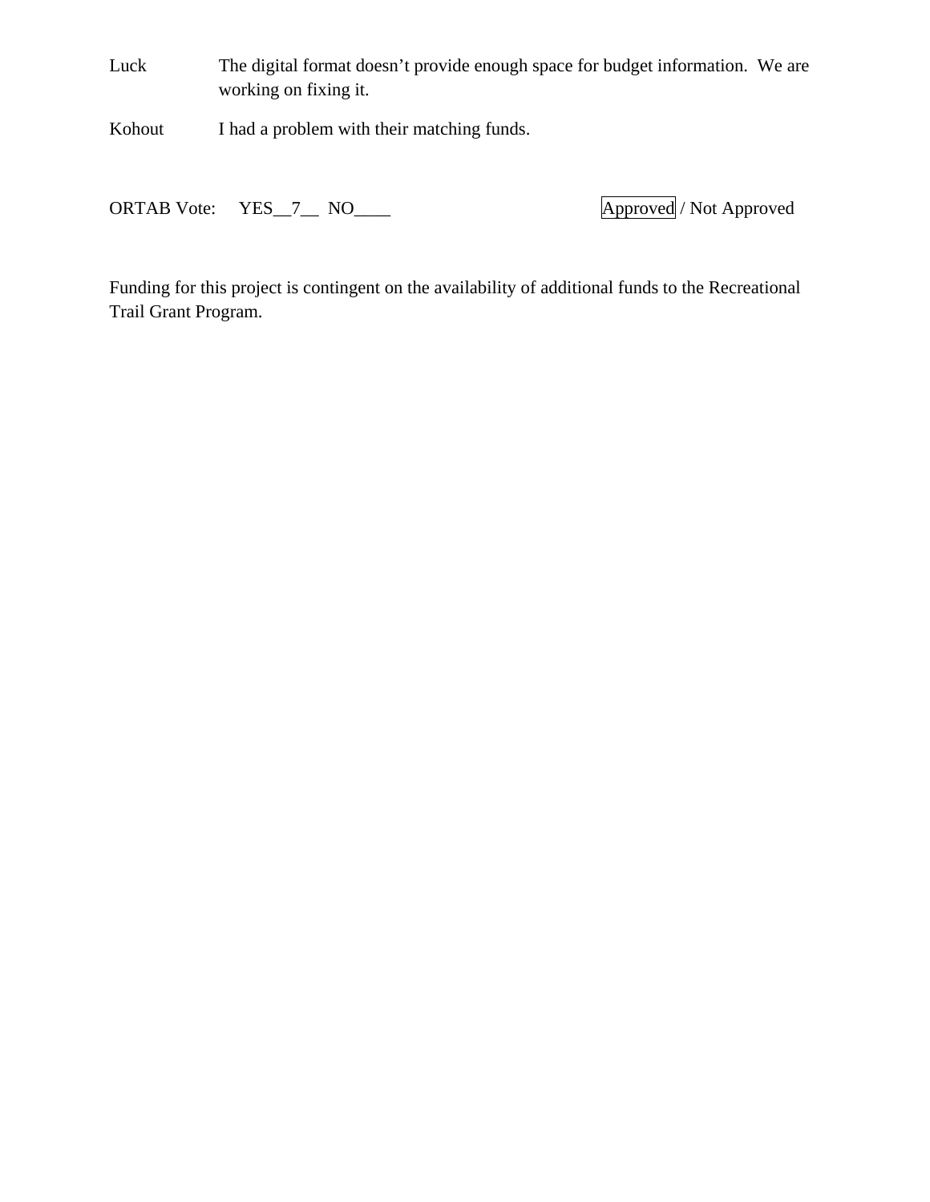Luck The digital format doesn't provide enough space for budget information. We are working on fixing it.

Kohout I had a problem with their matching funds.

ORTAB Vote: YES__7__ NO____ **Approved** / Not Approved

Funding for this project is contingent on the availability of additional funds to the Recreational Trail Grant Program.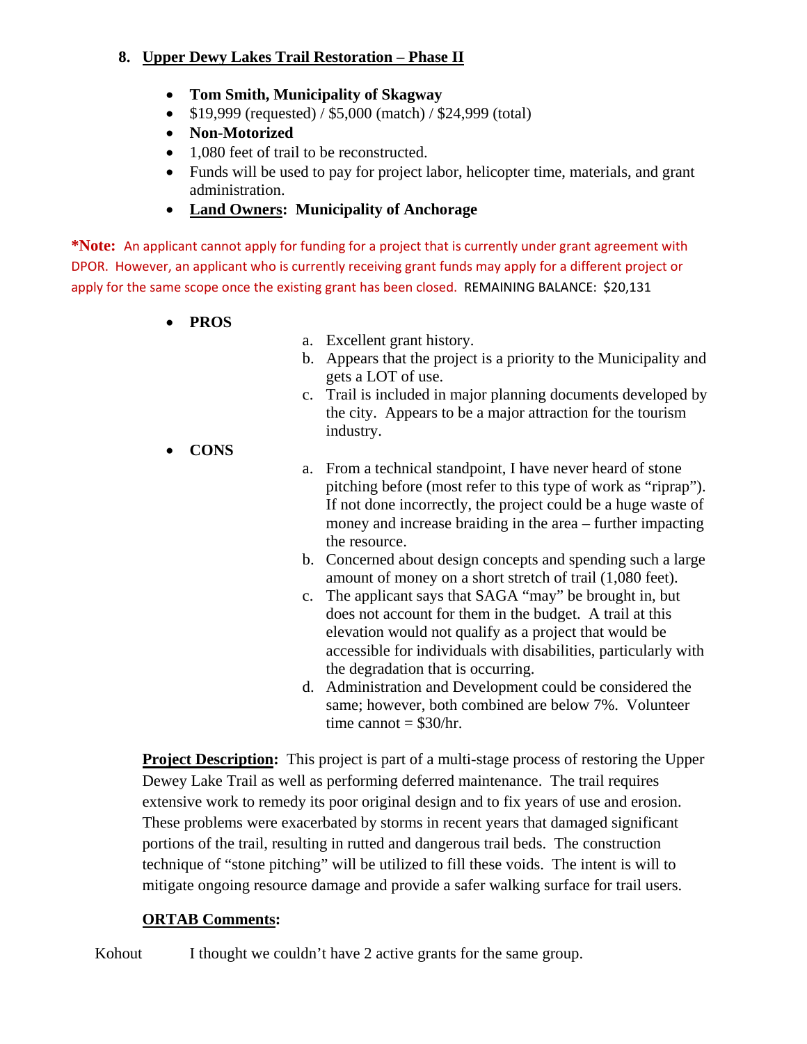## 8. Upper Dewy Lakes Trail Restoration – Phase II

- **Tom Smith, Municipality of Skagway**
- $19,999 (requested) / $5,000 (match) / $24,999 (total)
- **Non-Motorized**
- 1,080 feet of trail to be reconstructed.
- Funds will be used to pay for project labor, helicopter time, materials, and grant administration.
- **Land Owners: Municipality of Anchorage**

***Note:** An applicant cannot apply for funding for a project that is currently under grant agreement with DPOR. However, an applicant who is currently receiving grant funds may apply for a different project or apply for the same scope once the existing grant has been closed. REMAINING BALANCE: $20,131

- **PROS**
  a. Excellent grant history.
  b. Appears that the project is a priority to the Municipality and gets a LOT of use.
  c. Trail is included in major planning documents developed by the city. Appears to be a major attraction for the tourism industry.
- **CONS**
  a. From a technical standpoint, I have never heard of stone pitching before (most refer to this type of work as "riprap"). If not done incorrectly, the project could be a huge waste of money and increase braiding in the area – further impacting the resource.
  b. Concerned about design concepts and spending such a large amount of money on a short stretch of trail (1,080 feet).
  c. The applicant says that SAGA "may" be brought in, but does not account for them in the budget. A trail at this elevation would not qualify as a project that would be accessible for individuals with disabilities, particularly with the degradation that is occurring.
  d. Administration and Development could be considered the same; however, both combined are below 7%. Volunteer time cannot = $30/hr.

**Project Description:** This project is part of a multi-stage process of restoring the Upper Dewey Lake Trail as well as performing deferred maintenance. The trail requires extensive work to remedy its poor original design and to fix years of use and erosion. These problems were exacerbated by storms in recent years that damaged significant portions of the trail, resulting in rutted and dangerous trail beds. The construction technique of "stone pitching" will be utilized to fill these voids. The intent is will to mitigate ongoing resource damage and provide a safer walking surface for trail users.

**ORTAB Comments:**

Kohout	I thought we couldn't have 2 active grants for the same group.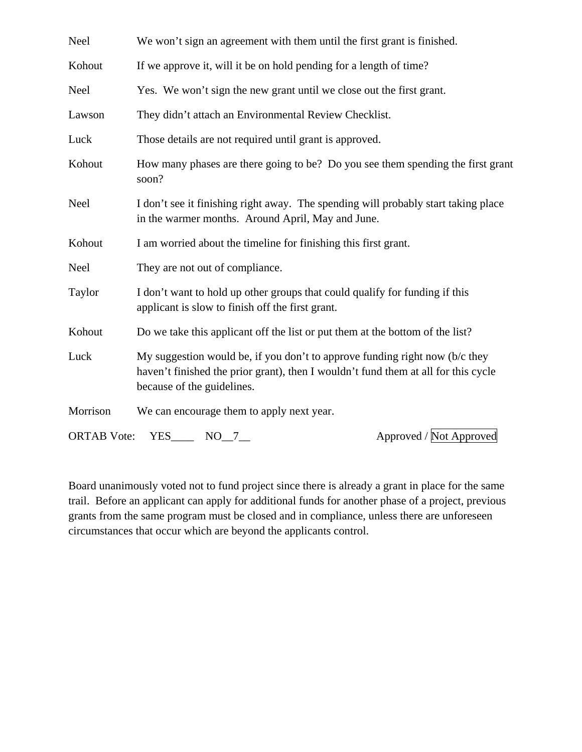| | |
|---|---|
| Neel | We won't sign an agreement with them until the first grant is finished. |
| Kohout | If we approve it, will it be on hold pending for a length of time? |
| Neel | Yes. We won't sign the new grant until we close out the first grant. |
| Lawson | They didn't attach an Environmental Review Checklist. |
| Luck | Those details are not required until grant is approved. |
| Kohout | How many phases are there going to be? Do you see them spending the first grant soon? |
| Neel | I don't see it finishing right away. The spending will probably start taking place in the warmer months. Around April, May and June. |
| Kohout | I am worried about the timeline for finishing this first grant. |
| Neel | They are not out of compliance. |
| Taylor | I don't want to hold up other groups that could qualify for funding if this applicant is slow to finish off the first grant. |
| Kohout | Do we take this applicant off the list or put them at the bottom of the list? |
| Luck | My suggestion would be, if you don't to approve funding right now (b/c they haven't finished the prior grant), then I wouldn't fund them at all for this cycle because of the guidelines. |
| Morrison | We can encourage them to apply next year. |

ORTAB Vote: YES____ NO__7__ Approved / **Not Approved**

Board unanimously voted not to fund project since there is already a grant in place for the same trail. Before an applicant can apply for additional funds for another phase of a project, previous grants from the same program must be closed and in compliance, unless there are unforeseen circumstances that occur which are beyond the applicants control.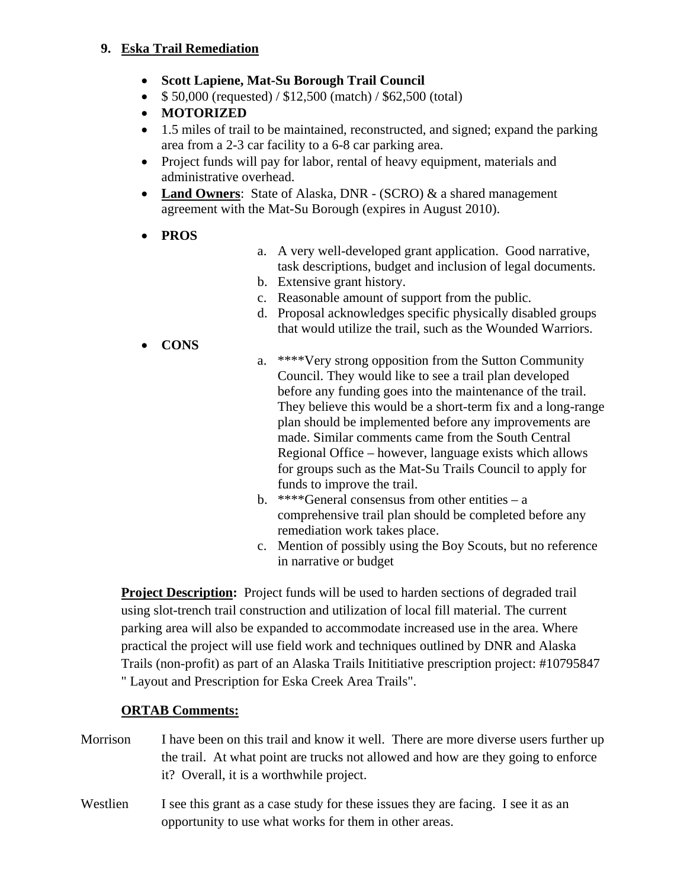## 9. Eska Trail Remediation

- **Scott Lapiene, Mat-Su Borough Trail Council**
- $ 50,000 (requested) / $12,500 (match) / $62,500 (total)
- **MOTORIZED**
- 1.5 miles of trail to be maintained, reconstructed, and signed; expand the parking area from a 2-3 car facility to a 6-8 car parking area.
- Project funds will pay for labor, rental of heavy equipment, materials and administrative overhead.
- **Land Owners**: State of Alaska, DNR - (SCRO) & a shared management agreement with the Mat-Su Borough (expires in August 2010).
- **PROS**
  a. A very well-developed grant application. Good narrative, task descriptions, budget and inclusion of legal documents.
  b. Extensive grant history.
  c. Reasonable amount of support from the public.
  d. Proposal acknowledges specific physically disabled groups that would utilize the trail, such as the Wounded Warriors.
- **CONS**
  a. ****Very strong opposition from the Sutton Community Council. They would like to see a trail plan developed before any funding goes into the maintenance of the trail. They believe this would be a short-term fix and a long-range plan should be implemented before any improvements are made. Similar comments came from the South Central Regional Office – however, language exists which allows for groups such as the Mat-Su Trails Council to apply for funds to improve the trail.
  b. ****General consensus from other entities – a comprehensive trail plan should be completed before any remediation work takes place.
  c. Mention of possibly using the Boy Scouts, but no reference in narrative or budget

**Project Description:** Project funds will be used to harden sections of degraded trail using slot-trench trail construction and utilization of local fill material. The current parking area will also be expanded to accommodate increased use in the area. Where practical the project will use field work and techniques outlined by DNR and Alaska Trails (non-profit) as part of an Alaska Trails Inititiative prescription project: #10795847 " Layout and Prescription for Eska Creek Area Trails".

**ORTAB Comments:**

Morrison — I have been on this trail and know it well. There are more diverse users further up the trail. At what point are trucks not allowed and how are they going to enforce it? Overall, it is a worthwhile project.

Westlien — I see this grant as a case study for these issues they are facing. I see it as an opportunity to use what works for them in other areas.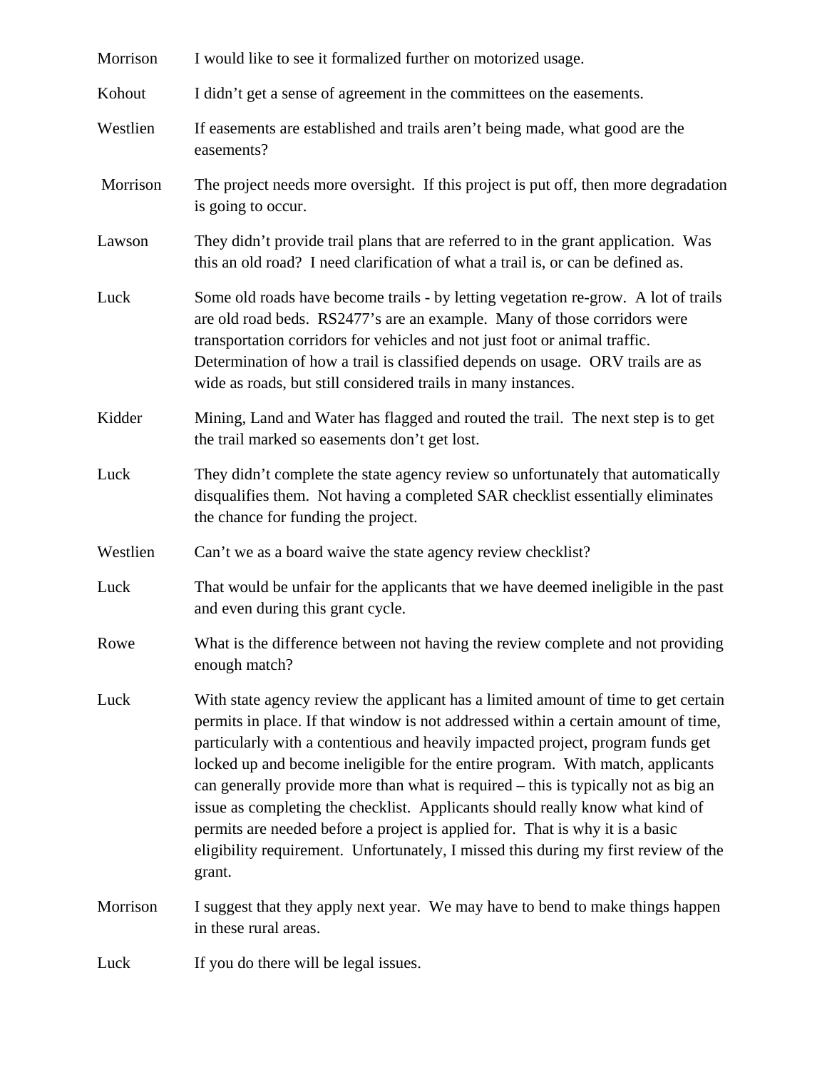Morrison I would like to see it formalized further on motorized usage.

Kohout I didn't get a sense of agreement in the committees on the easements.

Westlien If easements are established and trails aren't being made, what good are the easements?

Morrison The project needs more oversight. If this project is put off, then more degradation is going to occur.

Lawson They didn't provide trail plans that are referred to in the grant application. Was this an old road? I need clarification of what a trail is, or can be defined as.

Luck Some old roads have become trails - by letting vegetation re-grow. A lot of trails are old road beds. RS2477's are an example. Many of those corridors were transportation corridors for vehicles and not just foot or animal traffic. Determination of how a trail is classified depends on usage. ORV trails are as wide as roads, but still considered trails in many instances.

Kidder Mining, Land and Water has flagged and routed the trail. The next step is to get the trail marked so easements don't get lost.

Luck They didn't complete the state agency review so unfortunately that automatically disqualifies them. Not having a completed SAR checklist essentially eliminates the chance for funding the project.

Westlien Can't we as a board waive the state agency review checklist?

Luck That would be unfair for the applicants that we have deemed ineligible in the past and even during this grant cycle.

Rowe What is the difference between not having the review complete and not providing enough match?

Luck With state agency review the applicant has a limited amount of time to get certain permits in place. If that window is not addressed within a certain amount of time, particularly with a contentious and heavily impacted project, program funds get locked up and become ineligible for the entire program. With match, applicants can generally provide more than what is required – this is typically not as big an issue as completing the checklist. Applicants should really know what kind of permits are needed before a project is applied for. That is why it is a basic eligibility requirement. Unfortunately, I missed this during my first review of the grant.

Morrison I suggest that they apply next year. We may have to bend to make things happen in these rural areas.

Luck If you do there will be legal issues.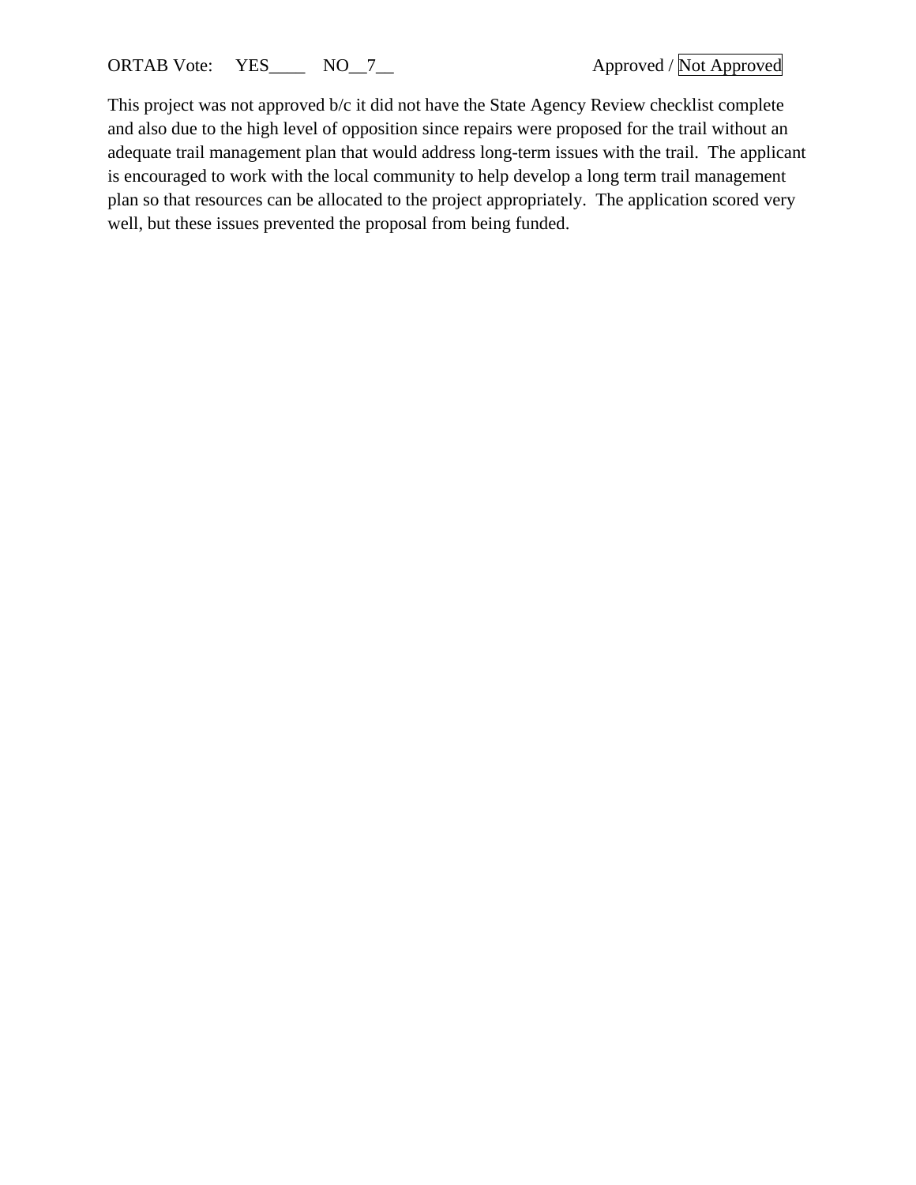ORTAB Vote: YES____ NO__7__ Approved / Not Approved

This project was not approved b/c it did not have the State Agency Review checklist complete and also due to the high level of opposition since repairs were proposed for the trail without an adequate trail management plan that would address long-term issues with the trail. The applicant is encouraged to work with the local community to help develop a long term trail management plan so that resources can be allocated to the project appropriately. The application scored very well, but these issues prevented the proposal from being funded.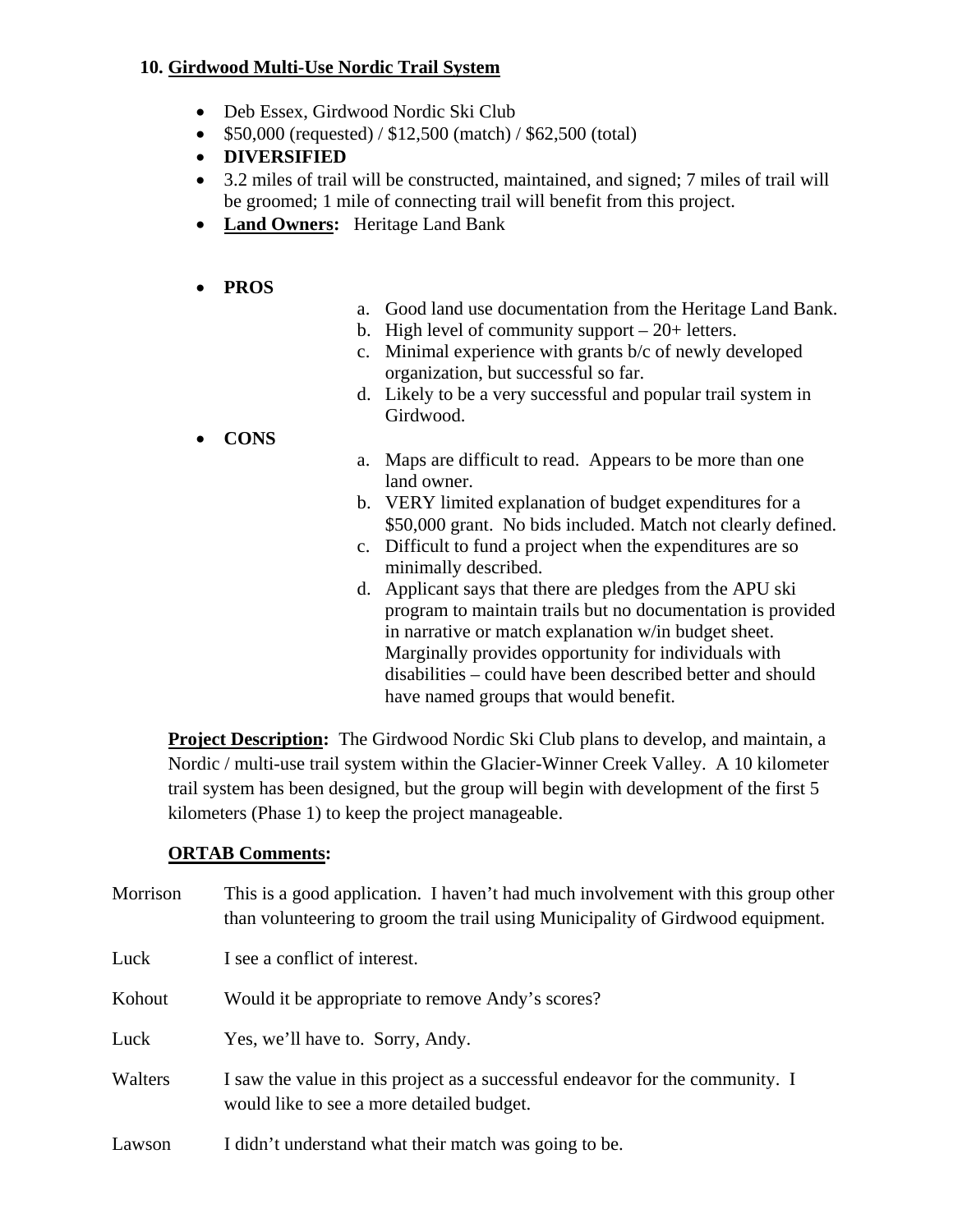### 10. Girdwood Multi-Use Nordic Trail System

- Deb Essex, Girdwood Nordic Ski Club
- $50,000 (requested) / $12,500 (match) / $62,500 (total)
- **DIVERSIFIED**
- 3.2 miles of trail will be constructed, maintained, and signed; 7 miles of trail will be groomed; 1 mile of connecting trail will benefit from this project.
- **Land Owners:** Heritage Land Bank

- **PROS**
  a. Good land use documentation from the Heritage Land Bank.
  b. High level of community support – 20+ letters.
  c. Minimal experience with grants b/c of newly developed organization, but successful so far.
  d. Likely to be a very successful and popular trail system in Girdwood.
- **CONS**
  a. Maps are difficult to read. Appears to be more than one land owner.
  b. VERY limited explanation of budget expenditures for a $50,000 grant. No bids included. Match not clearly defined.
  c. Difficult to fund a project when the expenditures are so minimally described.
  d. Applicant says that there are pledges from the APU ski program to maintain trails but no documentation is provided in narrative or match explanation w/in budget sheet. Marginally provides opportunity for individuals with disabilities – could have been described better and should have named groups that would benefit.

**Project Description:** The Girdwood Nordic Ski Club plans to develop, and maintain, a Nordic / multi-use trail system within the Glacier-Winner Creek Valley. A 10 kilometer trail system has been designed, but the group will begin with development of the first 5 kilometers (Phase 1) to keep the project manageable.

**ORTAB Comments:**

Morrison — This is a good application. I haven't had much involvement with this group other than volunteering to groom the trail using Municipality of Girdwood equipment.

Luck — I see a conflict of interest.

Kohout — Would it be appropriate to remove Andy's scores?

Luck — Yes, we'll have to. Sorry, Andy.

Walters — I saw the value in this project as a successful endeavor for the community. I would like to see a more detailed budget.

Lawson — I didn't understand what their match was going to be.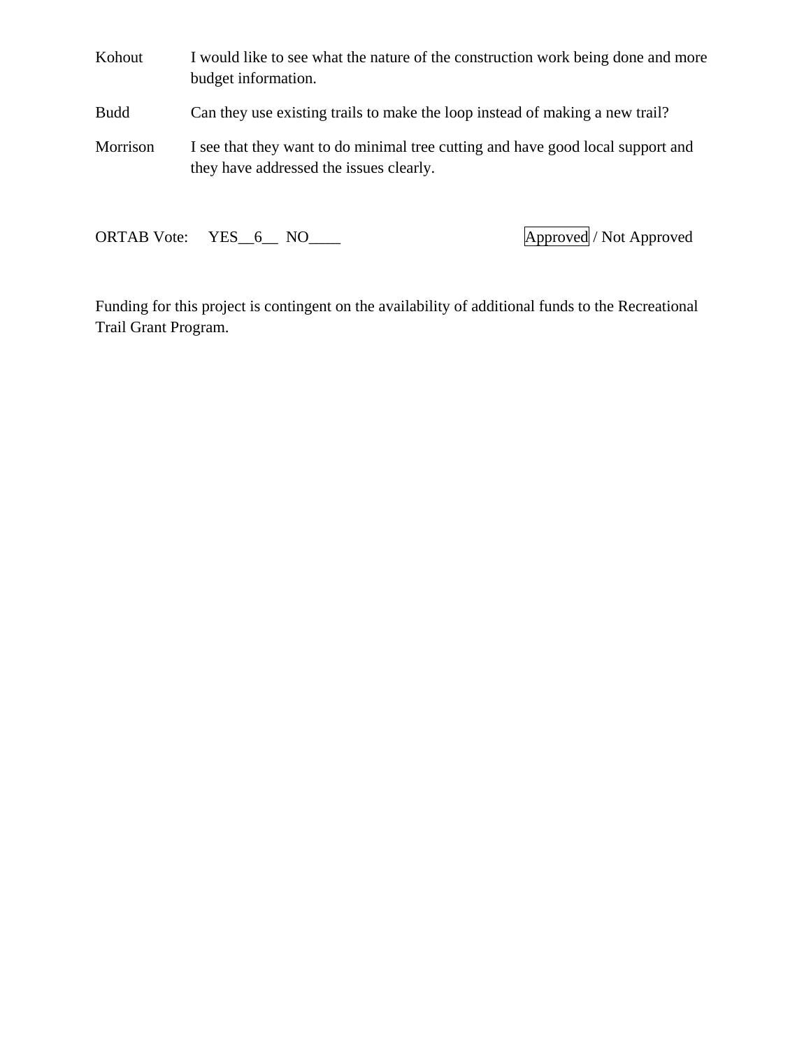| | |
|---|---|
| Kohout | I would like to see what the nature of the construction work being done and more budget information. |
| Budd | Can they use existing trails to make the loop instead of making a new trail? |
| Morrison | I see that they want to do minimal tree cutting and have good local support and they have addressed the issues clearly. |

ORTAB Vote: YES__6__ NO____ **Approved** / Not Approved

Funding for this project is contingent on the availability of additional funds to the Recreational Trail Grant Program.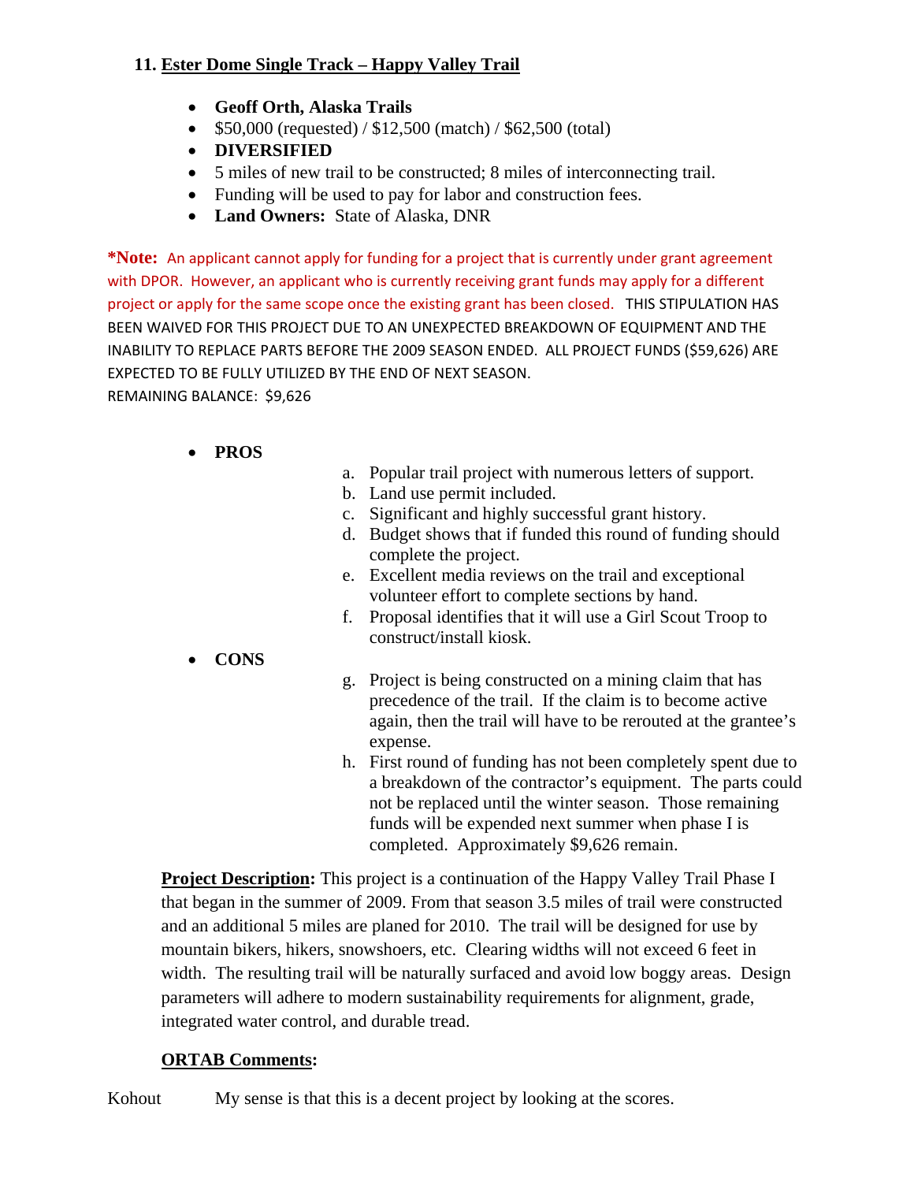## 11. Ester Dome Single Track – Happy Valley Trail

- **Geoff Orth, Alaska Trails**
- $50,000 (requested) / $12,500 (match) / $62,500 (total)
- **DIVERSIFIED**
- 5 miles of new trail to be constructed; 8 miles of interconnecting trail.
- Funding will be used to pay for labor and construction fees.
- **Land Owners:** State of Alaska, DNR

***Note:** An applicant cannot apply for funding for a project that is currently under grant agreement with DPOR. However, an applicant who is currently receiving grant funds may apply for a different project or apply for the same scope once the existing grant has been closed. THIS STIPULATION HAS BEEN WAIVED FOR THIS PROJECT DUE TO AN UNEXPECTED BREAKDOWN OF EQUIPMENT AND THE INABILITY TO REPLACE PARTS BEFORE THE 2009 SEASON ENDED. ALL PROJECT FUNDS ($59,626) ARE EXPECTED TO BE FULLY UTILIZED BY THE END OF NEXT SEASON.
REMAINING BALANCE: $9,626

- **PROS**
  a. Popular trail project with numerous letters of support.
  b. Land use permit included.
  c. Significant and highly successful grant history.
  d. Budget shows that if funded this round of funding should complete the project.
  e. Excellent media reviews on the trail and exceptional volunteer effort to complete sections by hand.
  f. Proposal identifies that it will use a Girl Scout Troop to construct/install kiosk.
- **CONS**
  g. Project is being constructed on a mining claim that has precedence of the trail. If the claim is to become active again, then the trail will have to be rerouted at the grantee's expense.
  h. First round of funding has not been completely spent due to a breakdown of the contractor's equipment. The parts could not be replaced until the winter season. Those remaining funds will be expended next summer when phase I is completed. Approximately $9,626 remain.

**Project Description:** This project is a continuation of the Happy Valley Trail Phase I that began in the summer of 2009. From that season 3.5 miles of trail were constructed and an additional 5 miles are planed for 2010. The trail will be designed for use by mountain bikers, hikers, snowshoers, etc. Clearing widths will not exceed 6 feet in width. The resulting trail will be naturally surfaced and avoid low boggy areas. Design parameters will adhere to modern sustainability requirements for alignment, grade, integrated water control, and durable tread.

**ORTAB Comments:**

Kohout My sense is that this is a decent project by looking at the scores.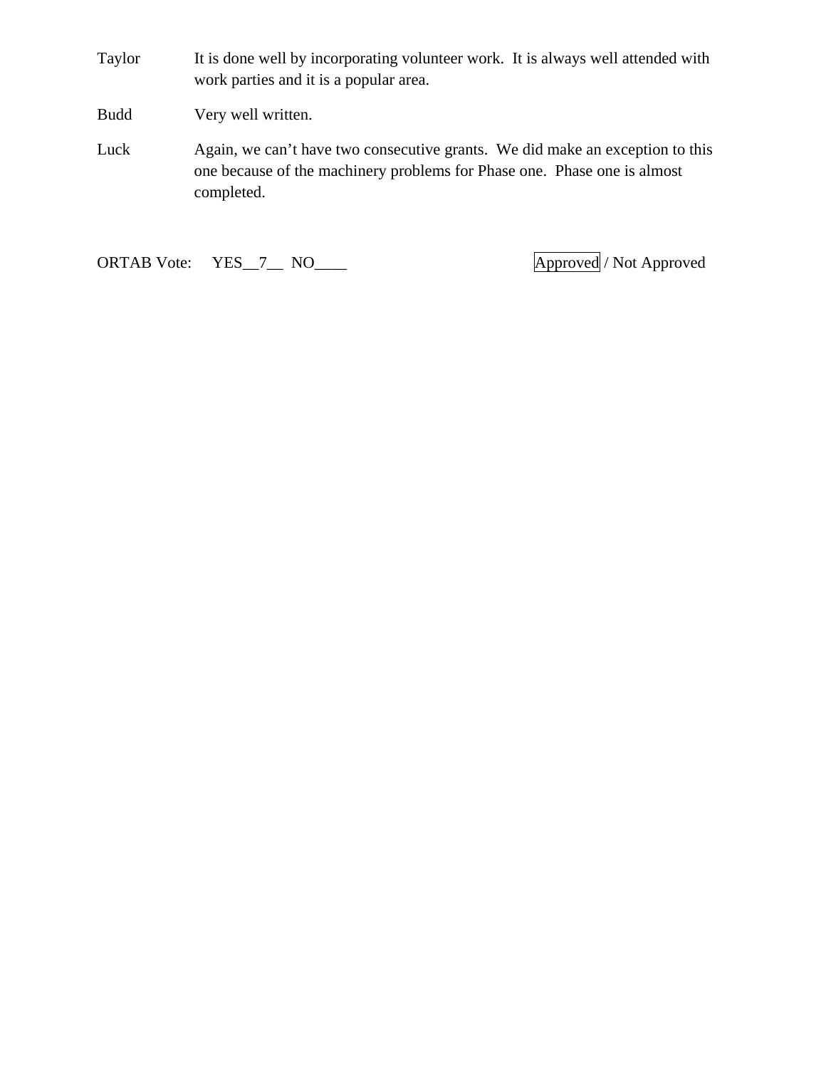Taylor It is done well by incorporating volunteer work. It is always well attended with work parties and it is a popular area.

Budd Very well written.

Luck Again, we can't have two consecutive grants. We did make an exception to this one because of the machinery problems for Phase one. Phase one is almost completed.

ORTAB Vote: YES__7__ NO____ **Approved** / Not Approved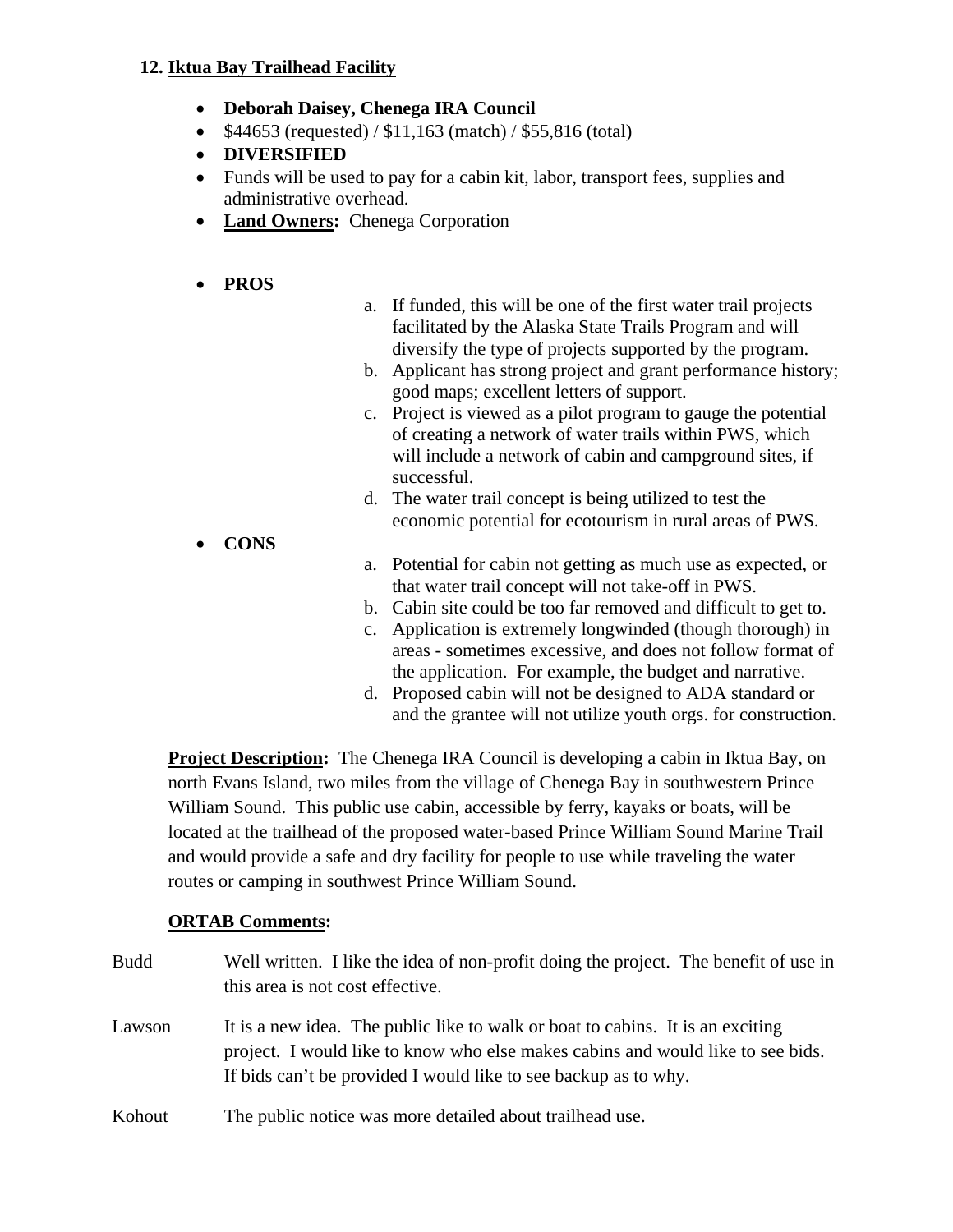**12. <u>Iktua Bay Trailhead Facility</u>**

- **Deborah Daisey, Chenega IRA Council**
- $44653 (requested) / $11,163 (match) / $55,816 (total)
- **DIVERSIFIED**
- Funds will be used to pay for a cabin kit, labor, transport fees, supplies and administrative overhead.
- **<u>Land Owners</u>:** Chenega Corporation

- **PROS**
  a. If funded, this will be one of the first water trail projects facilitated by the Alaska State Trails Program and will diversify the type of projects supported by the program.
  b. Applicant has strong project and grant performance history; good maps; excellent letters of support.
  c. Project is viewed as a pilot program to gauge the potential of creating a network of water trails within PWS, which will include a network of cabin and campground sites, if successful.
  d. The water trail concept is being utilized to test the economic potential for ecotourism in rural areas of PWS.
- **CONS**
  a. Potential for cabin not getting as much use as expected, or that water trail concept will not take-off in PWS.
  b. Cabin site could be too far removed and difficult to get to.
  c. Application is extremely longwinded (though thorough) in areas - sometimes excessive, and does not follow format of the application. For example, the budget and narrative.
  d. Proposed cabin will not be designed to ADA standard or and the grantee will not utilize youth orgs. for construction.

**<u>Project Description</u>:** The Chenega IRA Council is developing a cabin in Iktua Bay, on north Evans Island, two miles from the village of Chenega Bay in southwestern Prince William Sound. This public use cabin, accessible by ferry, kayaks or boats, will be located at the trailhead of the proposed water-based Prince William Sound Marine Trail and would provide a safe and dry facility for people to use while traveling the water routes or camping in southwest Prince William Sound.

**<u>ORTAB Comments</u>:**

Budd — Well written. I like the idea of non-profit doing the project. The benefit of use in this area is not cost effective.

Lawson — It is a new idea. The public like to walk or boat to cabins. It is an exciting project. I would like to know who else makes cabins and would like to see bids. If bids can't be provided I would like to see backup as to why.

Kohout — The public notice was more detailed about trailhead use.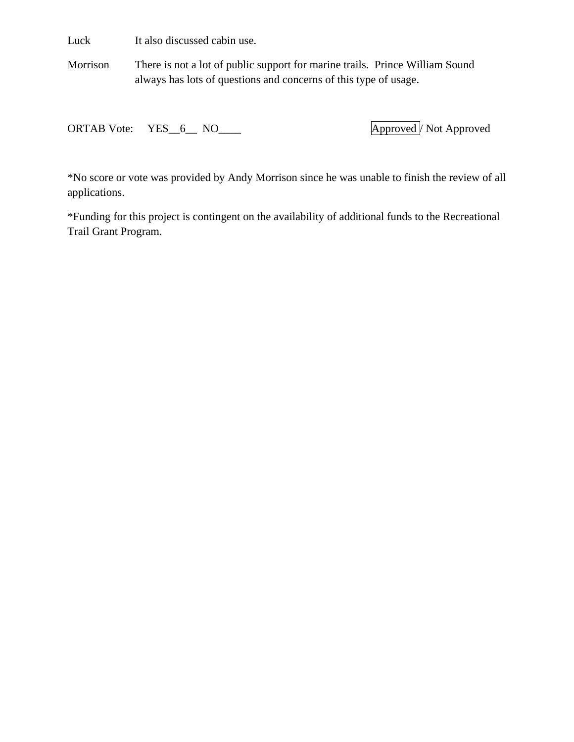| | |
|---|---|
| Luck | It also discussed cabin use. |
| Morrison | There is not a lot of public support for marine trails. Prince William Sound always has lots of questions and concerns of this type of usage. |

ORTAB Vote: YES__6__ NO____ **[Approved]** / Not Approved

*No score or vote was provided by Andy Morrison since he was unable to finish the review of all applications.

*Funding for this project is contingent on the availability of additional funds to the Recreational Trail Grant Program.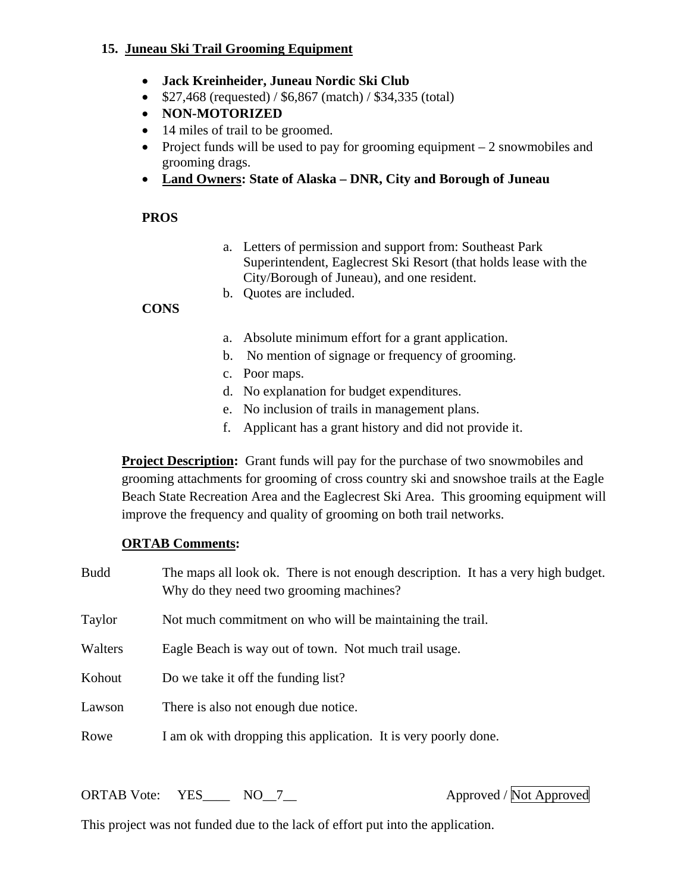## 15. Juneau Ski Trail Grooming Equipment

- **Jack Kreinheider, Juneau Nordic Ski Club**
- $27,468 (requested) / $6,867 (match) / $34,335 (total)
- **NON-MOTORIZED**
- 14 miles of trail to be groomed.
- Project funds will be used to pay for grooming equipment – 2 snowmobiles and grooming drags.
- **Land Owners: State of Alaska – DNR, City and Borough of Juneau**

**PROS**

a. Letters of permission and support from: Southeast Park Superintendent, Eaglecrest Ski Resort (that holds lease with the City/Borough of Juneau), and one resident.
b. Quotes are included.

**CONS**

a. Absolute minimum effort for a grant application.
b. No mention of signage or frequency of grooming.
c. Poor maps.
d. No explanation for budget expenditures.
e. No inclusion of trails in management plans.
f. Applicant has a grant history and did not provide it.

**Project Description:** Grant funds will pay for the purchase of two snowmobiles and grooming attachments for grooming of cross country ski and snowshoe trails at the Eagle Beach State Recreation Area and the Eaglecrest Ski Area. This grooming equipment will improve the frequency and quality of grooming on both trail networks.

**ORTAB Comments:**

Budd — The maps all look ok. There is not enough description. It has a very high budget. Why do they need two grooming machines?

Taylor — Not much commitment on who will be maintaining the trail.

Walters — Eagle Beach is way out of town. Not much trail usage.

Kohout — Do we take it off the funding list?

Lawson — There is also not enough due notice.

Rowe — I am ok with dropping this application. It is very poorly done.

ORTAB Vote: YES____ NO__7__ Approved / Not Approved

This project was not funded due to the lack of effort put into the application.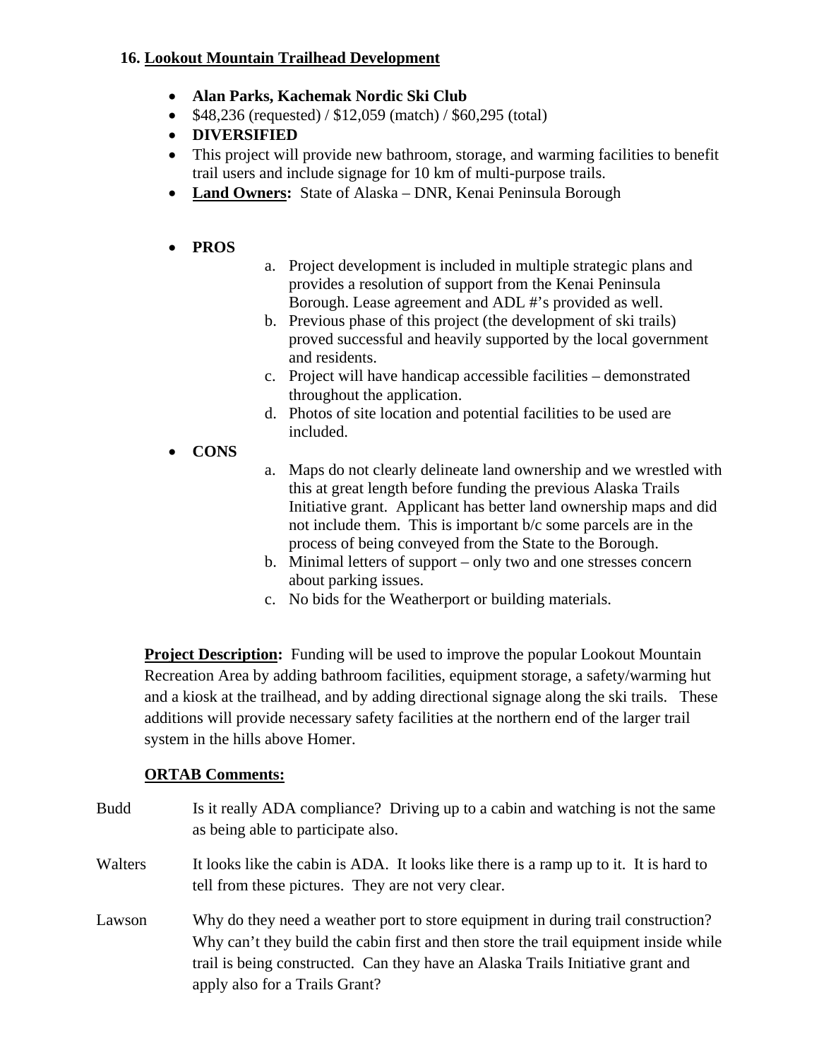### 16. Lookout Mountain Trailhead Development

- **Alan Parks, Kachemak Nordic Ski Club**
- $48,236 (requested) / $12,059 (match) / $60,295 (total)
- **DIVERSIFIED**
- This project will provide new bathroom, storage, and warming facilities to benefit trail users and include signage for 10 km of multi-purpose trails.
- **Land Owners:** State of Alaska – DNR, Kenai Peninsula Borough

- **PROS**
  a. Project development is included in multiple strategic plans and provides a resolution of support from the Kenai Peninsula Borough. Lease agreement and ADL #'s provided as well.
  b. Previous phase of this project (the development of ski trails) proved successful and heavily supported by the local government and residents.
  c. Project will have handicap accessible facilities – demonstrated throughout the application.
  d. Photos of site location and potential facilities to be used are included.
- **CONS**
  a. Maps do not clearly delineate land ownership and we wrestled with this at great length before funding the previous Alaska Trails Initiative grant. Applicant has better land ownership maps and did not include them. This is important b/c some parcels are in the process of being conveyed from the State to the Borough.
  b. Minimal letters of support – only two and one stresses concern about parking issues.
  c. No bids for the Weatherport or building materials.

**Project Description:** Funding will be used to improve the popular Lookout Mountain Recreation Area by adding bathroom facilities, equipment storage, a safety/warming hut and a kiosk at the trailhead, and by adding directional signage along the ski trails. These additions will provide necessary safety facilities at the northern end of the larger trail system in the hills above Homer.

**ORTAB Comments:**

Budd — Is it really ADA compliance? Driving up to a cabin and watching is not the same as being able to participate also.

Walters — It looks like the cabin is ADA. It looks like there is a ramp up to it. It is hard to tell from these pictures. They are not very clear.

Lawson — Why do they need a weather port to store equipment in during trail construction? Why can't they build the cabin first and then store the trail equipment inside while trail is being constructed. Can they have an Alaska Trails Initiative grant and apply also for a Trails Grant?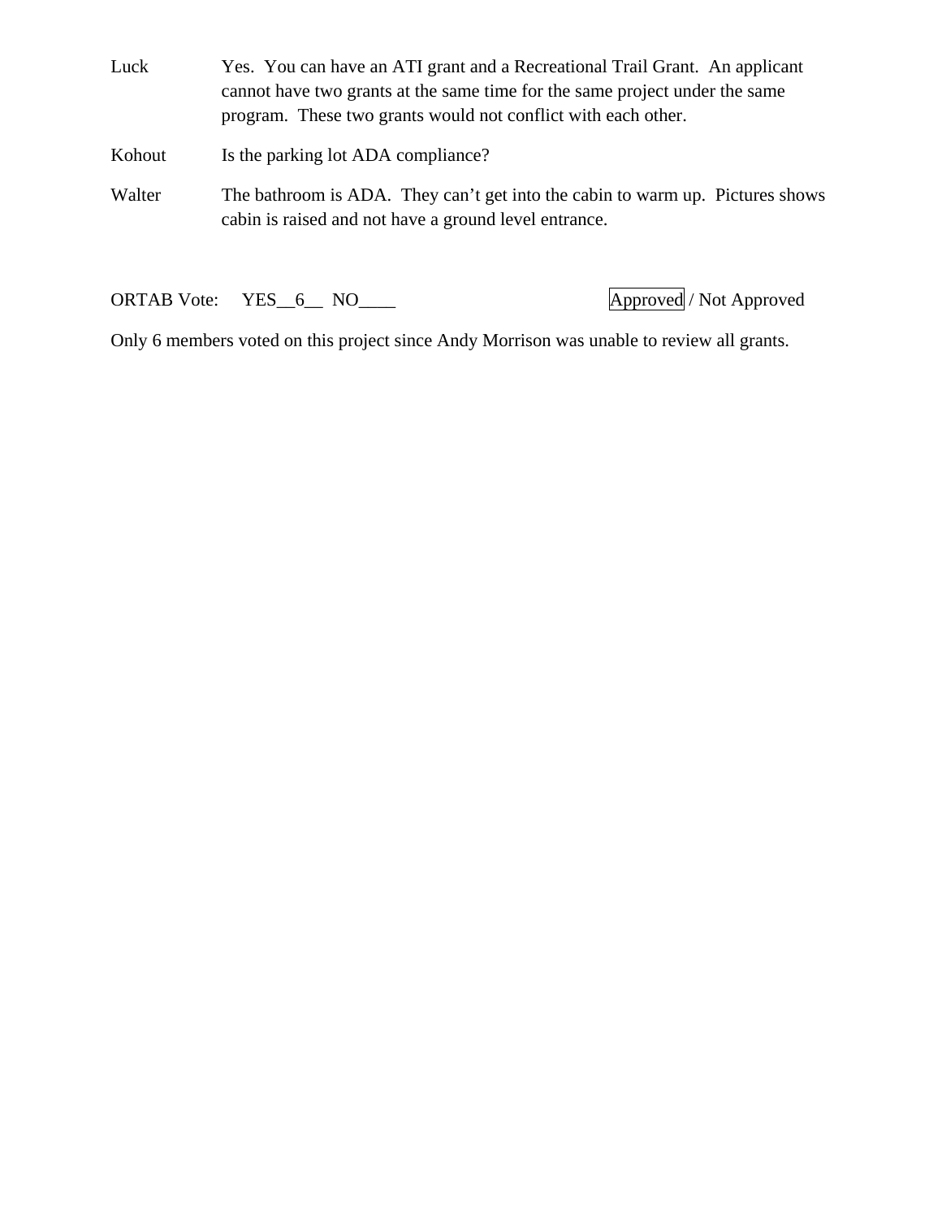Luck Yes. You can have an ATI grant and a Recreational Trail Grant. An applicant cannot have two grants at the same time for the same project under the same program. These two grants would not conflict with each other.

Kohout Is the parking lot ADA compliance?

Walter The bathroom is ADA. They can't get into the cabin to warm up. Pictures shows cabin is raised and not have a ground level entrance.

ORTAB Vote: YES__6__ NO____ **Approved** / Not Approved

Only 6 members voted on this project since Andy Morrison was unable to review all grants.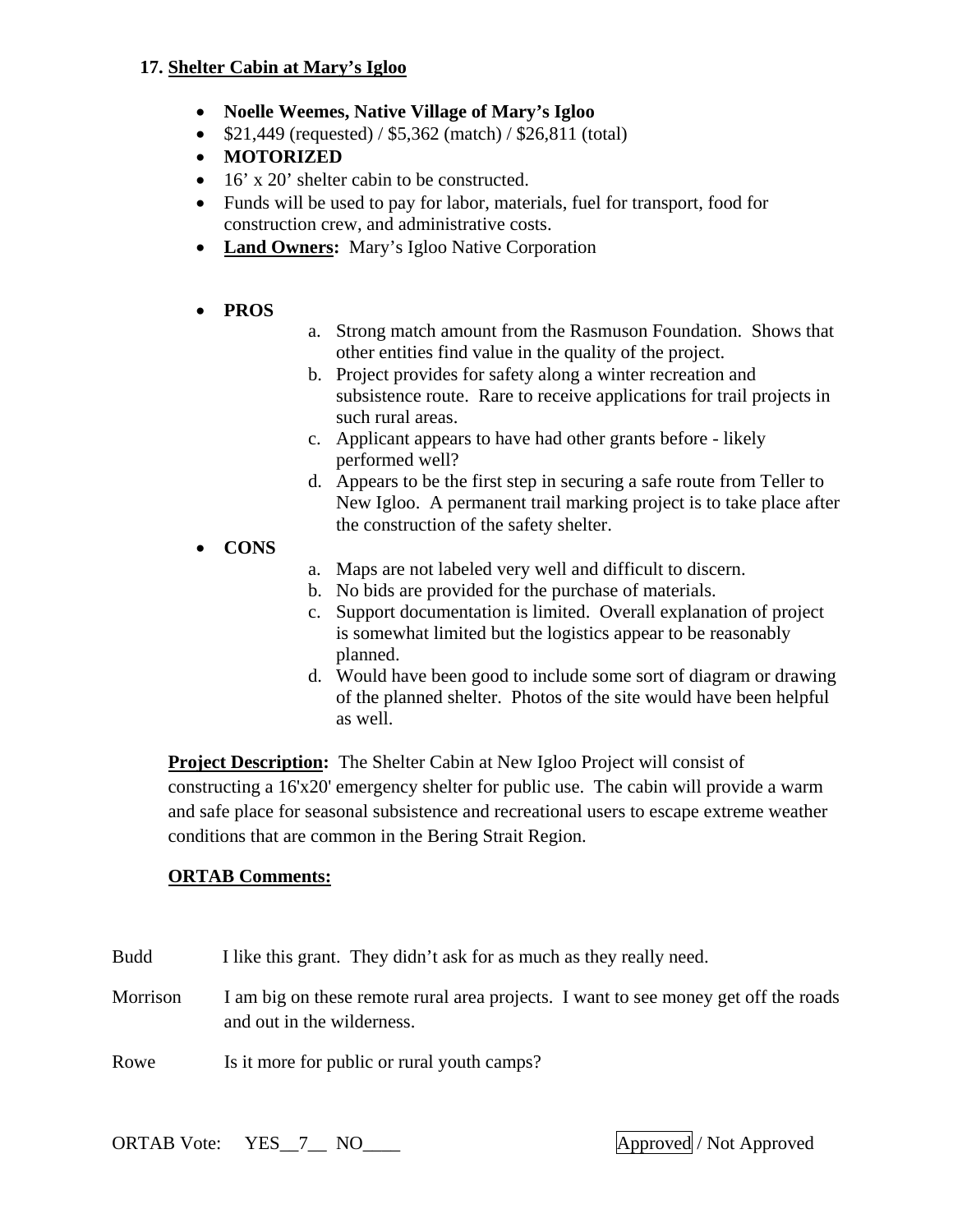**17. Shelter Cabin at Mary's Igloo**

- **Noelle Weemes, Native Village of Mary's Igloo**
- $21,449 (requested) / $5,362 (match) / $26,811 (total)
- **MOTORIZED**
- 16' x 20' shelter cabin to be constructed.
- Funds will be used to pay for labor, materials, fuel for transport, food for construction crew, and administrative costs.
- **Land Owners:** Mary's Igloo Native Corporation

- **PROS**
  - a. Strong match amount from the Rasmuson Foundation. Shows that other entities find value in the quality of the project.
  - b. Project provides for safety along a winter recreation and subsistence route. Rare to receive applications for trail projects in such rural areas.
  - c. Applicant appears to have had other grants before - likely performed well?
  - d. Appears to be the first step in securing a safe route from Teller to New Igloo. A permanent trail marking project is to take place after the construction of the safety shelter.
- **CONS**
  - a. Maps are not labeled very well and difficult to discern.
  - b. No bids are provided for the purchase of materials.
  - c. Support documentation is limited. Overall explanation of project is somewhat limited but the logistics appear to be reasonably planned.
  - d. Would have been good to include some sort of diagram or drawing of the planned shelter. Photos of the site would have been helpful as well.

**Project Description:** The Shelter Cabin at New Igloo Project will consist of constructing a 16'x20' emergency shelter for public use. The cabin will provide a warm and safe place for seasonal subsistence and recreational users to escape extreme weather conditions that are common in the Bering Strait Region.

**ORTAB Comments:**

Budd — I like this grant. They didn't ask for as much as they really need.

Morrison — I am big on these remote rural area projects. I want to see money get off the roads and out in the wilderness.

Rowe — Is it more for public or rural youth camps?

ORTAB Vote: YES__7__ NO____ **Approved** / Not Approved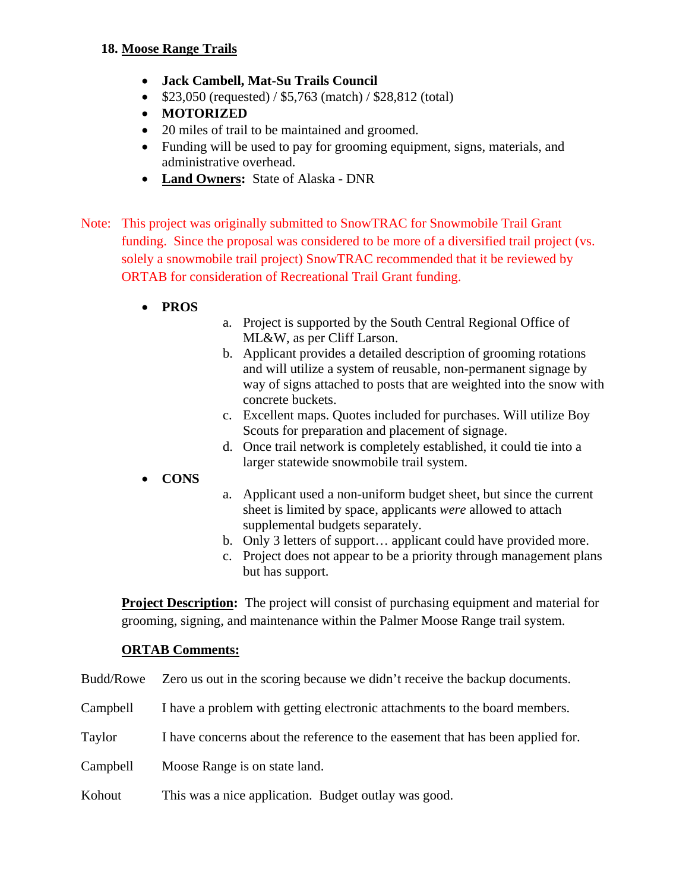## 18. Moose Range Trails

- **Jack Cambell, Mat-Su Trails Council**
- $23,050 (requested) / $5,763 (match) / $28,812 (total)
- **MOTORIZED**
- 20 miles of trail to be maintained and groomed.
- Funding will be used to pay for grooming equipment, signs, materials, and administrative overhead.
- **Land Owners:** State of Alaska - DNR

Note: This project was originally submitted to SnowTRAC for Snowmobile Trail Grant funding. Since the proposal was considered to be more of a diversified trail project (vs. solely a snowmobile trail project) SnowTRAC recommended that it be reviewed by ORTAB for consideration of Recreational Trail Grant funding.

- **PROS**
  a. Project is supported by the South Central Regional Office of ML&W, as per Cliff Larson.
  b. Applicant provides a detailed description of grooming rotations and will utilize a system of reusable, non-permanent signage by way of signs attached to posts that are weighted into the snow with concrete buckets.
  c. Excellent maps. Quotes included for purchases. Will utilize Boy Scouts for preparation and placement of signage.
  d. Once trail network is completely established, it could tie into a larger statewide snowmobile trail system.
- **CONS**
  a. Applicant used a non-uniform budget sheet, but since the current sheet is limited by space, applicants *were* allowed to attach supplemental budgets separately.
  b. Only 3 letters of support… applicant could have provided more.
  c. Project does not appear to be a priority through management plans but has support.

**Project Description:** The project will consist of purchasing equipment and material for grooming, signing, and maintenance within the Palmer Moose Range trail system.

**ORTAB Comments:**

Budd/Rowe  Zero us out in the scoring because we didn't receive the backup documents.

Campbell  I have a problem with getting electronic attachments to the board members.

Taylor  I have concerns about the reference to the easement that has been applied for.

Campbell  Moose Range is on state land.

Kohout  This was a nice application. Budget outlay was good.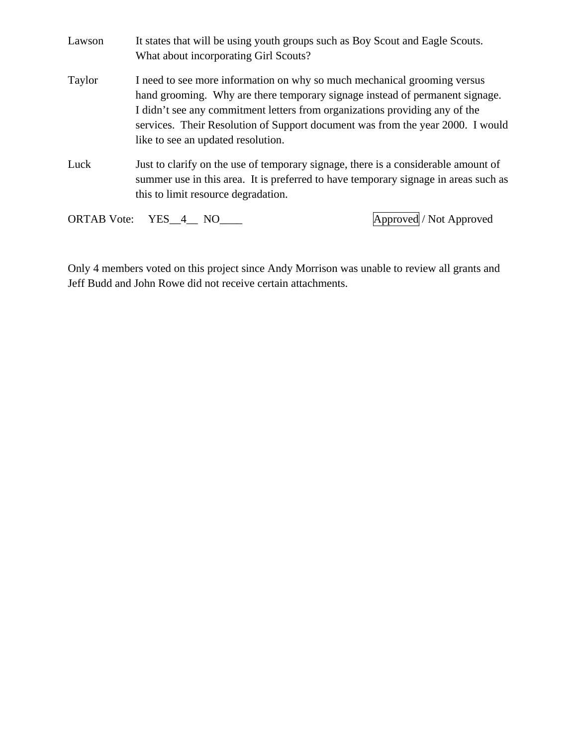| | |
|---|---|
| Lawson | It states that will be using youth groups such as Boy Scout and Eagle Scouts. What about incorporating Girl Scouts? |
| Taylor | I need to see more information on why so much mechanical grooming versus hand grooming. Why are there temporary signage instead of permanent signage. I didn't see any commitment letters from organizations providing any of the services. Their Resolution of Support document was from the year 2000. I would like to see an updated resolution. |
| Luck | Just to clarify on the use of temporary signage, there is a considerable amount of summer use in this area. It is preferred to have temporary signage in areas such as this to limit resource degradation. |

ORTAB Vote: YES__4__ NO____ **[Approved]** / Not Approved

Only 4 members voted on this project since Andy Morrison was unable to review all grants and Jeff Budd and John Rowe did not receive certain attachments.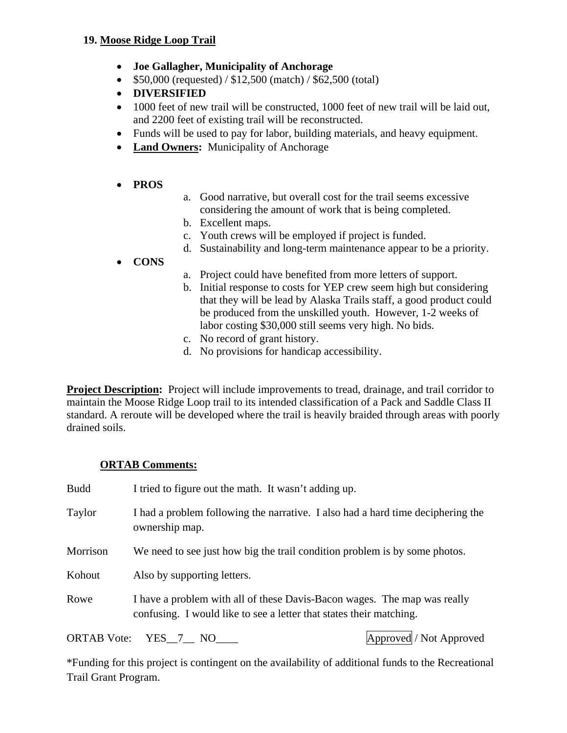### 19. Moose Ridge Loop Trail

- **Joe Gallagher, Municipality of Anchorage**
- $50,000 (requested) / $12,500 (match) / $62,500 (total)
- **DIVERSIFIED**
- 1000 feet of new trail will be constructed, 1000 feet of new trail will be laid out, and 2200 feet of existing trail will be reconstructed.
- Funds will be used to pay for labor, building materials, and heavy equipment.
- **Land Owners:** Municipality of Anchorage

- **PROS**
  a. Good narrative, but overall cost for the trail seems excessive considering the amount of work that is being completed.
  b. Excellent maps.
  c. Youth crews will be employed if project is funded.
  d. Sustainability and long-term maintenance appear to be a priority.
- **CONS**
  a. Project could have benefited from more letters of support.
  b. Initial response to costs for YEP crew seem high but considering that they will be lead by Alaska Trails staff, a good product could be produced from the unskilled youth. However, 1-2 weeks of labor costing $30,000 still seems very high. No bids.
  c. No record of grant history.
  d. No provisions for handicap accessibility.

**Project Description:** Project will include improvements to tread, drainage, and trail corridor to maintain the Moose Ridge Loop trail to its intended classification of a Pack and Saddle Class II standard. A reroute will be developed where the trail is heavily braided through areas with poorly drained soils.

**ORTAB Comments:**

| | |
|---|---|
| Budd | I tried to figure out the math. It wasn't adding up. |
| Taylor | I had a problem following the narrative. I also had a hard time deciphering the ownership map. |
| Morrison | We need to see just how big the trail condition problem is by some photos. |
| Kohout | Also by supporting letters. |
| Rowe | I have a problem with all of these Davis-Bacon wages. The map was really confusing. I would like to see a letter that states their matching. |

ORTAB Vote: YES__7__ NO____ **[Approved]** / Not Approved

*Funding for this project is contingent on the availability of additional funds to the Recreational Trail Grant Program.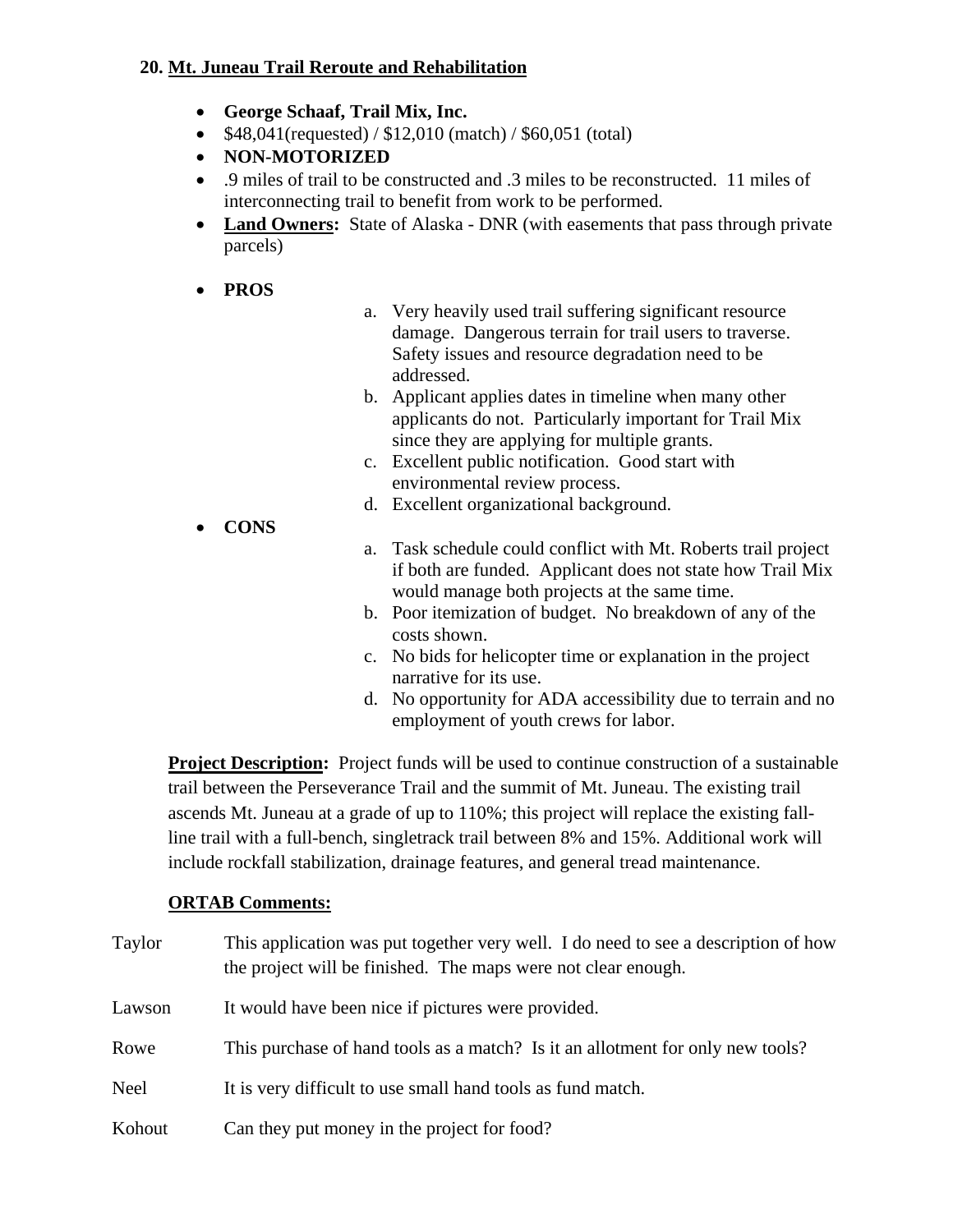### 20. Mt. Juneau Trail Reroute and Rehabilitation

- **George Schaaf, Trail Mix, Inc.**
- $48,041(requested) / $12,010 (match) / $60,051 (total)
- **NON-MOTORIZED**
- .9 miles of trail to be constructed and .3 miles to be reconstructed. 11 miles of interconnecting trail to benefit from work to be performed.
- **Land Owners:** State of Alaska - DNR (with easements that pass through private parcels)
- **PROS**
  - a. Very heavily used trail suffering significant resource damage. Dangerous terrain for trail users to traverse. Safety issues and resource degradation need to be addressed.
  - b. Applicant applies dates in timeline when many other applicants do not. Particularly important for Trail Mix since they are applying for multiple grants.
  - c. Excellent public notification. Good start with environmental review process.
  - d. Excellent organizational background.
- **CONS**
  - a. Task schedule could conflict with Mt. Roberts trail project if both are funded. Applicant does not state how Trail Mix would manage both projects at the same time.
  - b. Poor itemization of budget. No breakdown of any of the costs shown.
  - c. No bids for helicopter time or explanation in the project narrative for its use.
  - d. No opportunity for ADA accessibility due to terrain and no employment of youth crews for labor.

**Project Description:** Project funds will be used to continue construction of a sustainable trail between the Perseverance Trail and the summit of Mt. Juneau. The existing trail ascends Mt. Juneau at a grade of up to 110%; this project will replace the existing fall-line trail with a full-bench, singletrack trail between 8% and 15%. Additional work will include rockfall stabilization, drainage features, and general tread maintenance.

**ORTAB Comments:**

| | |
|---|---|
| Taylor | This application was put together very well. I do need to see a description of how the project will be finished. The maps were not clear enough. |
| Lawson | It would have been nice if pictures were provided. |
| Rowe | This purchase of hand tools as a match? Is it an allotment for only new tools? |
| Neel | It is very difficult to use small hand tools as fund match. |
| Kohout | Can they put money in the project for food? |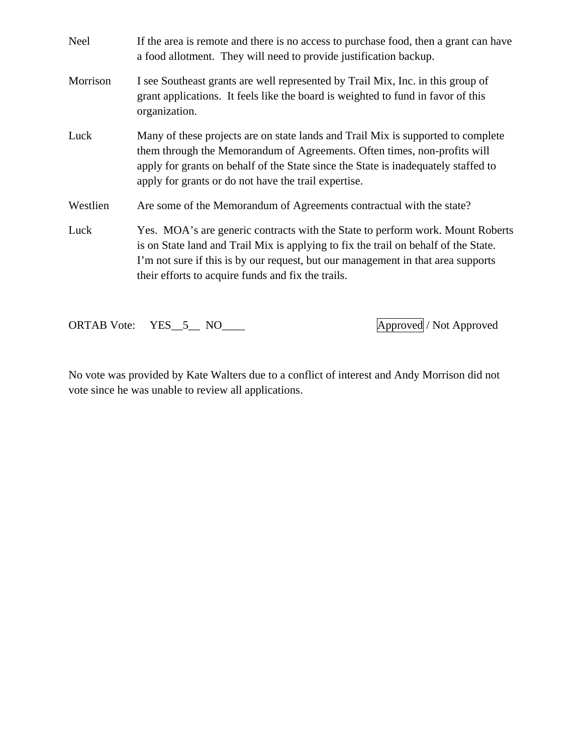Neel If the area is remote and there is no access to purchase food, then a grant can have a food allotment. They will need to provide justification backup.

Morrison I see Southeast grants are well represented by Trail Mix, Inc. in this group of grant applications. It feels like the board is weighted to fund in favor of this organization.

Luck Many of these projects are on state lands and Trail Mix is supported to complete them through the Memorandum of Agreements. Often times, non-profits will apply for grants on behalf of the State since the State is inadequately staffed to apply for grants or do not have the trail expertise.

Westlien Are some of the Memorandum of Agreements contractual with the state?

Luck Yes. MOA's are generic contracts with the State to perform work. Mount Roberts is on State land and Trail Mix is applying to fix the trail on behalf of the State. I'm not sure if this is by our request, but our management in that area supports their efforts to acquire funds and fix the trails.

ORTAB Vote: YES__5__ NO____ **[Approved]** / Not Approved

No vote was provided by Kate Walters due to a conflict of interest and Andy Morrison did not vote since he was unable to review all applications.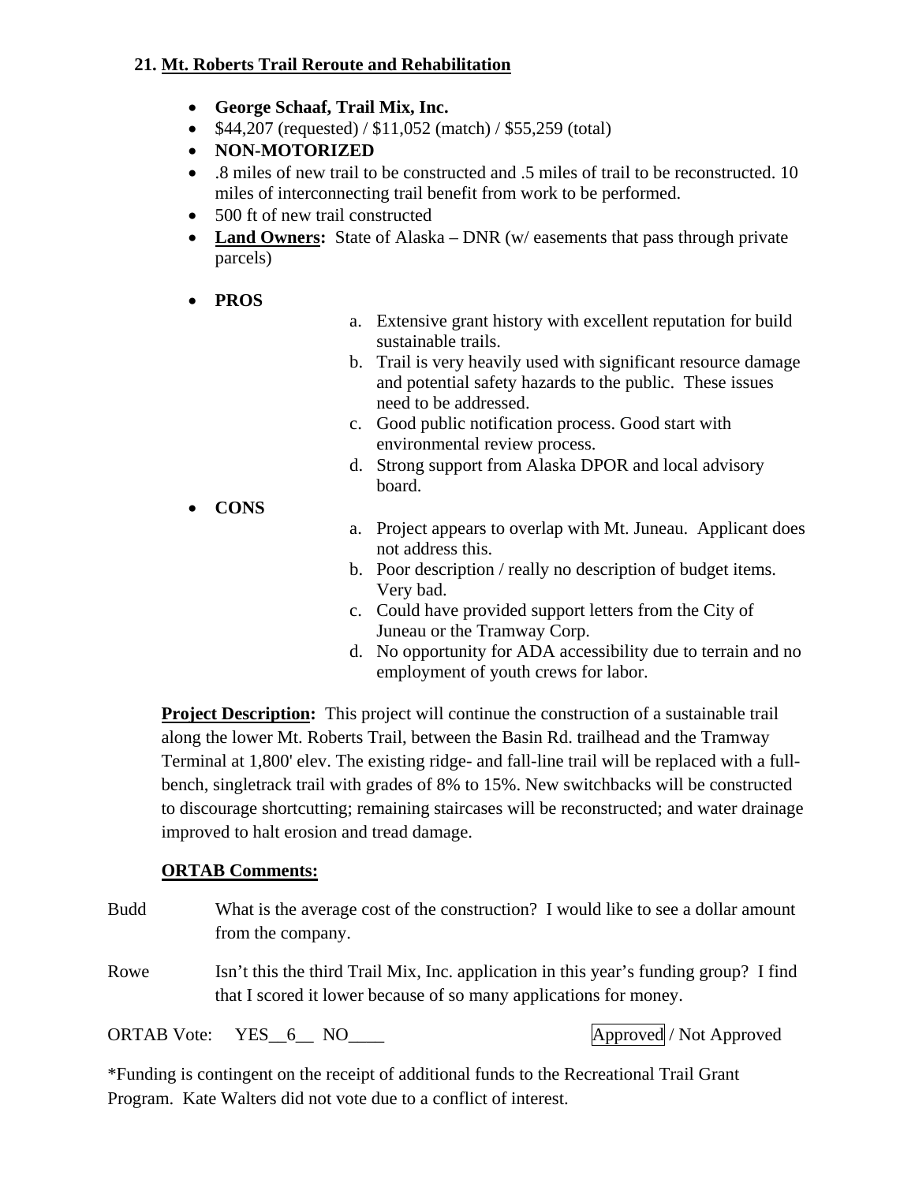### 21. Mt. Roberts Trail Reroute and Rehabilitation

- **George Schaaf, Trail Mix, Inc.**
- $44,207 (requested) / $11,052 (match) / $55,259 (total)
- **NON-MOTORIZED**
- .8 miles of new trail to be constructed and .5 miles of trail to be reconstructed. 10 miles of interconnecting trail benefit from work to be performed.
- 500 ft of new trail constructed
- **Land Owners:** State of Alaska – DNR (w/ easements that pass through private parcels)
- **PROS**
  a. Extensive grant history with excellent reputation for build sustainable trails.
  b. Trail is very heavily used with significant resource damage and potential safety hazards to the public. These issues need to be addressed.
  c. Good public notification process. Good start with environmental review process.
  d. Strong support from Alaska DPOR and local advisory board.
- **CONS**
  a. Project appears to overlap with Mt. Juneau. Applicant does not address this.
  b. Poor description / really no description of budget items. Very bad.
  c. Could have provided support letters from the City of Juneau or the Tramway Corp.
  d. No opportunity for ADA accessibility due to terrain and no employment of youth crews for labor.

**Project Description:** This project will continue the construction of a sustainable trail along the lower Mt. Roberts Trail, between the Basin Rd. trailhead and the Tramway Terminal at 1,800' elev. The existing ridge- and fall-line trail will be replaced with a full-bench, singletrack trail with grades of 8% to 15%. New switchbacks will be constructed to discourage shortcutting; remaining staircases will be reconstructed; and water drainage improved to halt erosion and tread damage.

**ORTAB Comments:**

Budd — What is the average cost of the construction? I would like to see a dollar amount from the company.

Rowe — Isn't this the third Trail Mix, Inc. application in this year's funding group? I find that I scored it lower because of so many applications for money.

ORTAB Vote: YES__6__ NO____ **Approved** / Not Approved

*Funding is contingent on the receipt of additional funds to the Recreational Trail Grant Program. Kate Walters did not vote due to a conflict of interest.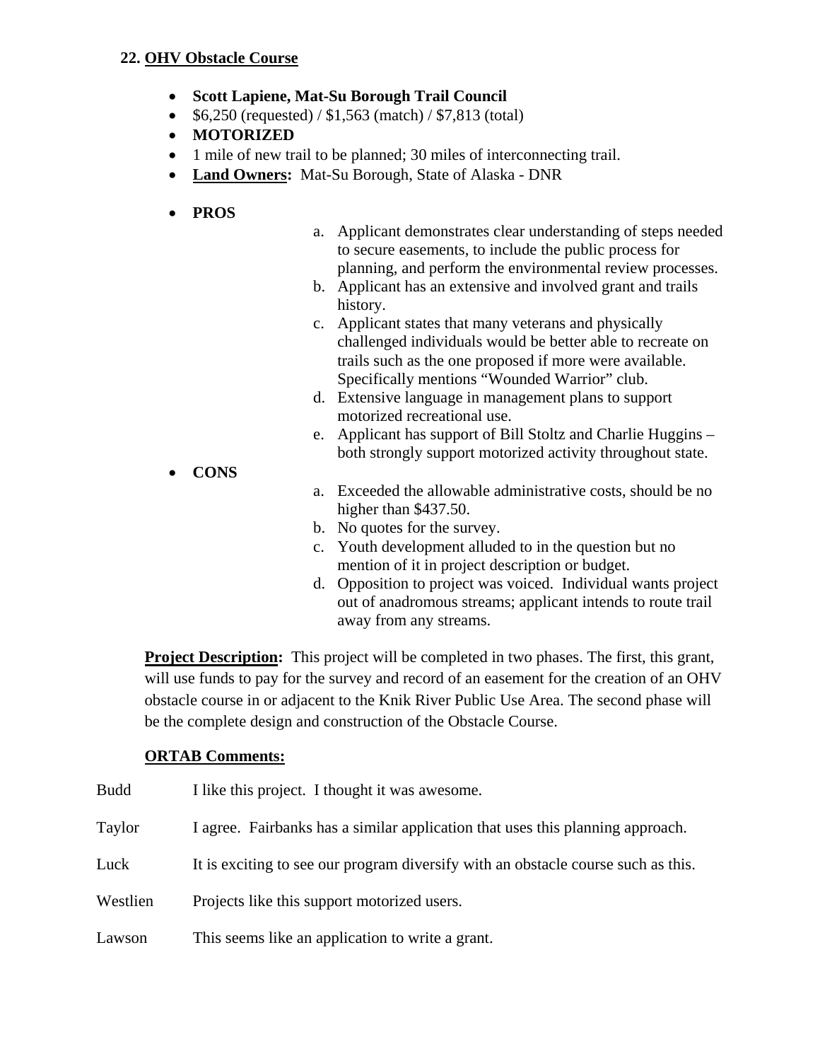### 22. OHV Obstacle Course

- **Scott Lapiene, Mat-Su Borough Trail Council**
- $6,250 (requested) / $1,563 (match) / $7,813 (total)
- **MOTORIZED**
- 1 mile of new trail to be planned; 30 miles of interconnecting trail.
- **Land Owners:** Mat-Su Borough, State of Alaska - DNR
- **PROS**
  - a. Applicant demonstrates clear understanding of steps needed to secure easements, to include the public process for planning, and perform the environmental review processes.
  - b. Applicant has an extensive and involved grant and trails history.
  - c. Applicant states that many veterans and physically challenged individuals would be better able to recreate on trails such as the one proposed if more were available. Specifically mentions "Wounded Warrior" club.
  - d. Extensive language in management plans to support motorized recreational use.
  - e. Applicant has support of Bill Stoltz and Charlie Huggins – both strongly support motorized activity throughout state.
- **CONS**
  - a. Exceeded the allowable administrative costs, should be no higher than $437.50.
  - b. No quotes for the survey.
  - c. Youth development alluded to in the question but no mention of it in project description or budget.
  - d. Opposition to project was voiced. Individual wants project out of anadromous streams; applicant intends to route trail away from any streams.

**Project Description:** This project will be completed in two phases. The first, this grant, will use funds to pay for the survey and record of an easement for the creation of an OHV obstacle course in or adjacent to the Knik River Public Use Area. The second phase will be the complete design and construction of the Obstacle Course.

**ORTAB Comments:**

Budd — I like this project. I thought it was awesome.

Taylor — I agree. Fairbanks has a similar application that uses this planning approach.

Luck — It is exciting to see our program diversify with an obstacle course such as this.

Westlien — Projects like this support motorized users.

Lawson — This seems like an application to write a grant.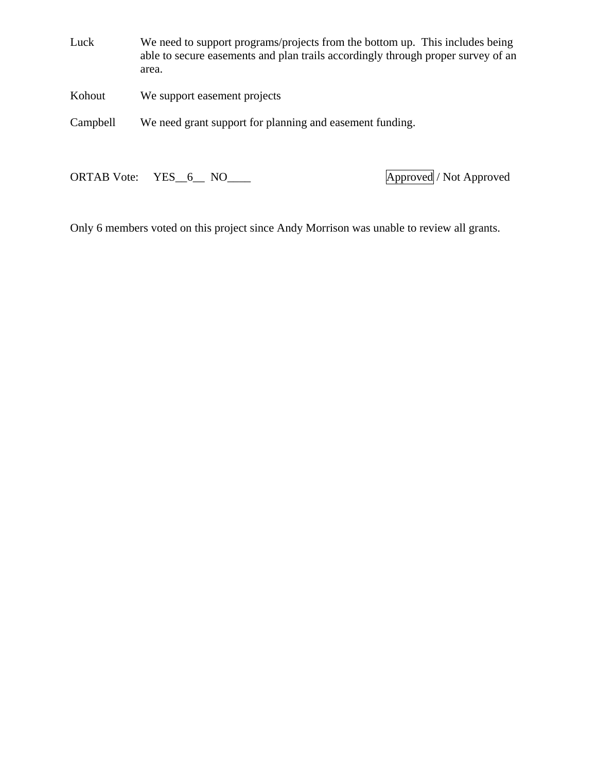| | |
|---|---|
| Luck | We need to support programs/projects from the bottom up. This includes being able to secure easements and plan trails accordingly through proper survey of an area. |
| Kohout | We support easement projects |
| Campbell | We need grant support for planning and easement funding. |

ORTAB Vote: YES__6__ NO____ **Approved** / Not Approved

Only 6 members voted on this project since Andy Morrison was unable to review all grants.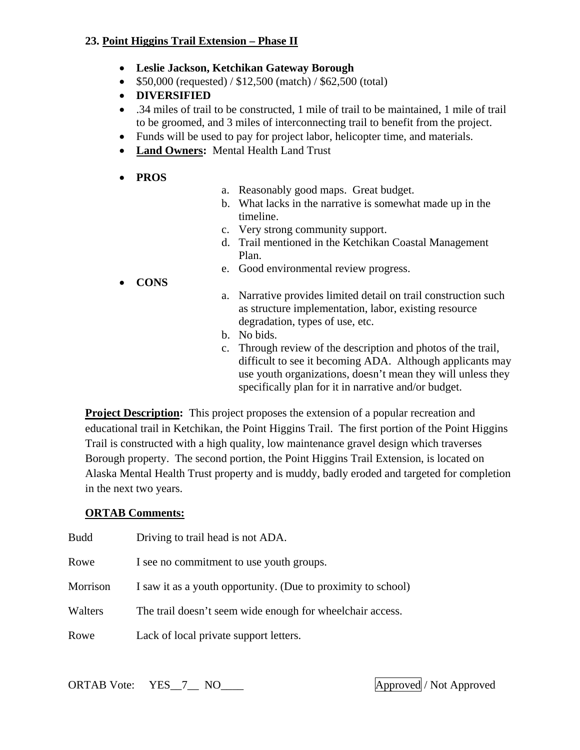**23. <u>Point Higgins Trail Extension – Phase II</u>**

- **Leslie Jackson, Ketchikan Gateway Borough**
- $50,000 (requested) / $12,500 (match) / $62,500 (total)
- **DIVERSIFIED**
- .34 miles of trail to be constructed, 1 mile of trail to be maintained, 1 mile of trail to be groomed, and 3 miles of interconnecting trail to benefit from the project.
- Funds will be used to pay for project labor, helicopter time, and materials.
- **<u>Land Owners</u>:** Mental Health Land Trust
- **PROS**
  a. Reasonably good maps. Great budget.
  b. What lacks in the narrative is somewhat made up in the timeline.
  c. Very strong community support.
  d. Trail mentioned in the Ketchikan Coastal Management Plan.
  e. Good environmental review progress.
- **CONS**
  a. Narrative provides limited detail on trail construction such as structure implementation, labor, existing resource degradation, types of use, etc.
  b. No bids.
  c. Through review of the description and photos of the trail, difficult to see it becoming ADA. Although applicants may use youth organizations, doesn't mean they will unless they specifically plan for it in narrative and/or budget.

**<u>Project Description</u>:** This project proposes the extension of a popular recreation and educational trail in Ketchikan, the Point Higgins Trail. The first portion of the Point Higgins Trail is constructed with a high quality, low maintenance gravel design which traverses Borough property. The second portion, the Point Higgins Trail Extension, is located on Alaska Mental Health Trust property and is muddy, badly eroded and targeted for completion in the next two years.

**<u>ORTAB Comments:</u>**

Budd — Driving to trail head is not ADA.

Rowe — I see no commitment to use youth groups.

Morrison — I saw it as a youth opportunity. (Due to proximity to school)

Walters — The trail doesn't seem wide enough for wheelchair access.

Rowe — Lack of local private support letters.

ORTAB Vote: YES__7__ NO____ [Approved] / Not Approved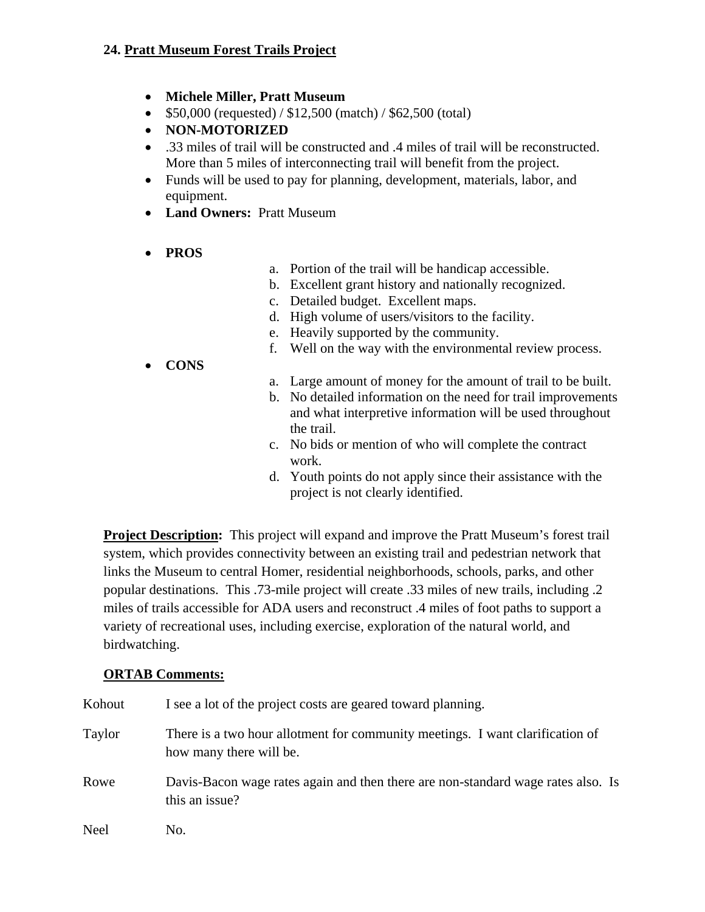## 24. Pratt Museum Forest Trails Project

- **Michele Miller, Pratt Museum**
- $50,000 (requested) / $12,500 (match) / $62,500 (total)
- **NON-MOTORIZED**
- .33 miles of trail will be constructed and .4 miles of trail will be reconstructed. More than 5 miles of interconnecting trail will benefit from the project.
- Funds will be used to pay for planning, development, materials, labor, and equipment.
- **Land Owners:** Pratt Museum
- **PROS**
  a. Portion of the trail will be handicap accessible.
  b. Excellent grant history and nationally recognized.
  c. Detailed budget. Excellent maps.
  d. High volume of users/visitors to the facility.
  e. Heavily supported by the community.
  f. Well on the way with the environmental review process.
- **CONS**
  a. Large amount of money for the amount of trail to be built.
  b. No detailed information on the need for trail improvements and what interpretive information will be used throughout the trail.
  c. No bids or mention of who will complete the contract work.
  d. Youth points do not apply since their assistance with the project is not clearly identified.

**Project Description:** This project will expand and improve the Pratt Museum's forest trail system, which provides connectivity between an existing trail and pedestrian network that links the Museum to central Homer, residential neighborhoods, schools, parks, and other popular destinations. This .73-mile project will create .33 miles of new trails, including .2 miles of trails accessible for ADA users and reconstruct .4 miles of foot paths to support a variety of recreational uses, including exercise, exploration of the natural world, and birdwatching.

**ORTAB Comments:**

Kohout: I see a lot of the project costs are geared toward planning.

Taylor: There is a two hour allotment for community meetings. I want clarification of how many there will be.

Rowe: Davis-Bacon wage rates again and then there are non-standard wage rates also. Is this an issue?

Neel: No.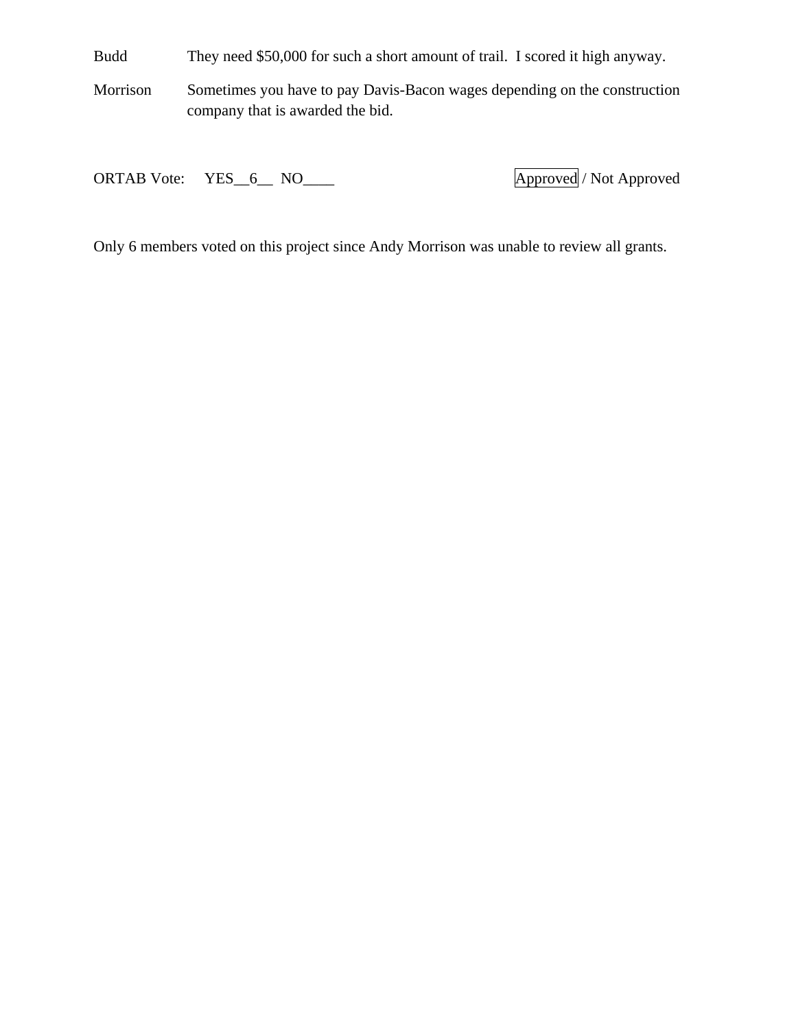| | |
|---|---|
| Budd | They need $50,000 for such a short amount of trail. I scored it high anyway. |
| Morrison | Sometimes you have to pay Davis-Bacon wages depending on the construction company that is awarded the bid. |

ORTAB Vote: YES__6__ NO____ **Approved** / Not Approved

Only 6 members voted on this project since Andy Morrison was unable to review all grants.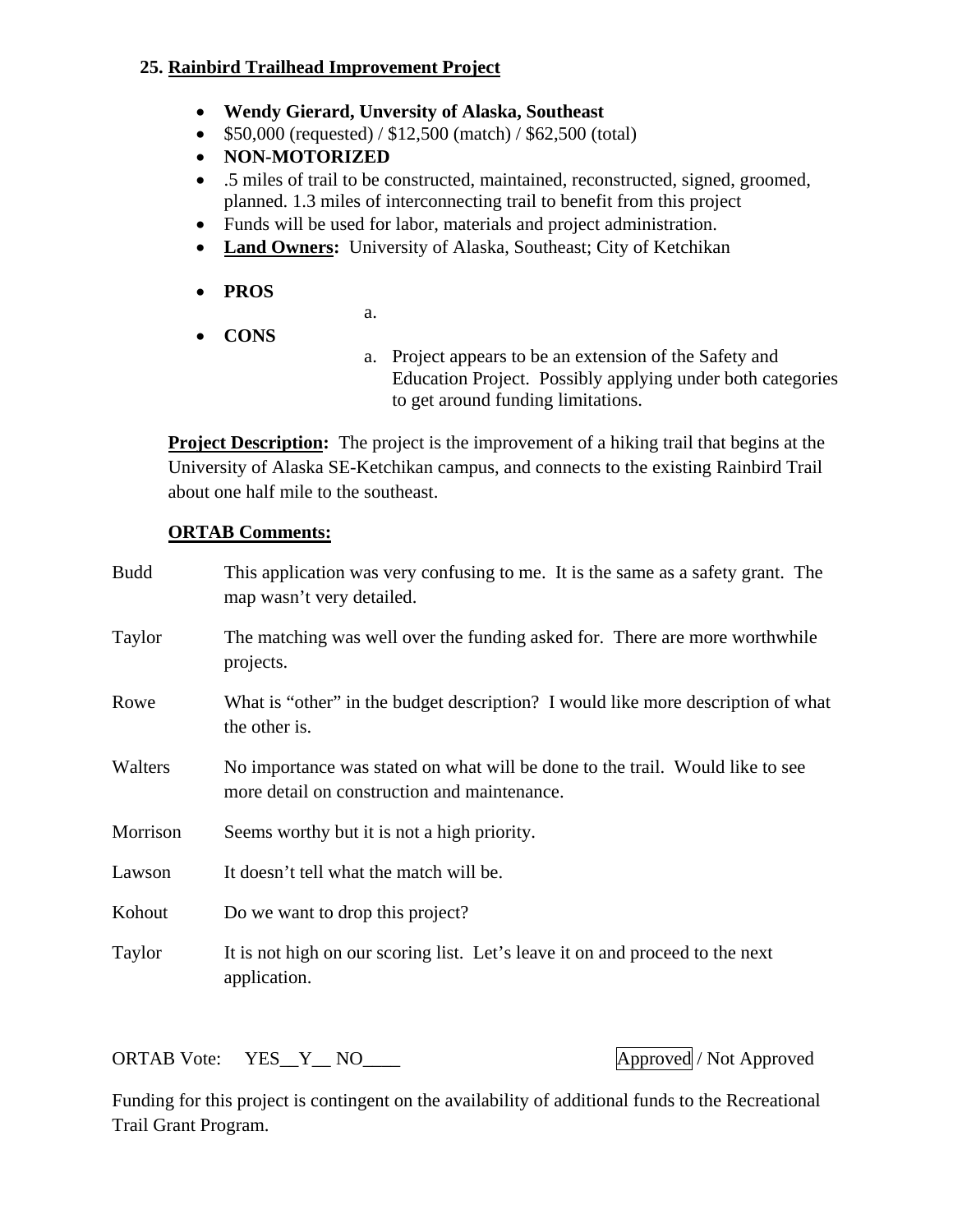## 25. Rainbird Trailhead Improvement Project

- **Wendy Gierard, Unversity of Alaska, Southeast**
- $50,000 (requested) / $12,500 (match) / $62,500 (total)
- **NON-MOTORIZED**
- .5 miles of trail to be constructed, maintained, reconstructed, signed, groomed, planned. 1.3 miles of interconnecting trail to benefit from this project
- Funds will be used for labor, materials and project administration.
- **Land Owners:** University of Alaska, Southeast; City of Ketchikan
- **PROS**
  a.
- **CONS**
  a. Project appears to be an extension of the Safety and Education Project. Possibly applying under both categories to get around funding limitations.

**Project Description:** The project is the improvement of a hiking trail that begins at the University of Alaska SE-Ketchikan campus, and connects to the existing Rainbird Trail about one half mile to the southeast.

**ORTAB Comments:**

| | |
|---|---|
| Budd | This application was very confusing to me. It is the same as a safety grant. The map wasn't very detailed. |
| Taylor | The matching was well over the funding asked for. There are more worthwhile projects. |
| Rowe | What is "other" in the budget description? I would like more description of what the other is. |
| Walters | No importance was stated on what will be done to the trail. Would like to see more detail on construction and maintenance. |
| Morrison | Seems worthy but it is not a high priority. |
| Lawson | It doesn't tell what the match will be. |
| Kohout | Do we want to drop this project? |
| Taylor | It is not high on our scoring list. Let's leave it on and proceed to the next application. |

ORTAB Vote: YES__Y__ NO____ **Approved** / Not Approved

Funding for this project is contingent on the availability of additional funds to the Recreational Trail Grant Program.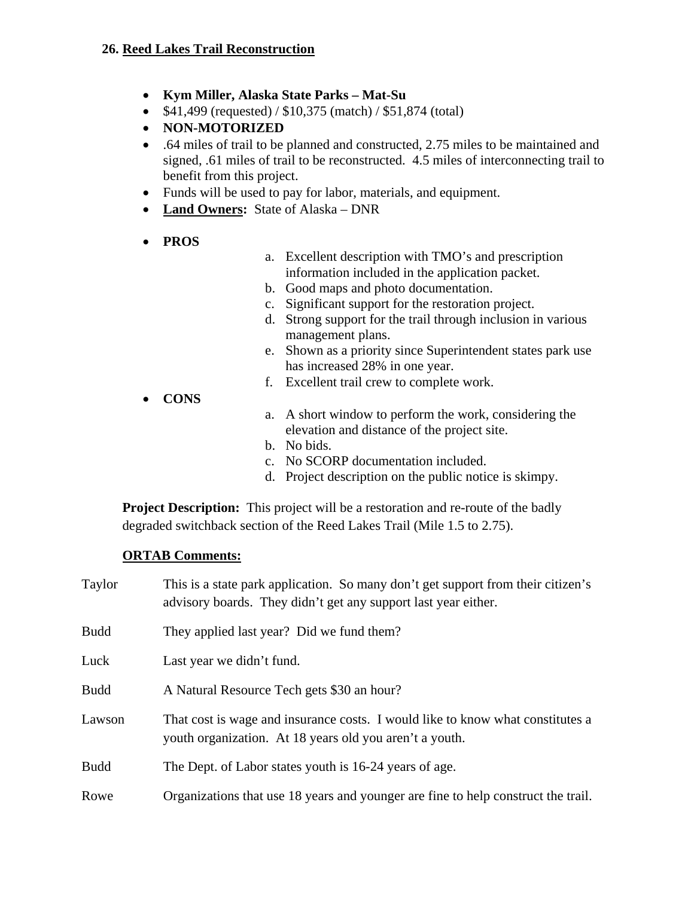## 26. Reed Lakes Trail Reconstruction

- **Kym Miller, Alaska State Parks – Mat-Su**
- $41,499 (requested) / $10,375 (match) / $51,874 (total)
- **NON-MOTORIZED**
- .64 miles of trail to be planned and constructed, 2.75 miles to be maintained and signed, .61 miles of trail to be reconstructed. 4.5 miles of interconnecting trail to benefit from this project.
- Funds will be used to pay for labor, materials, and equipment.
- **Land Owners:** State of Alaska – DNR
- **PROS**
  a. Excellent description with TMO's and prescription information included in the application packet.
  b. Good maps and photo documentation.
  c. Significant support for the restoration project.
  d. Strong support for the trail through inclusion in various management plans.
  e. Shown as a priority since Superintendent states park use has increased 28% in one year.
  f. Excellent trail crew to complete work.
- **CONS**
  a. A short window to perform the work, considering the elevation and distance of the project site.
  b. No bids.
  c. No SCORP documentation included.
  d. Project description on the public notice is skimpy.

**Project Description:** This project will be a restoration and re-route of the badly degraded switchback section of the Reed Lakes Trail (Mile 1.5 to 2.75).

**ORTAB Comments:**

Taylor: This is a state park application. So many don't get support from their citizen's advisory boards. They didn't get any support last year either.

Budd: They applied last year? Did we fund them?

Luck: Last year we didn't fund.

Budd: A Natural Resource Tech gets $30 an hour?

Lawson: That cost is wage and insurance costs. I would like to know what constitutes a youth organization. At 18 years old you aren't a youth.

Budd: The Dept. of Labor states youth is 16-24 years of age.

Rowe: Organizations that use 18 years and younger are fine to help construct the trail.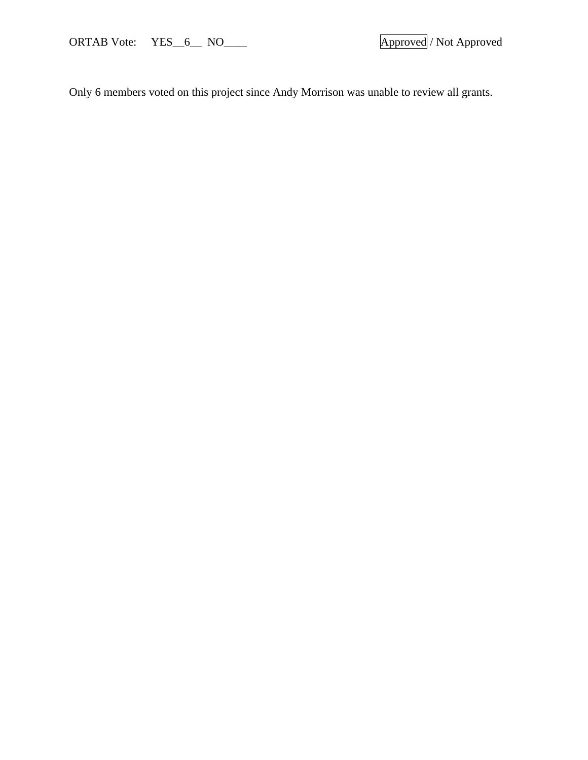ORTAB Vote: YES__6__ NO____ Approved / Not Approved

Only 6 members voted on this project since Andy Morrison was unable to review all grants.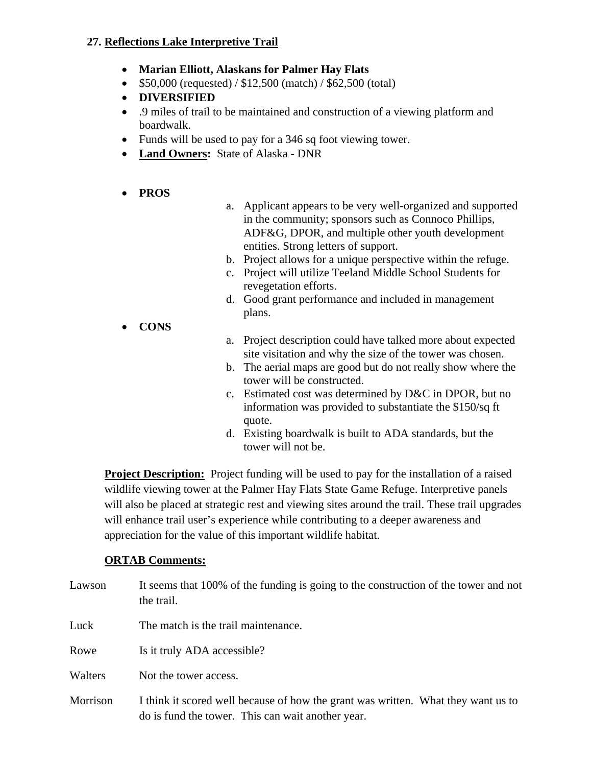### 27. Reflections Lake Interpretive Trail

- **Marian Elliott, Alaskans for Palmer Hay Flats**
- $50,000 (requested) / $12,500 (match) / $62,500 (total)
- **DIVERSIFIED**
- .9 miles of trail to be maintained and construction of a viewing platform and boardwalk.
- Funds will be used to pay for a 346 sq foot viewing tower.
- **Land Owners:** State of Alaska - DNR

- **PROS**
  a. Applicant appears to be very well-organized and supported in the community; sponsors such as Connoco Phillips, ADF&G, DPOR, and multiple other youth development entities. Strong letters of support.
  b. Project allows for a unique perspective within the refuge.
  c. Project will utilize Teeland Middle School Students for revegetation efforts.
  d. Good grant performance and included in management plans.
- **CONS**
  a. Project description could have talked more about expected site visitation and why the size of the tower was chosen.
  b. The aerial maps are good but do not really show where the tower will be constructed.
  c. Estimated cost was determined by D&C in DPOR, but no information was provided to substantiate the $150/sq ft quote.
  d. Existing boardwalk is built to ADA standards, but the tower will not be.

**Project Description:** Project funding will be used to pay for the installation of a raised wildlife viewing tower at the Palmer Hay Flats State Game Refuge. Interpretive panels will also be placed at strategic rest and viewing sites around the trail. These trail upgrades will enhance trail user's experience while contributing to a deeper awareness and appreciation for the value of this important wildlife habitat.

**ORTAB Comments:**

Lawson — It seems that 100% of the funding is going to the construction of the tower and not the trail.

Luck — The match is the trail maintenance.

Rowe — Is it truly ADA accessible?

Walters — Not the tower access.

Morrison — I think it scored well because of how the grant was written. What they want us to do is fund the tower. This can wait another year.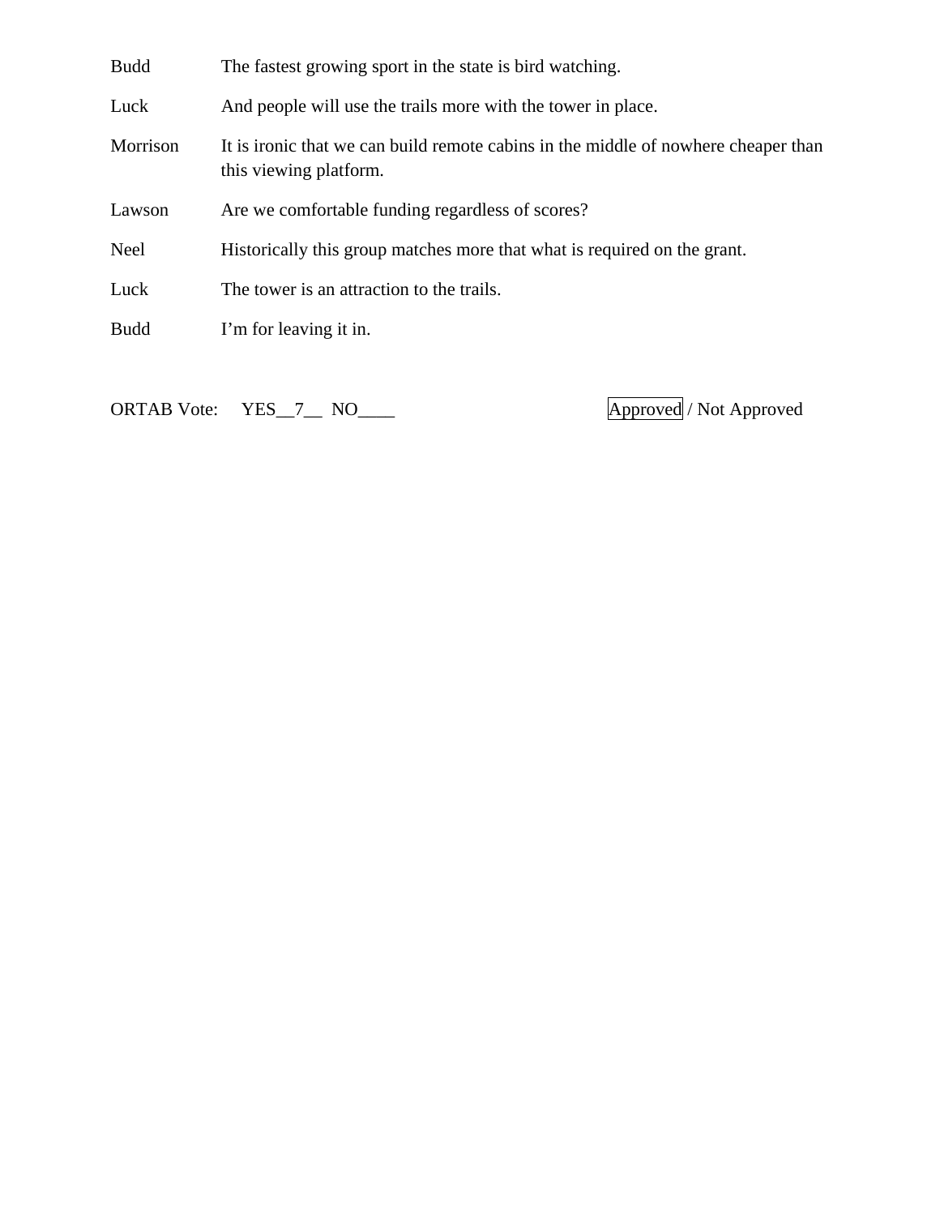| | |
|---|---|
| Budd | The fastest growing sport in the state is bird watching. |
| Luck | And people will use the trails more with the tower in place. |
| Morrison | It is ironic that we can build remote cabins in the middle of nowhere cheaper than this viewing platform. |
| Lawson | Are we comfortable funding regardless of scores? |
| Neel | Historically this group matches more that what is required on the grant. |
| Luck | The tower is an attraction to the trails. |
| Budd | I'm for leaving it in. |

ORTAB Vote: YES__7__ NO____ **[Approved]** / Not Approved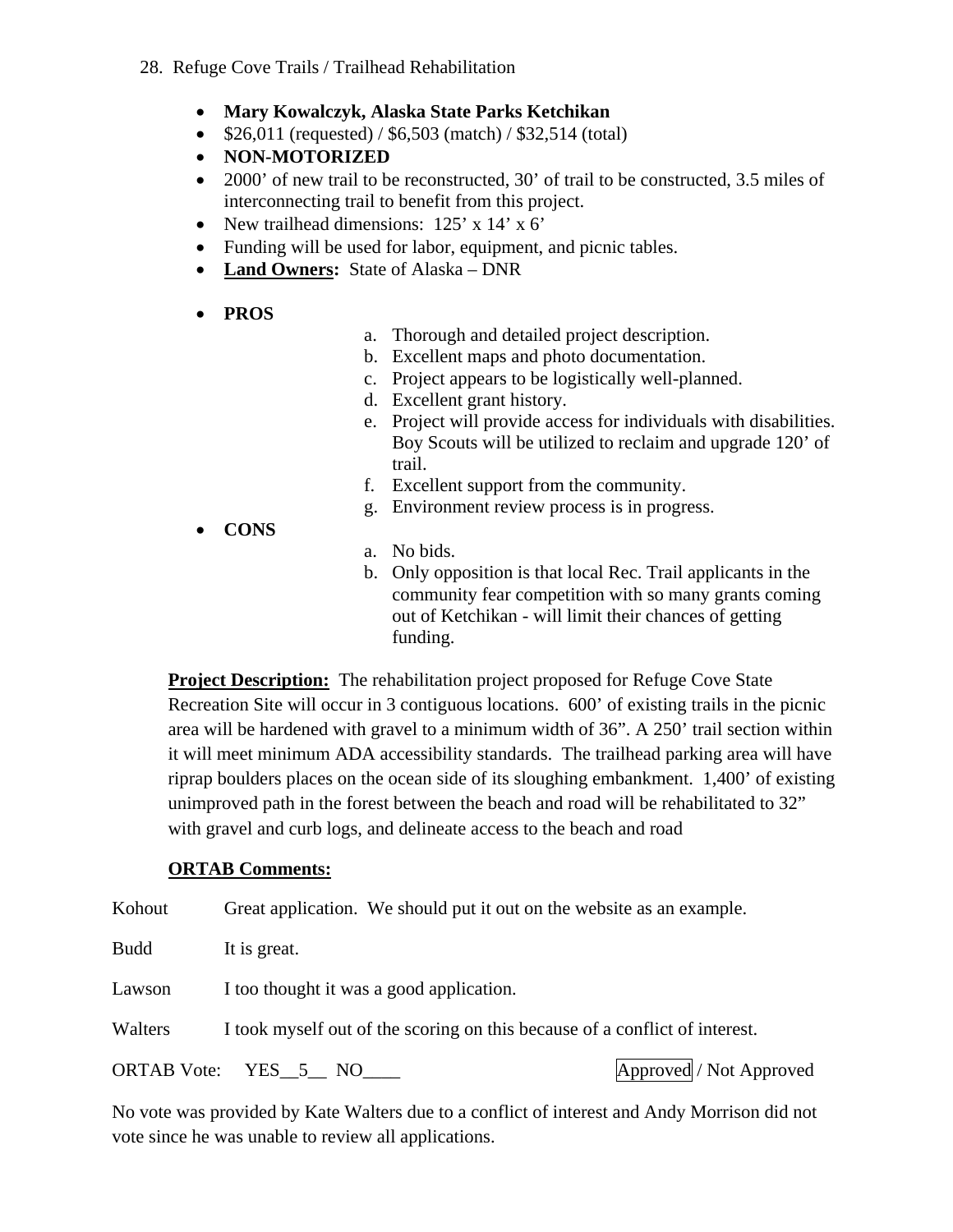28. Refuge Cove Trails / Trailhead Rehabilitation

- **Mary Kowalczyk, Alaska State Parks Ketchikan**
- $26,011 (requested) / $6,503 (match) / $32,514 (total)
- **NON-MOTORIZED**
- 2000' of new trail to be reconstructed, 30' of trail to be constructed, 3.5 miles of interconnecting trail to benefit from this project.
- New trailhead dimensions: 125' x 14' x 6'
- Funding will be used for labor, equipment, and picnic tables.
- **Land Owners:** State of Alaska – DNR
- **PROS**
  a. Thorough and detailed project description.
  b. Excellent maps and photo documentation.
  c. Project appears to be logistically well-planned.
  d. Excellent grant history.
  e. Project will provide access for individuals with disabilities. Boy Scouts will be utilized to reclaim and upgrade 120' of trail.
  f. Excellent support from the community.
  g. Environment review process is in progress.
- **CONS**
  a. No bids.
  b. Only opposition is that local Rec. Trail applicants in the community fear competition with so many grants coming out of Ketchikan - will limit their chances of getting funding.

**Project Description:** The rehabilitation project proposed for Refuge Cove State Recreation Site will occur in 3 contiguous locations. 600' of existing trails in the picnic area will be hardened with gravel to a minimum width of 36". A 250' trail section within it will meet minimum ADA accessibility standards. The trailhead parking area will have riprap boulders places on the ocean side of its sloughing embankment. 1,400' of existing unimproved path in the forest between the beach and road will be rehabilitated to 32" with gravel and curb logs, and delineate access to the beach and road

**ORTAB Comments:**

Kohout Great application. We should put it out on the website as an example.

Budd It is great.

Lawson I too thought it was a good application.

Walters I took myself out of the scoring on this because of a conflict of interest.

ORTAB Vote: YES__5__ NO____ **Approved** / Not Approved

No vote was provided by Kate Walters due to a conflict of interest and Andy Morrison did not vote since he was unable to review all applications.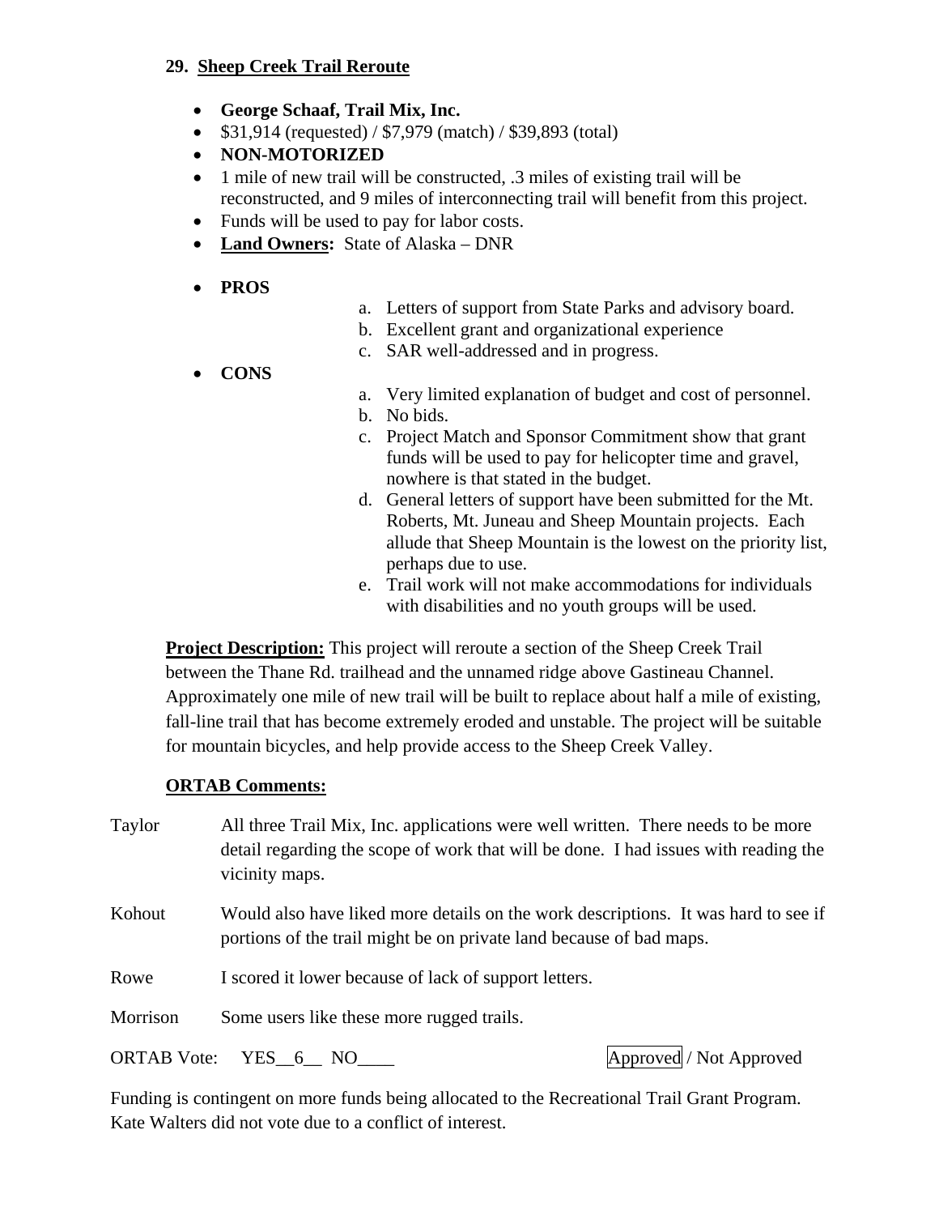**29. Sheep Creek Trail Reroute**

- **George Schaaf, Trail Mix, Inc.**
- $31,914 (requested) / $7,979 (match) / $39,893 (total)
- **NON-MOTORIZED**
- 1 mile of new trail will be constructed, .3 miles of existing trail will be reconstructed, and 9 miles of interconnecting trail will benefit from this project.
- Funds will be used to pay for labor costs.
- **Land Owners:** State of Alaska – DNR
- **PROS**
  a. Letters of support from State Parks and advisory board.
  b. Excellent grant and organizational experience
  c. SAR well-addressed and in progress.
- **CONS**
  a. Very limited explanation of budget and cost of personnel.
  b. No bids.
  c. Project Match and Sponsor Commitment show that grant funds will be used to pay for helicopter time and gravel, nowhere is that stated in the budget.
  d. General letters of support have been submitted for the Mt. Roberts, Mt. Juneau and Sheep Mountain projects. Each allude that Sheep Mountain is the lowest on the priority list, perhaps due to use.
  e. Trail work will not make accommodations for individuals with disabilities and no youth groups will be used.

**Project Description:** This project will reroute a section of the Sheep Creek Trail between the Thane Rd. trailhead and the unnamed ridge above Gastineau Channel. Approximately one mile of new trail will be built to replace about half a mile of existing, fall-line trail that has become extremely eroded and unstable. The project will be suitable for mountain bicycles, and help provide access to the Sheep Creek Valley.

**ORTAB Comments:**

Taylor — All three Trail Mix, Inc. applications were well written. There needs to be more detail regarding the scope of work that will be done. I had issues with reading the vicinity maps.

Kohout — Would also have liked more details on the work descriptions. It was hard to see if portions of the trail might be on private land because of bad maps.

Rowe — I scored it lower because of lack of support letters.

Morrison — Some users like these more rugged trails.

ORTAB Vote: YES__6__ NO____ **Approved** / Not Approved

Funding is contingent on more funds being allocated to the Recreational Trail Grant Program. Kate Walters did not vote due to a conflict of interest.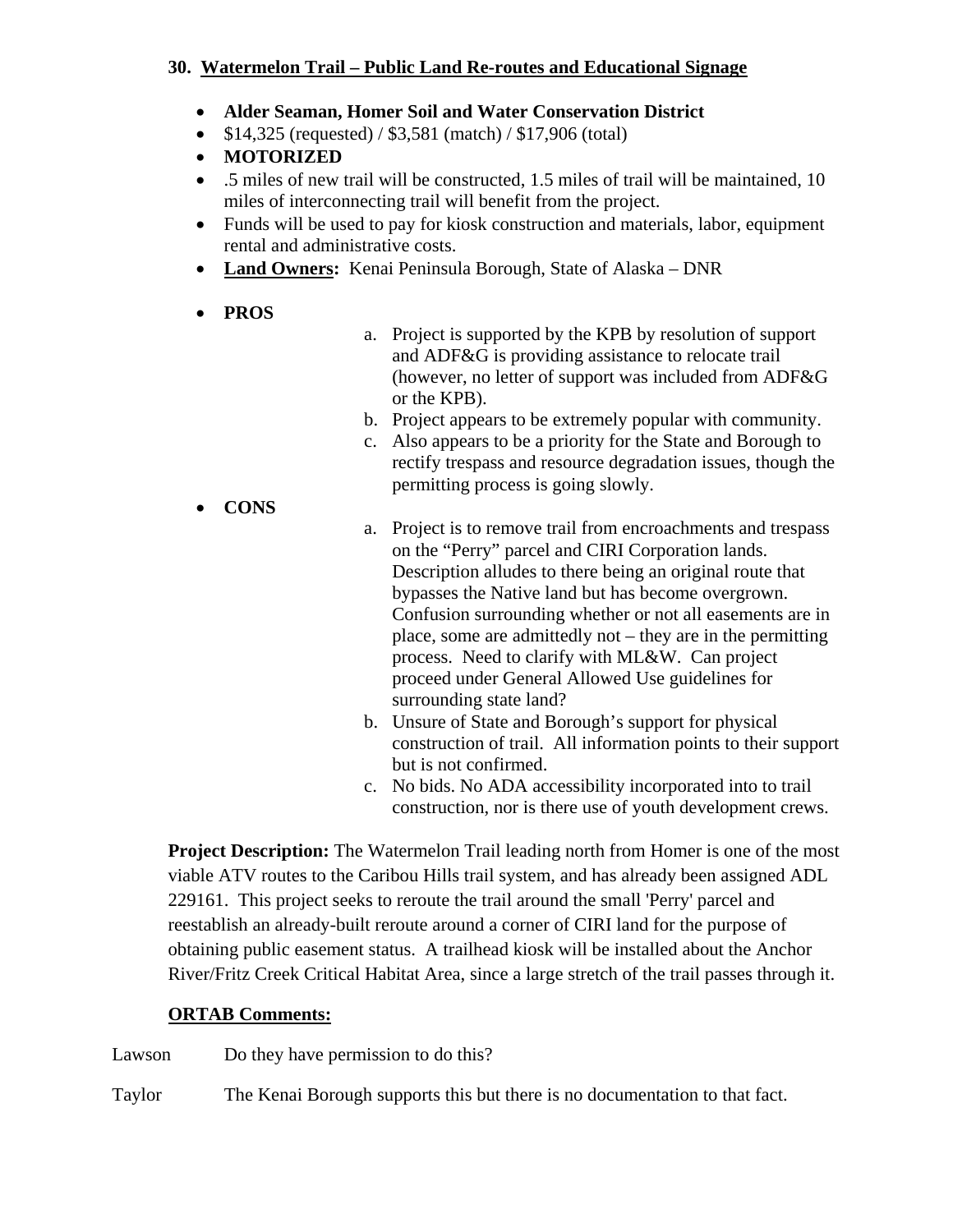### 30. Watermelon Trail – Public Land Re-routes and Educational Signage

- **Alder Seaman, Homer Soil and Water Conservation District**
- $14,325 (requested) / $3,581 (match) / $17,906 (total)
- **MOTORIZED**
- .5 miles of new trail will be constructed, 1.5 miles of trail will be maintained, 10 miles of interconnecting trail will benefit from the project.
- Funds will be used to pay for kiosk construction and materials, labor, equipment rental and administrative costs.
- **Land Owners:** Kenai Peninsula Borough, State of Alaska – DNR
- **PROS**
  a. Project is supported by the KPB by resolution of support and ADF&G is providing assistance to relocate trail (however, no letter of support was included from ADF&G or the KPB).
  b. Project appears to be extremely popular with community.
  c. Also appears to be a priority for the State and Borough to rectify trespass and resource degradation issues, though the permitting process is going slowly.
- **CONS**
  a. Project is to remove trail from encroachments and trespass on the "Perry" parcel and CIRI Corporation lands. Description alludes to there being an original route that bypasses the Native land but has become overgrown. Confusion surrounding whether or not all easements are in place, some are admittedly not – they are in the permitting process. Need to clarify with ML&W. Can project proceed under General Allowed Use guidelines for surrounding state land?
  b. Unsure of State and Borough's support for physical construction of trail. All information points to their support but is not confirmed.
  c. No bids. No ADA accessibility incorporated into to trail construction, nor is there use of youth development crews.

**Project Description:** The Watermelon Trail leading north from Homer is one of the most viable ATV routes to the Caribou Hills trail system, and has already been assigned ADL 229161. This project seeks to reroute the trail around the small 'Perry' parcel and reestablish an already-built reroute around a corner of CIRI land for the purpose of obtaining public easement status. A trailhead kiosk will be installed about the Anchor River/Fritz Creek Critical Habitat Area, since a large stretch of the trail passes through it.

**ORTAB Comments:**

Lawson: Do they have permission to do this?

Taylor: The Kenai Borough supports this but there is no documentation to that fact.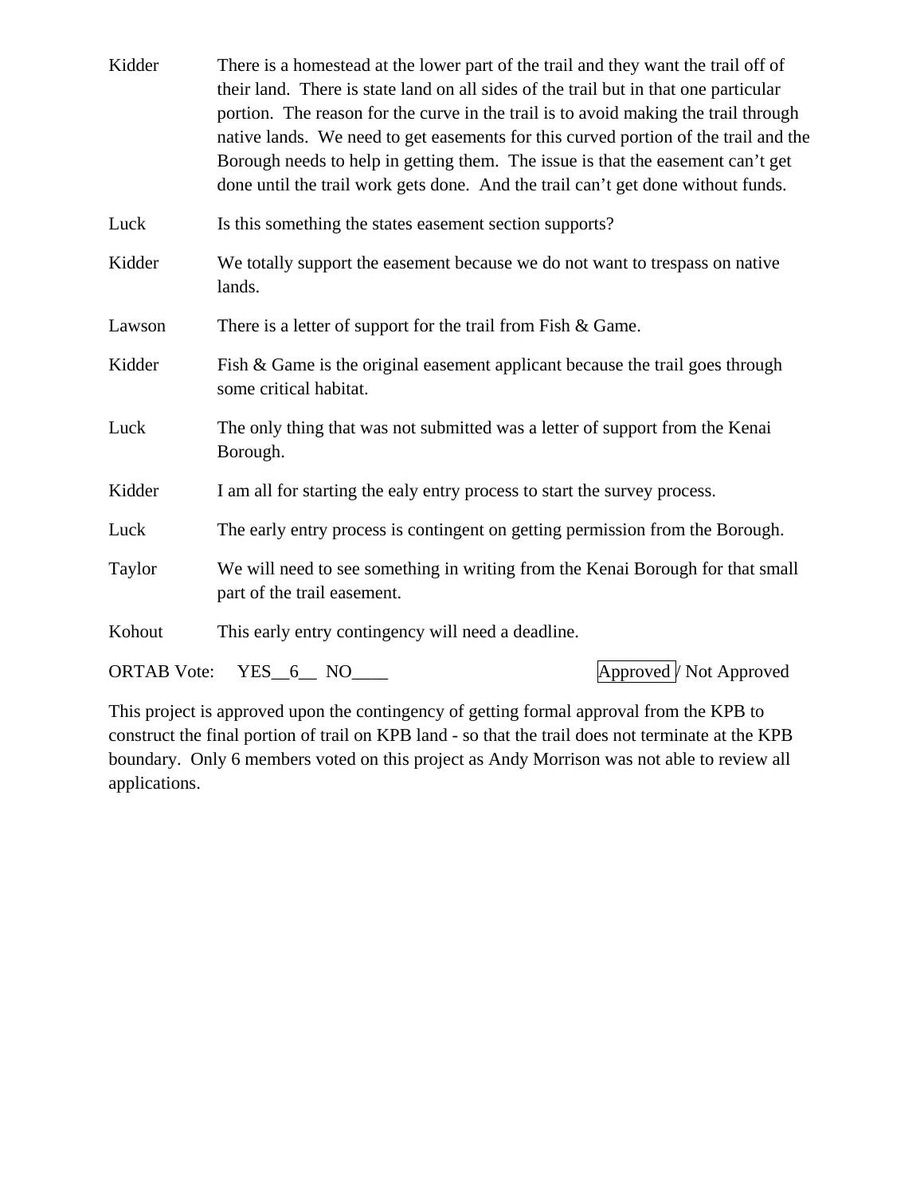Kidder There is a homestead at the lower part of the trail and they want the trail off of their land. There is state land on all sides of the trail but in that one particular portion. The reason for the curve in the trail is to avoid making the trail through native lands. We need to get easements for this curved portion of the trail and the Borough needs to help in getting them. The issue is that the easement can't get done until the trail work gets done. And the trail can't get done without funds.

Luck Is this something the states easement section supports?

Kidder We totally support the easement because we do not want to trespass on native lands.

Lawson There is a letter of support for the trail from Fish & Game.

Kidder Fish & Game is the original easement applicant because the trail goes through some critical habitat.

Luck The only thing that was not submitted was a letter of support from the Kenai Borough.

Kidder I am all for starting the ealy entry process to start the survey process.

Luck The early entry process is contingent on getting permission from the Borough.

Taylor We will need to see something in writing from the Kenai Borough for that small part of the trail easement.

Kohout This early entry contingency will need a deadline.

ORTAB Vote: YES__6__ NO____ **Approved** / Not Approved

This project is approved upon the contingency of getting formal approval from the KPB to construct the final portion of trail on KPB land - so that the trail does not terminate at the KPB boundary. Only 6 members voted on this project as Andy Morrison was not able to review all applications.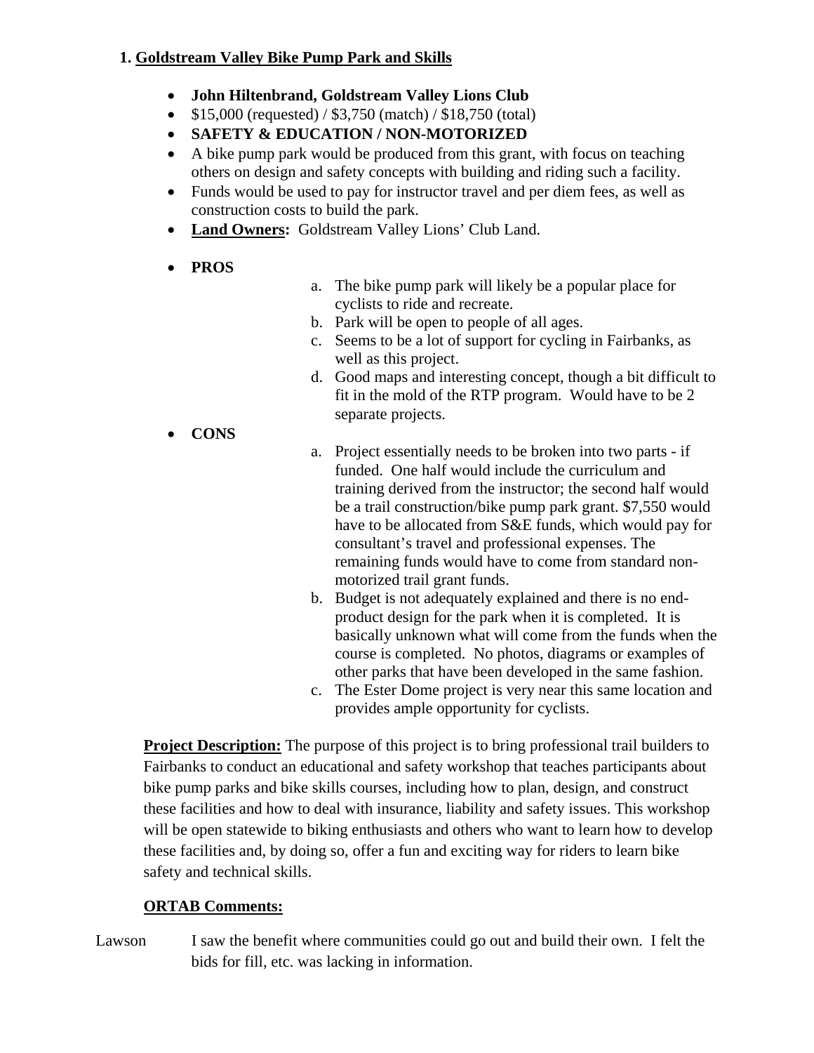### 1. Goldstream Valley Bike Pump Park and Skills

- **John Hiltenbrand, Goldstream Valley Lions Club**
- $15,000 (requested) / $3,750 (match) / $18,750 (total)
- **SAFETY & EDUCATION / NON-MOTORIZED**
- A bike pump park would be produced from this grant, with focus on teaching others on design and safety concepts with building and riding such a facility.
- Funds would be used to pay for instructor travel and per diem fees, as well as construction costs to build the park.
- **Land Owners:** Goldstream Valley Lions' Club Land.
- **PROS**
  a. The bike pump park will likely be a popular place for cyclists to ride and recreate.
  b. Park will be open to people of all ages.
  c. Seems to be a lot of support for cycling in Fairbanks, as well as this project.
  d. Good maps and interesting concept, though a bit difficult to fit in the mold of the RTP program. Would have to be 2 separate projects.
- **CONS**
  a. Project essentially needs to be broken into two parts - if funded. One half would include the curriculum and training derived from the instructor; the second half would be a trail construction/bike pump park grant. $7,550 would have to be allocated from S&E funds, which would pay for consultant's travel and professional expenses. The remaining funds would have to come from standard non-motorized trail grant funds.
  b. Budget is not adequately explained and there is no end-product design for the park when it is completed. It is basically unknown what will come from the funds when the course is completed. No photos, diagrams or examples of other parks that have been developed in the same fashion.
  c. The Ester Dome project is very near this same location and provides ample opportunity for cyclists.

**Project Description:** The purpose of this project is to bring professional trail builders to Fairbanks to conduct an educational and safety workshop that teaches participants about bike pump parks and bike skills courses, including how to plan, design, and construct these facilities and how to deal with insurance, liability and safety issues. This workshop will be open statewide to biking enthusiasts and others who want to learn how to develop these facilities and, by doing so, offer a fun and exciting way for riders to learn bike safety and technical skills.

**ORTAB Comments:**

Lawson: I saw the benefit where communities could go out and build their own. I felt the bids for fill, etc. was lacking in information.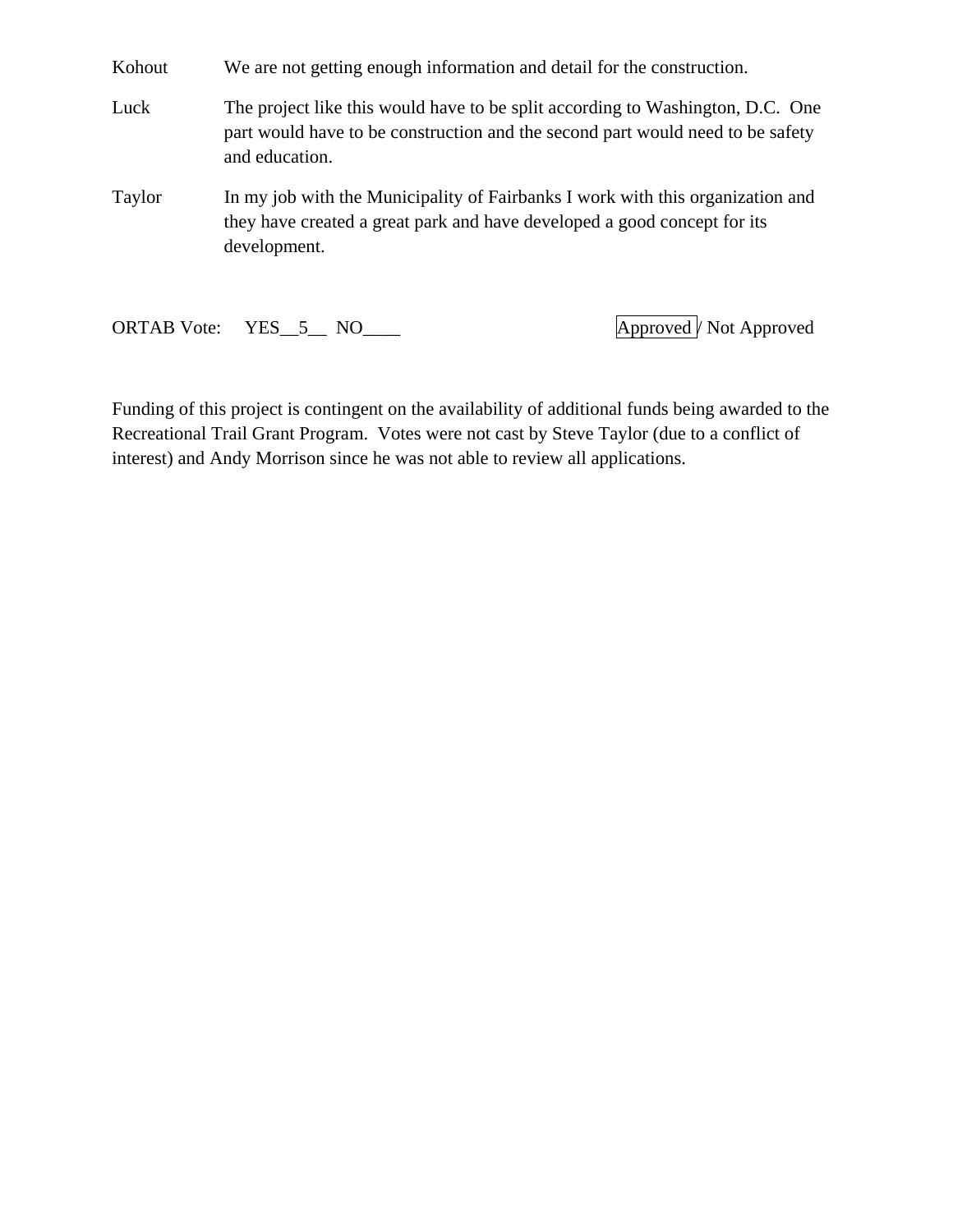| | |
|---|---|
| Kohout | We are not getting enough information and detail for the construction. |
| Luck | The project like this would have to be split according to Washington, D.C. One part would have to be construction and the second part would need to be safety and education. |
| Taylor | In my job with the Municipality of Fairbanks I work with this organization and they have created a great park and have developed a good concept for its development. |

ORTAB Vote: YES__5__ NO____ **Approved** / Not Approved

Funding of this project is contingent on the availability of additional funds being awarded to the Recreational Trail Grant Program. Votes were not cast by Steve Taylor (due to a conflict of interest) and Andy Morrison since he was not able to review all applications.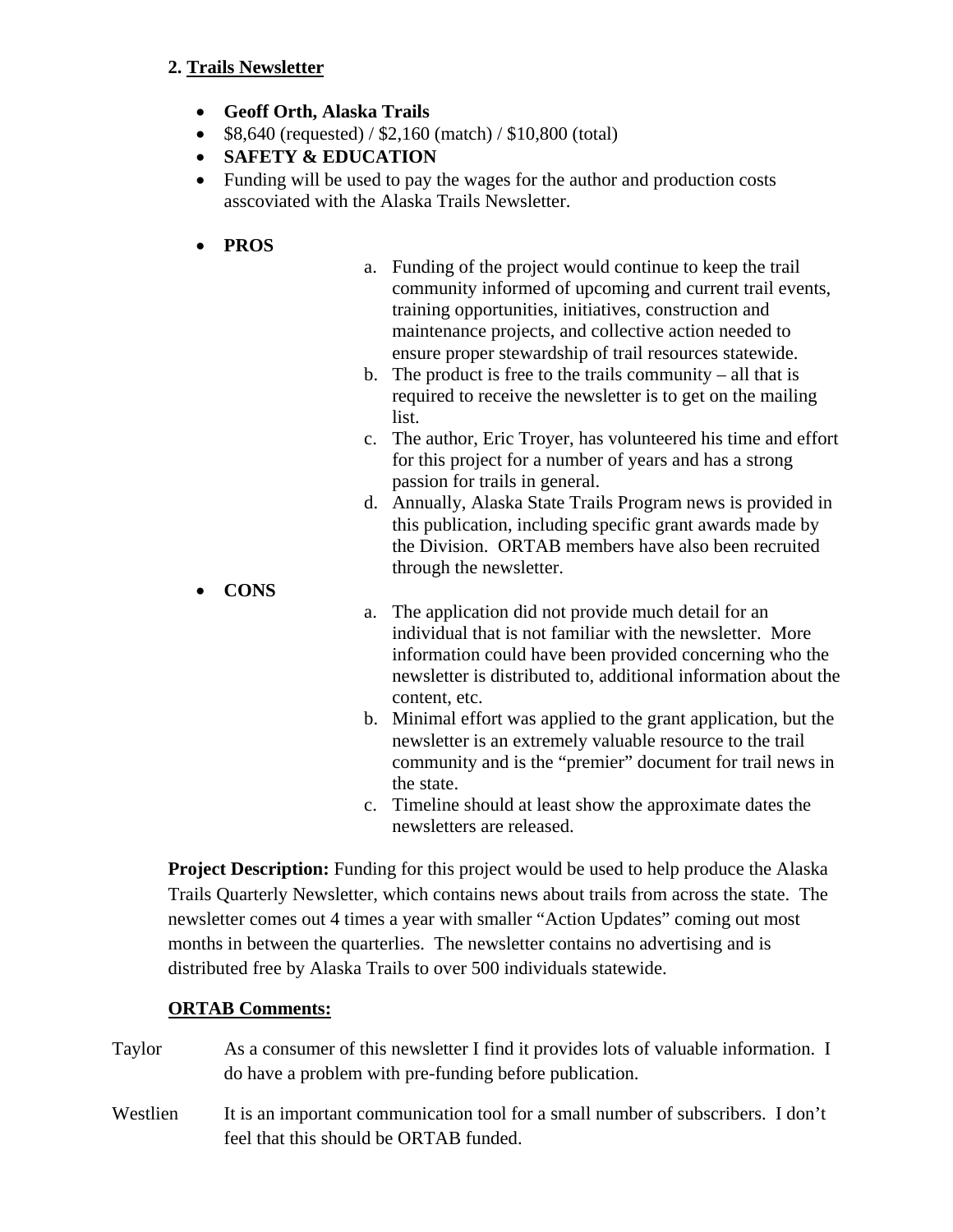**2. Trails Newsletter**

- **Geoff Orth, Alaska Trails**
- $8,640 (requested) / $2,160 (match) / $10,800 (total)
- **SAFETY & EDUCATION**
- Funding will be used to pay the wages for the author and production costs asscoviated with the Alaska Trails Newsletter.

- **PROS**

  a. Funding of the project would continue to keep the trail community informed of upcoming and current trail events, training opportunities, initiatives, construction and maintenance projects, and collective action needed to ensure proper stewardship of trail resources statewide.
  b. The product is free to the trails community – all that is required to receive the newsletter is to get on the mailing list.
  c. The author, Eric Troyer, has volunteered his time and effort for this project for a number of years and has a strong passion for trails in general.
  d. Annually, Alaska State Trails Program news is provided in this publication, including specific grant awards made by the Division. ORTAB members have also been recruited through the newsletter.

- **CONS**

  a. The application did not provide much detail for an individual that is not familiar with the newsletter. More information could have been provided concerning who the newsletter is distributed to, additional information about the content, etc.
  b. Minimal effort was applied to the grant application, but the newsletter is an extremely valuable resource to the trail community and is the "premier" document for trail news in the state.
  c. Timeline should at least show the approximate dates the newsletters are released.

**Project Description:** Funding for this project would be used to help produce the Alaska Trails Quarterly Newsletter, which contains news about trails from across the state. The newsletter comes out 4 times a year with smaller "Action Updates" coming out most months in between the quarterlies. The newsletter contains no advertising and is distributed free by Alaska Trails to over 500 individuals statewide.

**ORTAB Comments:**

Taylor — As a consumer of this newsletter I find it provides lots of valuable information. I do have a problem with pre-funding before publication.

Westlien — It is an important communication tool for a small number of subscribers. I don't feel that this should be ORTAB funded.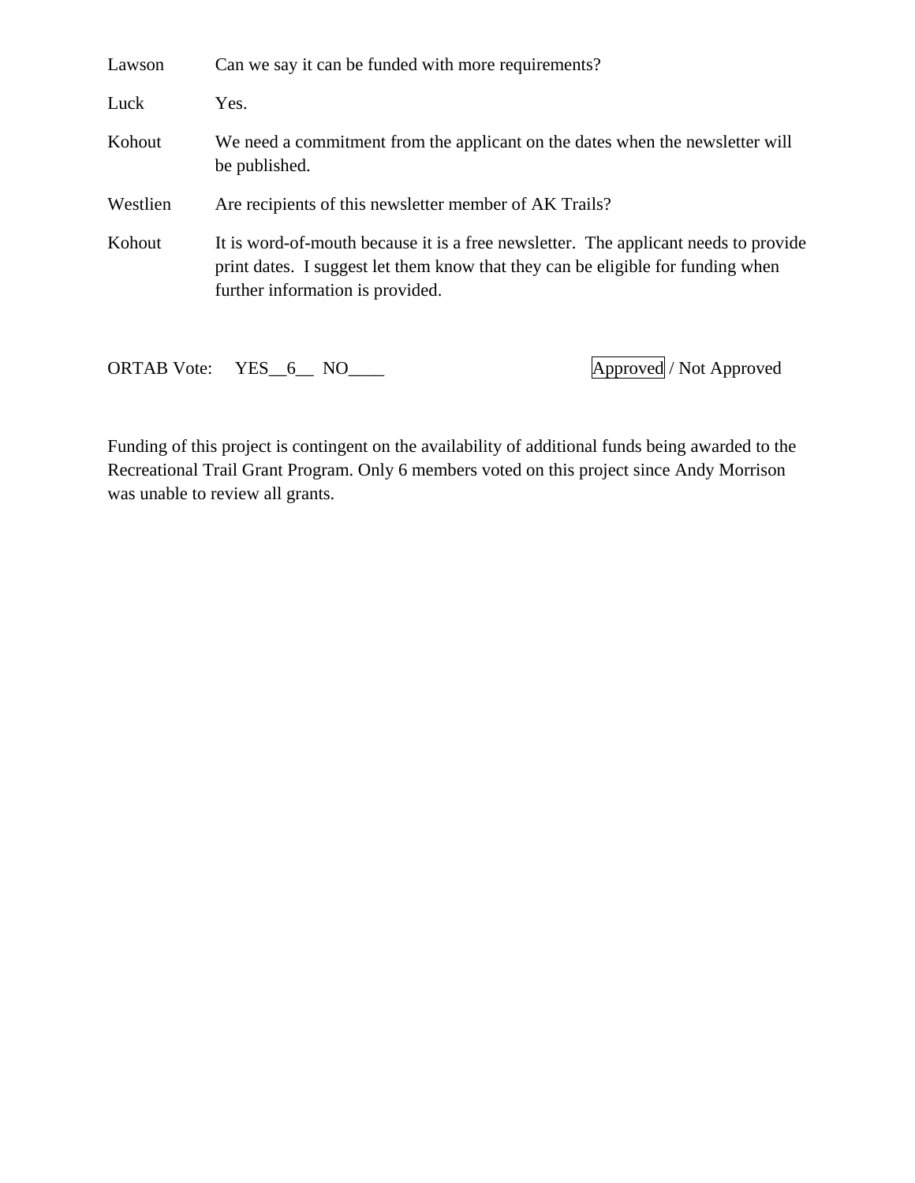| | |
|---|---|
| Lawson | Can we say it can be funded with more requirements? |
| Luck | Yes. |
| Kohout | We need a commitment from the applicant on the dates when the newsletter will be published. |
| Westlien | Are recipients of this newsletter member of AK Trails? |
| Kohout | It is word-of-mouth because it is a free newsletter. The applicant needs to provide print dates. I suggest let them know that they can be eligible for funding when further information is provided. |

ORTAB Vote: YES__6__ NO____ **Approved** / Not Approved

Funding of this project is contingent on the availability of additional funds being awarded to the Recreational Trail Grant Program. Only 6 members voted on this project since Andy Morrison was unable to review all grants.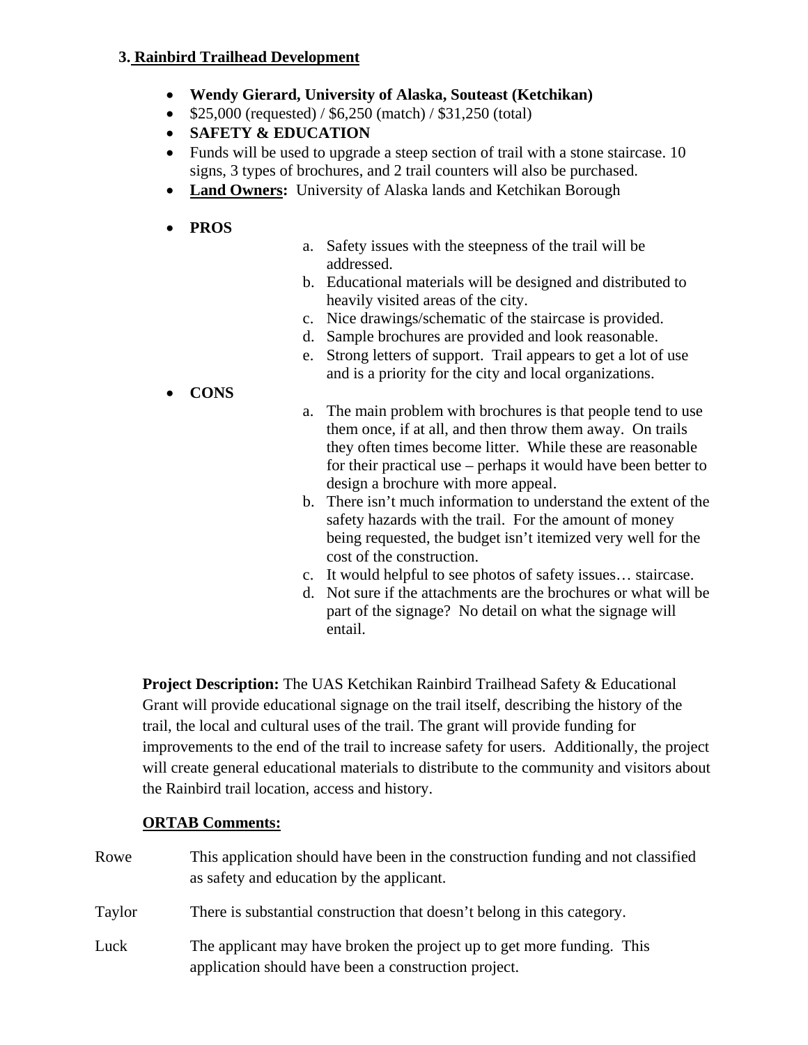### 3. Rainbird Trailhead Development

- **Wendy Gierard, University of Alaska, Souteast (Ketchikan)**
- $25,000 (requested) / $6,250 (match) / $31,250 (total)
- **SAFETY & EDUCATION**
- Funds will be used to upgrade a steep section of trail with a stone staircase. 10 signs, 3 types of brochures, and 2 trail counters will also be purchased.
- **Land Owners:** University of Alaska lands and Ketchikan Borough
- **PROS**
  a. Safety issues with the steepness of the trail will be addressed.
  b. Educational materials will be designed and distributed to heavily visited areas of the city.
  c. Nice drawings/schematic of the staircase is provided.
  d. Sample brochures are provided and look reasonable.
  e. Strong letters of support. Trail appears to get a lot of use and is a priority for the city and local organizations.
- **CONS**
  a. The main problem with brochures is that people tend to use them once, if at all, and then throw them away. On trails they often times become litter. While these are reasonable for their practical use – perhaps it would have been better to design a brochure with more appeal.
  b. There isn't much information to understand the extent of the safety hazards with the trail. For the amount of money being requested, the budget isn't itemized very well for the cost of the construction.
  c. It would helpful to see photos of safety issues… staircase.
  d. Not sure if the attachments are the brochures or what will be part of the signage? No detail on what the signage will entail.

**Project Description:** The UAS Ketchikan Rainbird Trailhead Safety & Educational Grant will provide educational signage on the trail itself, describing the history of the trail, the local and cultural uses of the trail. The grant will provide funding for improvements to the end of the trail to increase safety for users. Additionally, the project will create general educational materials to distribute to the community and visitors about the Rainbird trail location, access and history.

**ORTAB Comments:**

Rowe — This application should have been in the construction funding and not classified as safety and education by the applicant.

Taylor — There is substantial construction that doesn't belong in this category.

Luck — The applicant may have broken the project up to get more funding. This application should have been a construction project.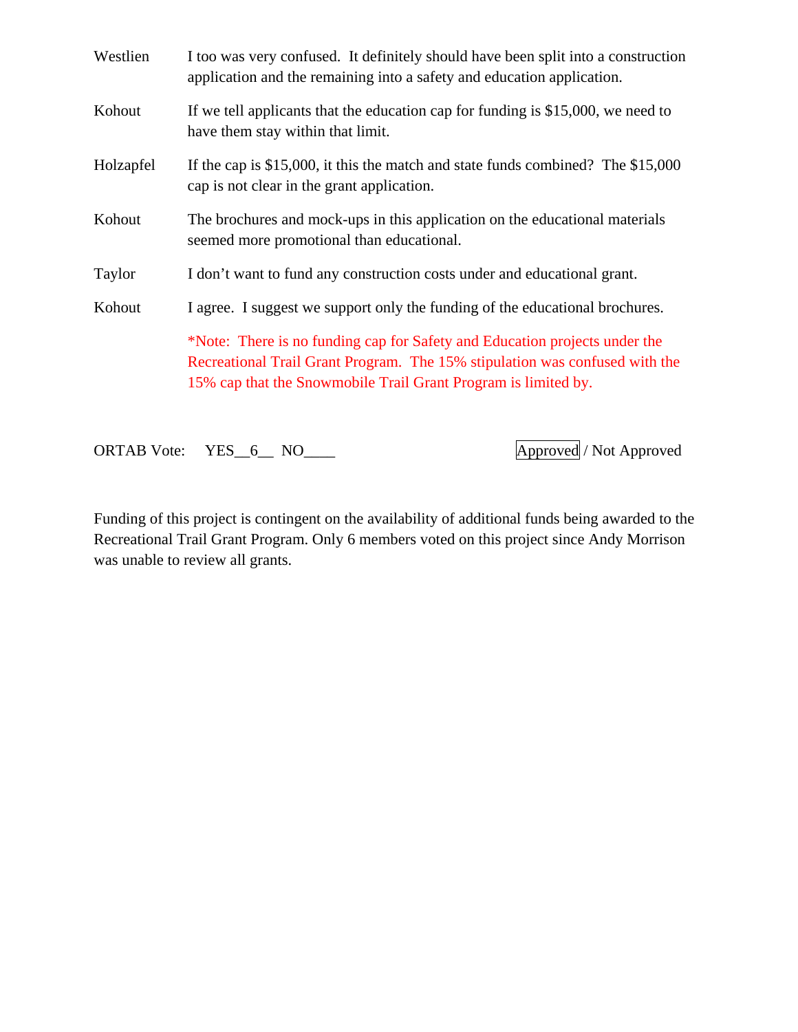| | |
|---|---|
| Westlien | I too was very confused. It definitely should have been split into a construction application and the remaining into a safety and education application. |
| Kohout | If we tell applicants that the education cap for funding is $15,000, we need to have them stay within that limit. |
| Holzapfel | If the cap is $15,000, it this the match and state funds combined? The $15,000 cap is not clear in the grant application. |
| Kohout | The brochures and mock-ups in this application on the educational materials seemed more promotional than educational. |
| Taylor | I don't want to fund any construction costs under and educational grant. |
| Kohout | I agree. I suggest we support only the funding of the educational brochures. |
| | *Note: There is no funding cap for Safety and Education projects under the Recreational Trail Grant Program. The 15% stipulation was confused with the 15% cap that the Snowmobile Trail Grant Program is limited by. |

ORTAB Vote: YES__6__ NO____ **Approved** / Not Approved

Funding of this project is contingent on the availability of additional funds being awarded to the Recreational Trail Grant Program. Only 6 members voted on this project since Andy Morrison was unable to review all grants.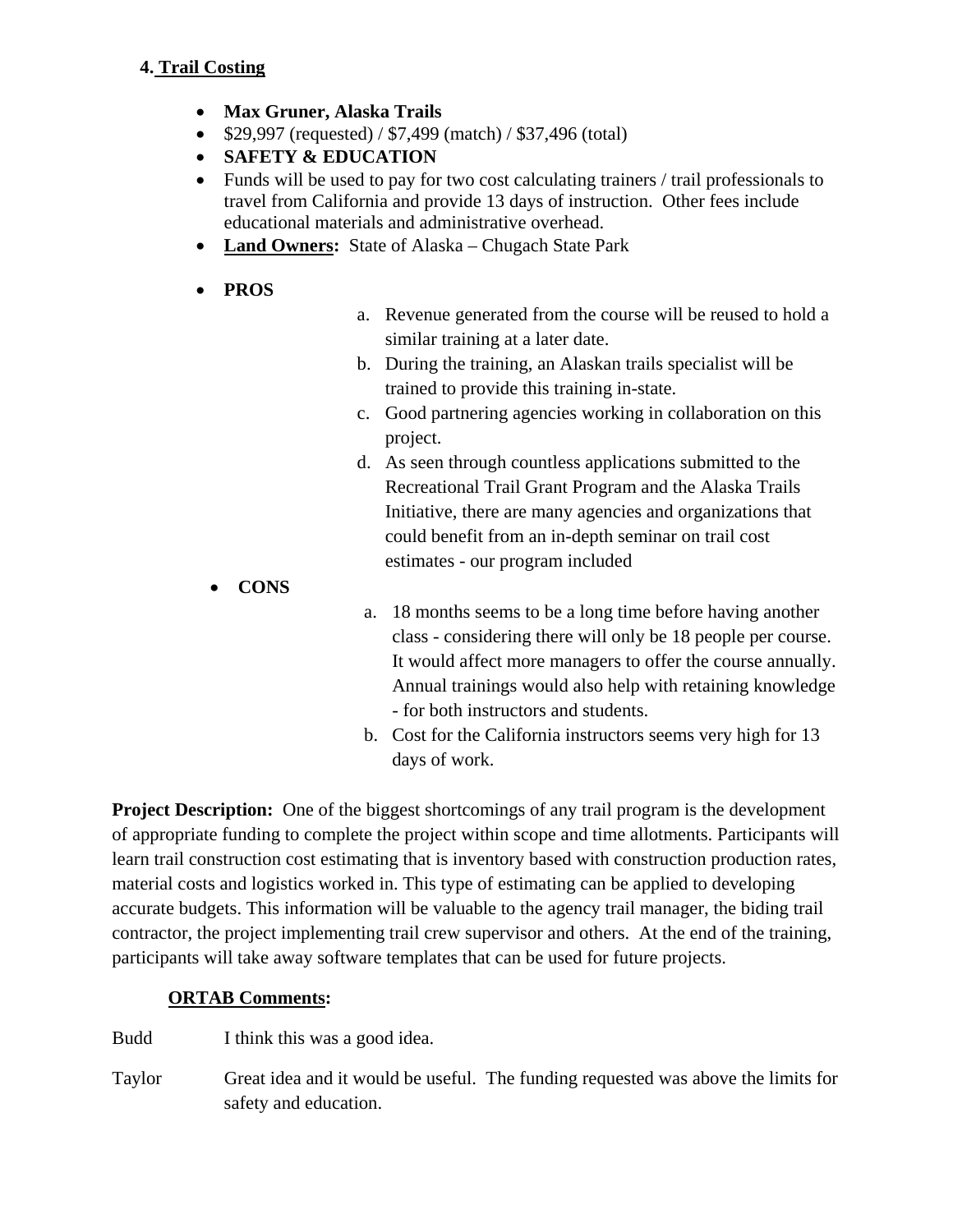#### 4. Trail Costing

- **Max Gruner, Alaska Trails**
- $29,997 (requested) / $7,499 (match) / $37,496 (total)
- **SAFETY & EDUCATION**
- Funds will be used to pay for two cost calculating trainers / trail professionals to travel from California and provide 13 days of instruction. Other fees include educational materials and administrative overhead.
- **Land Owners:** State of Alaska – Chugach State Park
- **PROS**
  a. Revenue generated from the course will be reused to hold a similar training at a later date.
  b. During the training, an Alaskan trails specialist will be trained to provide this training in-state.
  c. Good partnering agencies working in collaboration on this project.
  d. As seen through countless applications submitted to the Recreational Trail Grant Program and the Alaska Trails Initiative, there are many agencies and organizations that could benefit from an in-depth seminar on trail cost estimates - our program included
- **CONS**
  a. 18 months seems to be a long time before having another class - considering there will only be 18 people per course. It would affect more managers to offer the course annually. Annual trainings would also help with retaining knowledge - for both instructors and students.
  b. Cost for the California instructors seems very high for 13 days of work.

**Project Description:** One of the biggest shortcomings of any trail program is the development of appropriate funding to complete the project within scope and time allotments. Participants will learn trail construction cost estimating that is inventory based with construction production rates, material costs and logistics worked in. This type of estimating can be applied to developing accurate budgets. This information will be valuable to the agency trail manager, the biding trail contractor, the project implementing trail crew supervisor and others. At the end of the training, participants will take away software templates that can be used for future projects.

**ORTAB Comments:**

Budd — I think this was a good idea.

Taylor — Great idea and it would be useful. The funding requested was above the limits for safety and education.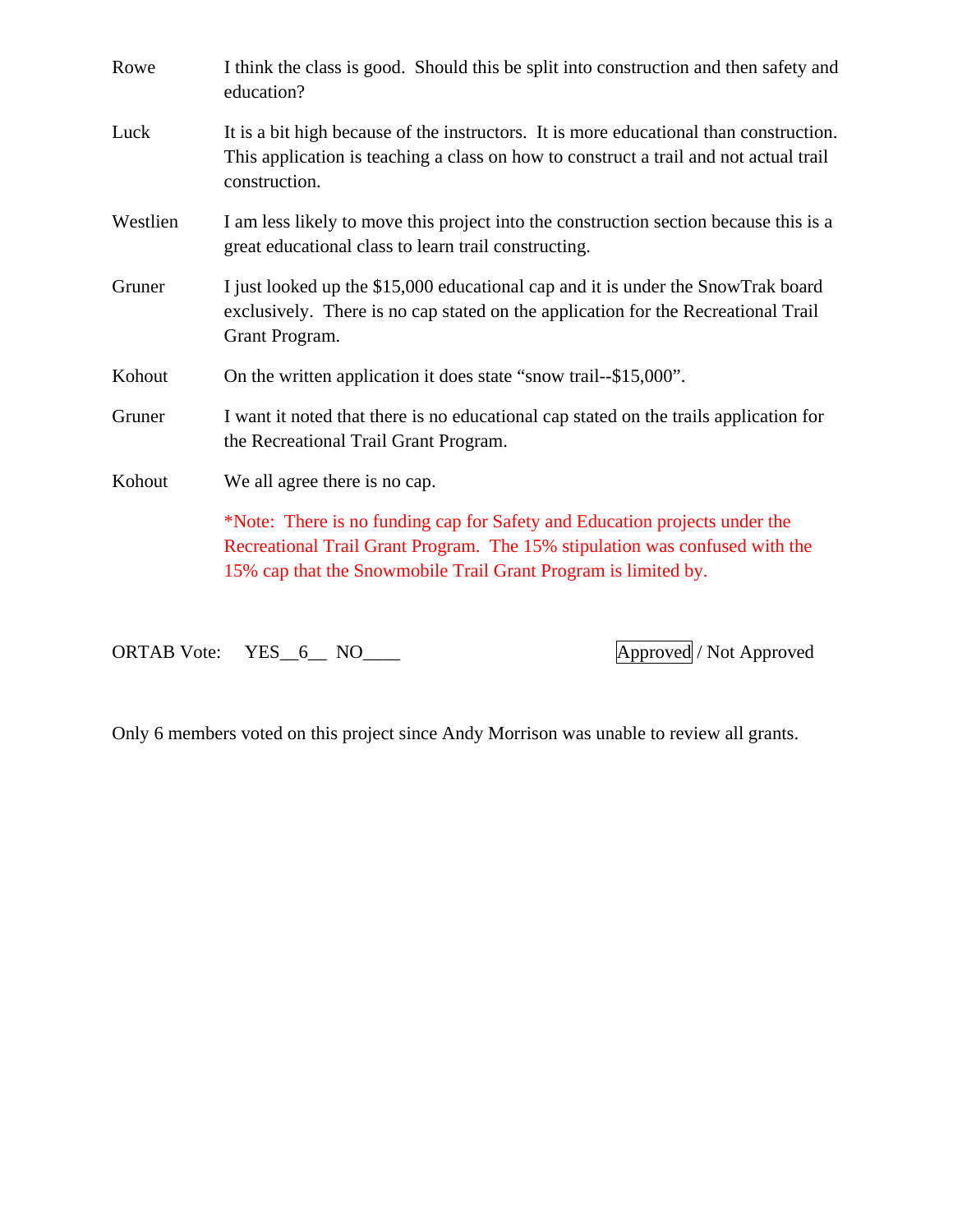**Rowe** I think the class is good. Should this be split into construction and then safety and education?

**Luck** It is a bit high because of the instructors. It is more educational than construction. This application is teaching a class on how to construct a trail and not actual trail construction.

**Westlien** I am less likely to move this project into the construction section because this is a great educational class to learn trail constructing.

**Gruner** I just looked up the $15,000 educational cap and it is under the SnowTrak board exclusively. There is no cap stated on the application for the Recreational Trail Grant Program.

**Kohout** On the written application it does state "snow trail--$15,000".

**Gruner** I want it noted that there is no educational cap stated on the trails application for the Recreational Trail Grant Program.

**Kohout** We all agree there is no cap.

*Note: There is no funding cap for Safety and Education projects under the Recreational Trail Grant Program. The 15% stipulation was confused with the 15% cap that the Snowmobile Trail Grant Program is limited by.

ORTAB Vote: YES__6__ NO____ **Approved** / Not Approved

Only 6 members voted on this project since Andy Morrison was unable to review all grants.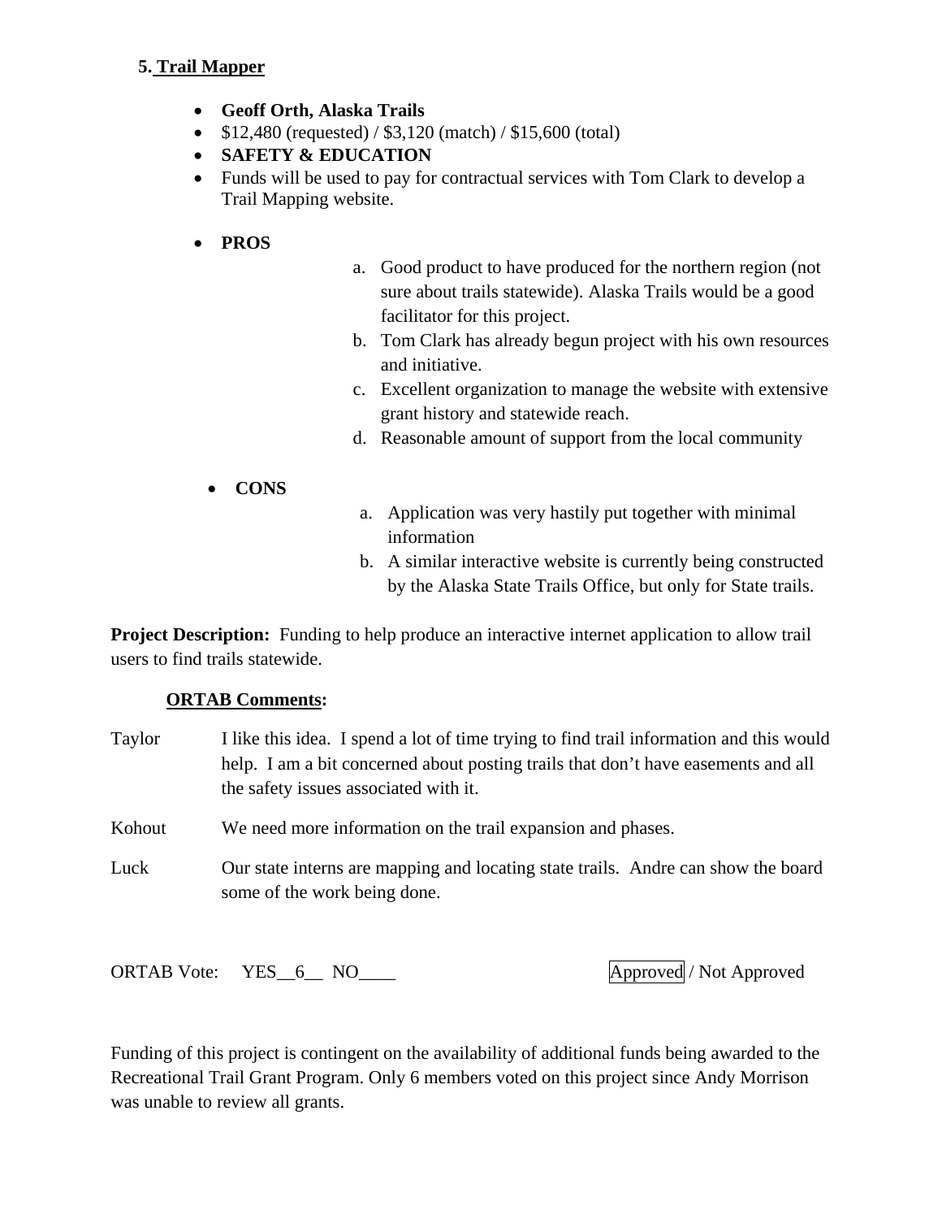### 5. Trail Mapper

- **Geoff Orth, Alaska Trails**
- $12,480 (requested) / $3,120 (match) / $15,600 (total)
- **SAFETY & EDUCATION**
- Funds will be used to pay for contractual services with Tom Clark to develop a Trail Mapping website.

- **PROS**
  a. Good product to have produced for the northern region (not sure about trails statewide). Alaska Trails would be a good facilitator for this project.
  b. Tom Clark has already begun project with his own resources and initiative.
  c. Excellent organization to manage the website with extensive grant history and statewide reach.
  d. Reasonable amount of support from the local community

- **CONS**
  a. Application was very hastily put together with minimal information
  b. A similar interactive website is currently being constructed by the Alaska State Trails Office, but only for State trails.

**Project Description:** Funding to help produce an interactive internet application to allow trail users to find trails statewide.

**ORTAB Comments:**

Taylor — I like this idea. I spend a lot of time trying to find trail information and this would help. I am a bit concerned about posting trails that don't have easements and all the safety issues associated with it.

Kohout — We need more information on the trail expansion and phases.

Luck — Our state interns are mapping and locating state trails. Andre can show the board some of the work being done.

ORTAB Vote: YES__6__ NO____ **Approved** / Not Approved

Funding of this project is contingent on the availability of additional funds being awarded to the Recreational Trail Grant Program. Only 6 members voted on this project since Andy Morrison was unable to review all grants.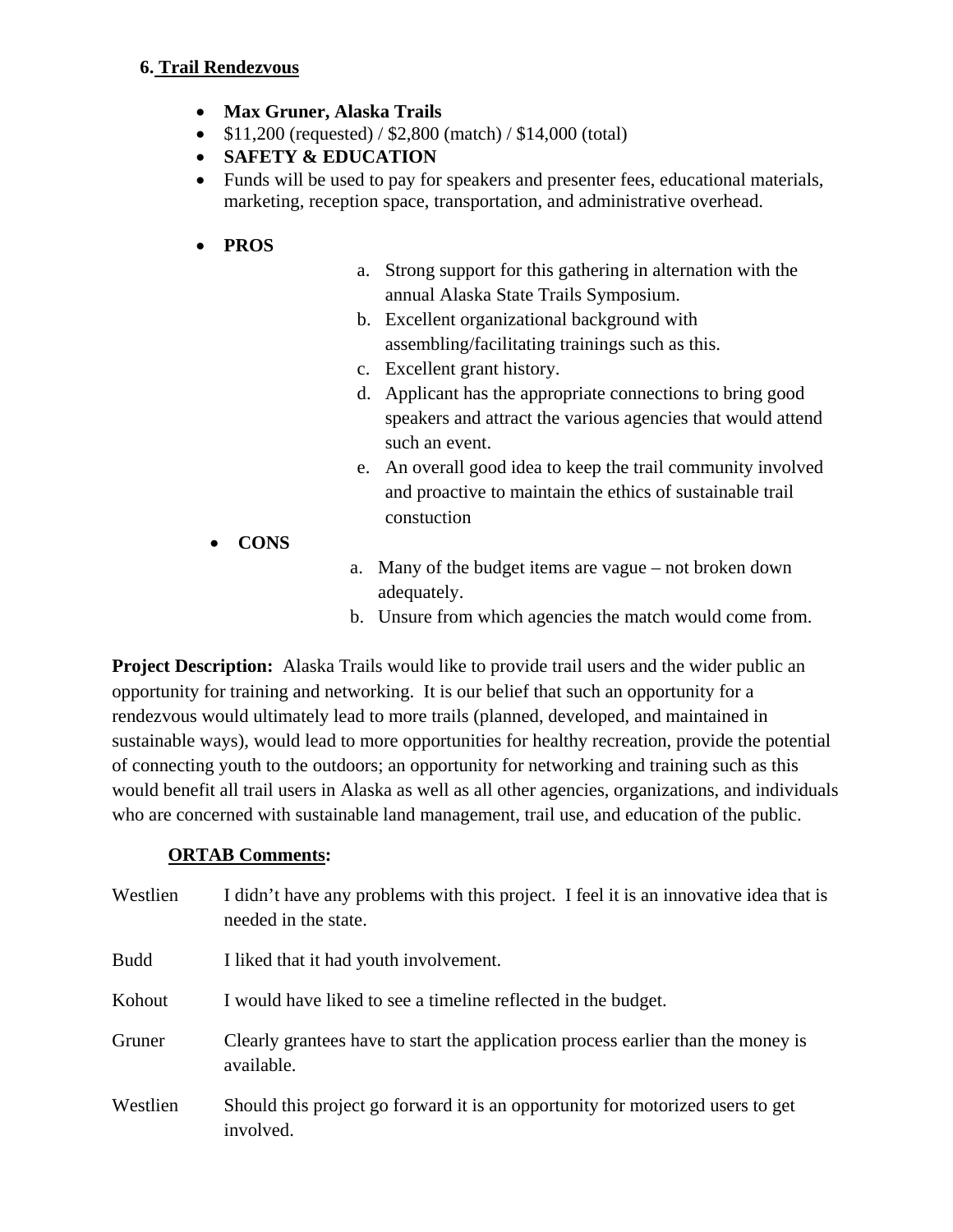### 6. Trail Rendezvous

- **Max Gruner, Alaska Trails**
- $11,200 (requested) / $2,800 (match) / $14,000 (total)
- **SAFETY & EDUCATION**
- Funds will be used to pay for speakers and presenter fees, educational materials, marketing, reception space, transportation, and administrative overhead.

- **PROS**
  a. Strong support for this gathering in alternation with the annual Alaska State Trails Symposium.
  b. Excellent organizational background with assembling/facilitating trainings such as this.
  c. Excellent grant history.
  d. Applicant has the appropriate connections to bring good speakers and attract the various agencies that would attend such an event.
  e. An overall good idea to keep the trail community involved and proactive to maintain the ethics of sustainable trail constuction

- **CONS**
  a. Many of the budget items are vague – not broken down adequately.
  b. Unsure from which agencies the match would come from.

**Project Description:** Alaska Trails would like to provide trail users and the wider public an opportunity for training and networking. It is our belief that such an opportunity for a rendezvous would ultimately lead to more trails (planned, developed, and maintained in sustainable ways), would lead to more opportunities for healthy recreation, provide the potential of connecting youth to the outdoors; an opportunity for networking and training such as this would benefit all trail users in Alaska as well as all other agencies, organizations, and individuals who are concerned with sustainable land management, trail use, and education of the public.

**ORTAB Comments:**

| | |
|---|---|
| Westlien | I didn't have any problems with this project. I feel it is an innovative idea that is needed in the state. |
| Budd | I liked that it had youth involvement. |
| Kohout | I would have liked to see a timeline reflected in the budget. |
| Gruner | Clearly grantees have to start the application process earlier than the money is available. |
| Westlien | Should this project go forward it is an opportunity for motorized users to get involved. |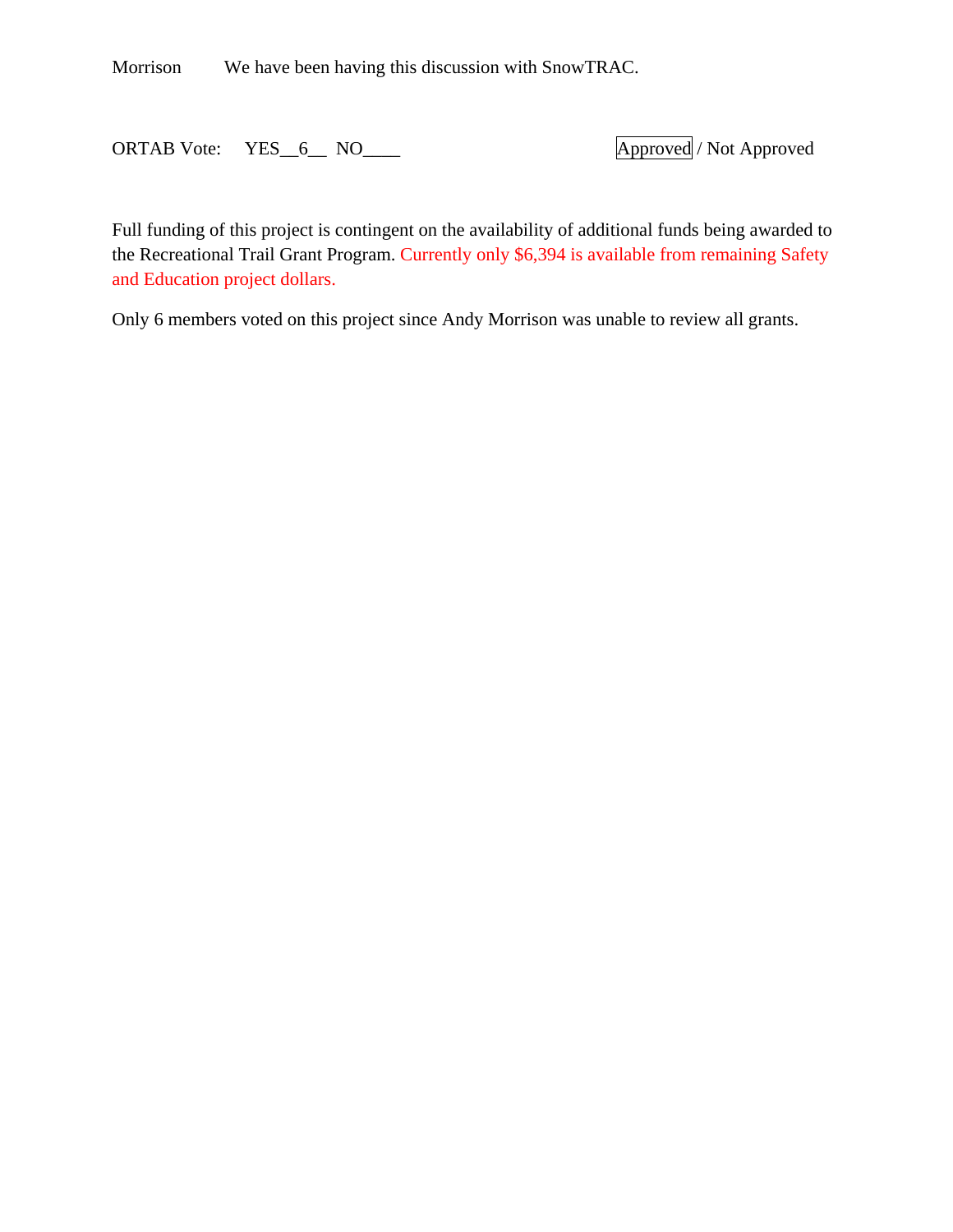Morrison    We have been having this discussion with SnowTRAC.

ORTAB Vote:  YES__6__ NO____                    Approved / Not Approved

Full funding of this project is contingent on the availability of additional funds being awarded to the Recreational Trail Grant Program. Currently only $6,394 is available from remaining Safety and Education project dollars.

Only 6 members voted on this project since Andy Morrison was unable to review all grants.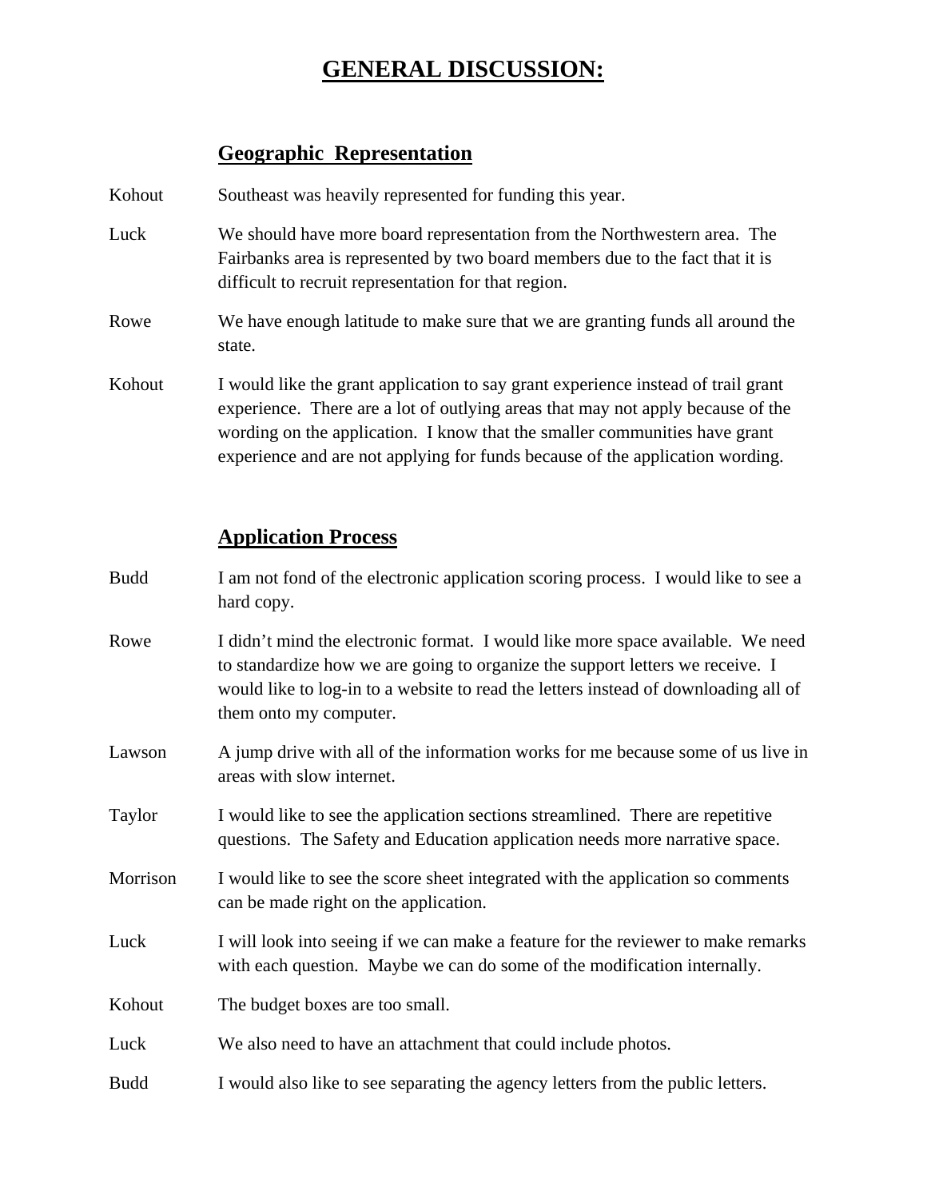# GENERAL DISCUSSION:

## Geographic Representation

Kohout Southeast was heavily represented for funding this year.

Luck We should have more board representation from the Northwestern area. The Fairbanks area is represented by two board members due to the fact that it is difficult to recruit representation for that region.

Rowe We have enough latitude to make sure that we are granting funds all around the state.

Kohout I would like the grant application to say grant experience instead of trail grant experience. There are a lot of outlying areas that may not apply because of the wording on the application. I know that the smaller communities have grant experience and are not applying for funds because of the application wording.

## Application Process

Budd I am not fond of the electronic application scoring process. I would like to see a hard copy.

Rowe I didn't mind the electronic format. I would like more space available. We need to standardize how we are going to organize the support letters we receive. I would like to log-in to a website to read the letters instead of downloading all of them onto my computer.

Lawson A jump drive with all of the information works for me because some of us live in areas with slow internet.

Taylor I would like to see the application sections streamlined. There are repetitive questions. The Safety and Education application needs more narrative space.

Morrison I would like to see the score sheet integrated with the application so comments can be made right on the application.

Luck I will look into seeing if we can make a feature for the reviewer to make remarks with each question. Maybe we can do some of the modification internally.

Kohout The budget boxes are too small.

Luck We also need to have an attachment that could include photos.

Budd I would also like to see separating the agency letters from the public letters.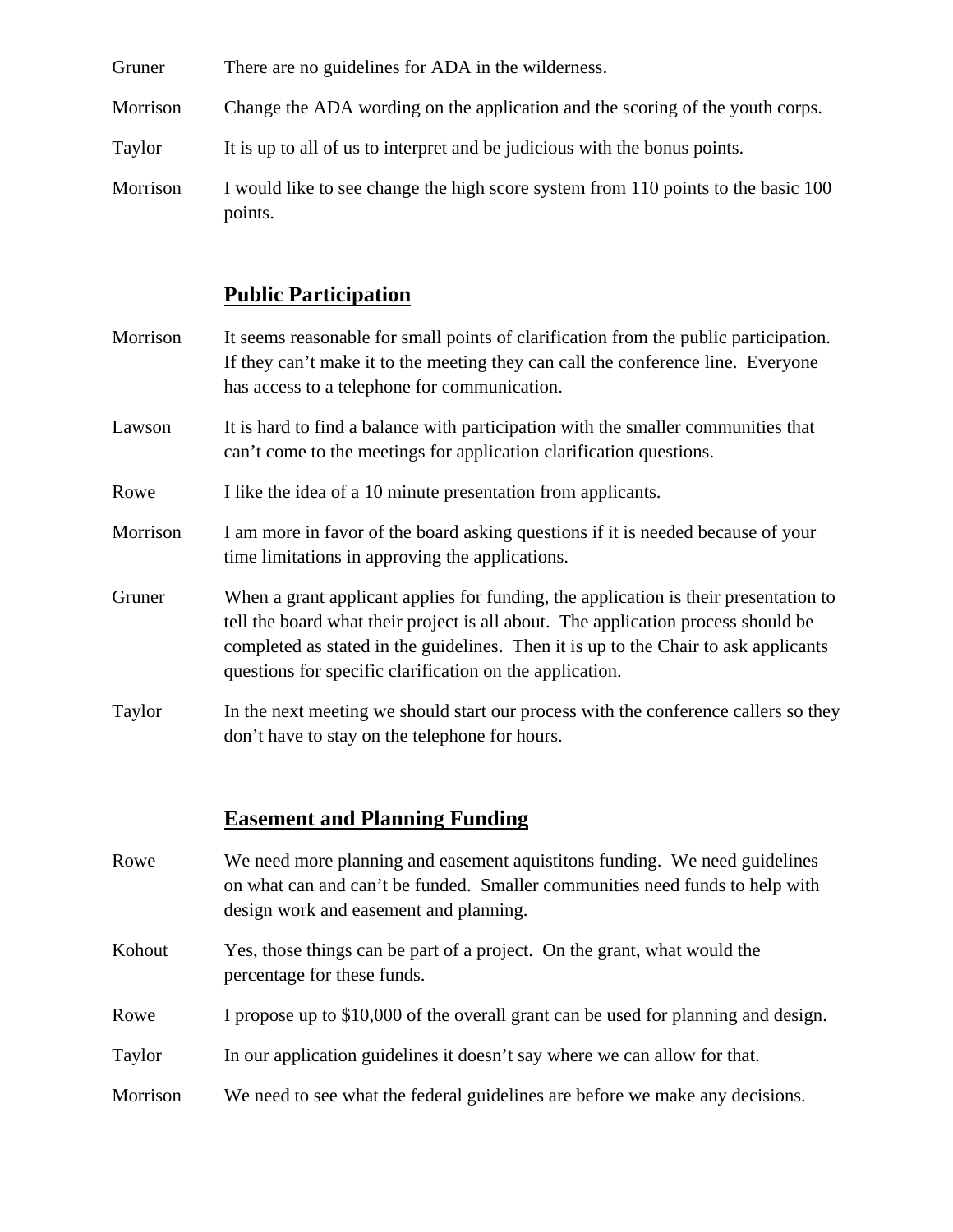Gruner There are no guidelines for ADA in the wilderness.

Morrison Change the ADA wording on the application and the scoring of the youth corps.

Taylor It is up to all of us to interpret and be judicious with the bonus points.

Morrison I would like to see change the high score system from 110 points to the basic 100 points.

## Public Participation

Morrison It seems reasonable for small points of clarification from the public participation. If they can't make it to the meeting they can call the conference line. Everyone has access to a telephone for communication.

Lawson It is hard to find a balance with participation with the smaller communities that can't come to the meetings for application clarification questions.

Rowe I like the idea of a 10 minute presentation from applicants.

Morrison I am more in favor of the board asking questions if it is needed because of your time limitations in approving the applications.

Gruner When a grant applicant applies for funding, the application is their presentation to tell the board what their project is all about. The application process should be completed as stated in the guidelines. Then it is up to the Chair to ask applicants questions for specific clarification on the application.

Taylor In the next meeting we should start our process with the conference callers so they don't have to stay on the telephone for hours.

## Easement and Planning Funding

Rowe We need more planning and easement aquistitons funding. We need guidelines on what can and can't be funded. Smaller communities need funds to help with design work and easement and planning.

Kohout Yes, those things can be part of a project. On the grant, what would the percentage for these funds.

Rowe I propose up to $10,000 of the overall grant can be used for planning and design.

Taylor In our application guidelines it doesn't say where we can allow for that.

Morrison We need to see what the federal guidelines are before we make any decisions.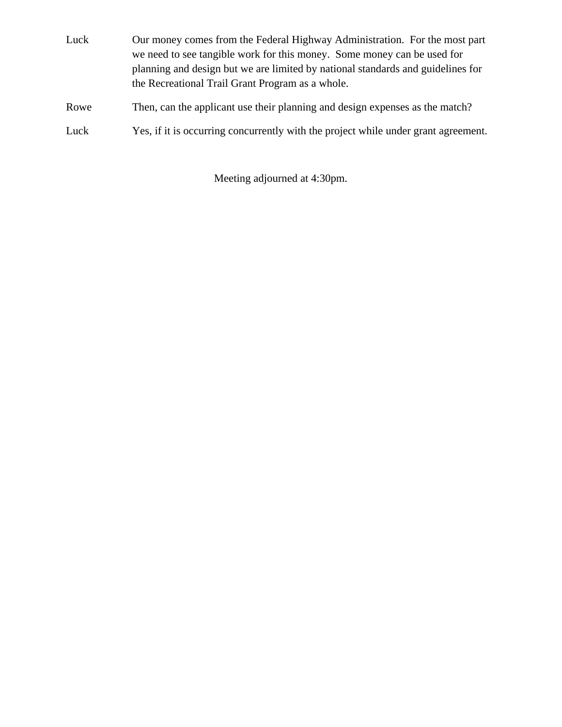Luck Our money comes from the Federal Highway Administration. For the most part we need to see tangible work for this money. Some money can be used for planning and design but we are limited by national standards and guidelines for the Recreational Trail Grant Program as a whole.

Rowe Then, can the applicant use their planning and design expenses as the match?

Luck Yes, if it is occurring concurrently with the project while under grant agreement.

Meeting adjourned at 4:30pm.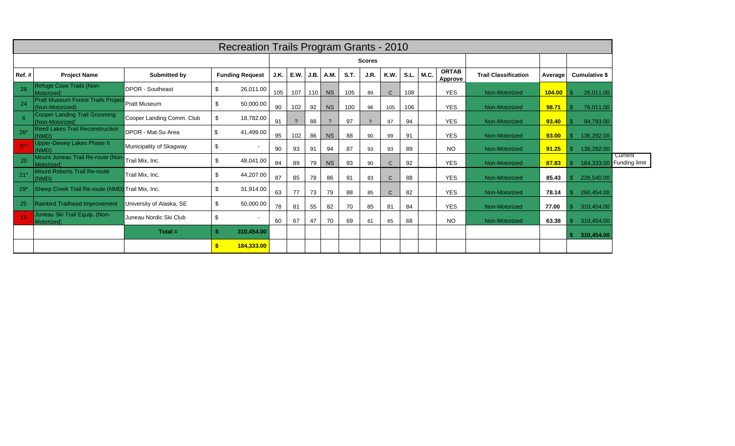# Recreation Trails Program Grants - 2010

| Ref. # | Project Name | Submitted by | Funding Request | Scores | | | | | | | | | ORTAB Approve | Trail Classification | Average | Cumulative $ | |
|---|---|---|---|---|---|---|---|---|---|---|---|---|---|---|---|---|---|
| | | | | J.K. | E.W. | J.B. | A.M. | S.T. | J.R. | K.W. | S.L. | M.C. | | | | | |
| 28 | Refuge Cove Trails (Non-Motorized) | DPOR - Southeast | $ 26,011.00 | 105 | 107 | 110 | NS | 105 | 89 | C | 108 | | YES | Non-Motorized | 104.00 | $ 26,011.00 | |
| 24 | Pratt Museum Forest Trails Project (Non-Motorized) | Pratt Museum | $ 50,000.00 | 90 | 102 | 92 | NS | 100 | 96 | 105 | 106 | | YES | Non-Motorized | 98.71 | $ 76,011.00 | |
| 6 | Cooper Landing Trail Grooming (Non-Motorized) | Cooper Landing Comm. Club | $ 18,782.00 | 91 | ? | 88 | ? | 97 | ? | 97 | 94 | | YES | Non-Motorized | 93.40 | $ 94,793.00 | |
| 26* | Reed Lakes Trail Reconstruction (NMD) | DPOR - Mat-Su Area | $ 41,499.00 | 95 | 102 | 86 | NS | 88 | 90 | 99 | 91 | | YES | Non-Motorized | 93.00 | $ 136,292.00 | |
| 8** | Upper-Dewey Lakes Phase II (NMD) | Municipality of Skagway | $ - | 90 | 93 | 91 | 94 | 87 | 93 | 93 | 89 | | NO | Non-Motorized | 91.25 | $ 136,292.00 | |
| 20 | Mount Juneau Trail Re-route (Non-Motorized) | Trail Mix, Inc. | $ 48,041.00 | 84 | 89 | 79 | NS | 93 | 90 | C | 92 | | YES | Non-Motorized | 87.83 | $ 184,333.00 | Current Funding limit |
| 21* | Mount Roberts Trail Re-route (NMD) | Trail Mix, Inc. | $ 44,207.00 | 87 | 85 | 78 | 86 | 91 | 83 | C | 88 | | YES | Non-Motorized | 85.43 | $ 228,540.00 | |
| 29* | Sheep Creek Trail Re-route (NMD) | Trail Mix, Inc. | $ 31,914.00 | 63 | 77 | 73 | 79 | 88 | 85 | C | 82 | | YES | Non-Motorized | 78.14 | $ 260,454.00 | |
| 25 | Rainbird Trailhead Improvement | University of Alaska, SE | $ 50,000.00 | 78 | 81 | 55 | 82 | 70 | 85 | 81 | 84 | | YES | Non-Motorized | 77.00 | $ 310,454.00 | |
| 15 | Juneau Ski Trail Equip. (Non-Motorized) | Juneau Nordic Ski Club | $ - | 60 | 67 | 47 | 70 | 69 | 61 | 65 | 68 | | NO | Non-Motorized | 63.38 | $ 310,454.00 | |
| | | Total = | $ 310,454.00 | | | | | | | | | | | | | $ 310,454.00 | |
| | | | $ 184,333.00 | | | | | | | | | | | | | | |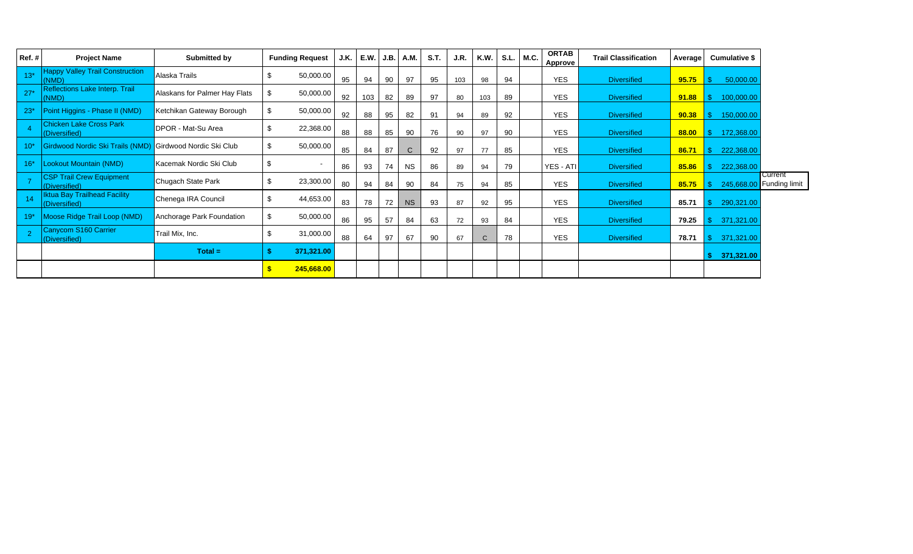| Ref. # | Project Name | Submitted by | Funding Request | J.K. | E.W. | J.B. | A.M. | S.T. | J.R. | K.W. | S.L. | M.C. | ORTAB Approve | Trail Classification | Average | Cumulative $ | |
|---|---|---|---|---|---|---|---|---|---|---|---|---|---|---|---|---|---|
| 13* | Happy Valley Trail Construction (NMD) | Alaska Trails | $ 50,000.00 | 95 | 94 | 90 | 97 | 95 | 103 | 98 | 94 | | YES | Diversified | **95.75** | $ 50,000.00 | |
| 27* | Reflections Lake Interp. Trail (NMD) | Alaskans for Palmer Hay Flats | $ 50,000.00 | 92 | 103 | 82 | 89 | 97 | 80 | 103 | 89 | | YES | Diversified | **91.88** | $ 100,000.00 | |
| 23* | Point Higgins - Phase II (NMD) | Ketchikan Gateway Borough | $ 50,000.00 | 92 | 88 | 95 | 82 | 91 | 94 | 89 | 92 | | YES | Diversified | **90.38** | $ 150,000.00 | |
| 4 | Chicken Lake Cross Park (Diversified) | DPOR - Mat-Su Area | $ 22,368.00 | 88 | 88 | 85 | 90 | 76 | 90 | 97 | 90 | | YES | Diversified | **88.00** | $ 172,368.00 | |
| 10* | Girdwood Nordic Ski Trails (NMD) | Girdwood Nordic Ski Club | $ 50,000.00 | 85 | 84 | 87 | C | 92 | 97 | 77 | 85 | | YES | Diversified | **86.71** | $ 222,368.00 | |
| 16* | Lookout Mountain (NMD) | Kacemak Nordic Ski Club | $ - | 86 | 93 | 74 | NS | 86 | 89 | 94 | 79 | | YES - ATI | Diversified | **85.86** | $ 222,368.00 | |
| 7 | CSP Trail Crew Equipment (Diversified) | Chugach State Park | $ 23,300.00 | 80 | 94 | 84 | 90 | 84 | 75 | 94 | 85 | | YES | Diversified | **85.75** | $ 245,668.00 | Current Funding limit |
| 14 | Iktua Bay Trailhead Facility (Diversified) | Chenega IRA Council | $ 44,653.00 | 83 | 78 | 72 | NS | 93 | 87 | 92 | 95 | | YES | Diversified | **85.71** | $ 290,321.00 | |
| 19* | Moose Ridge Trail Loop (NMD) | Anchorage Park Foundation | $ 50,000.00 | 86 | 95 | 57 | 84 | 63 | 72 | 93 | 84 | | YES | Diversified | **79.25** | $ 371,321.00 | |
| 2 | Canycom S160 Carrier (Diversified) | Trail Mix, Inc. | $ 31,000.00 | 88 | 64 | 97 | 67 | 90 | 67 | C | 78 | | YES | Diversified | **78.71** | $ 371,321.00 | |
| | | **Total =** | **$ 371,321.00** | | | | | | | | | | | | | **$ 371,321.00** | |
| | | | **$ 245,668.00** | | | | | | | | | | | | | | |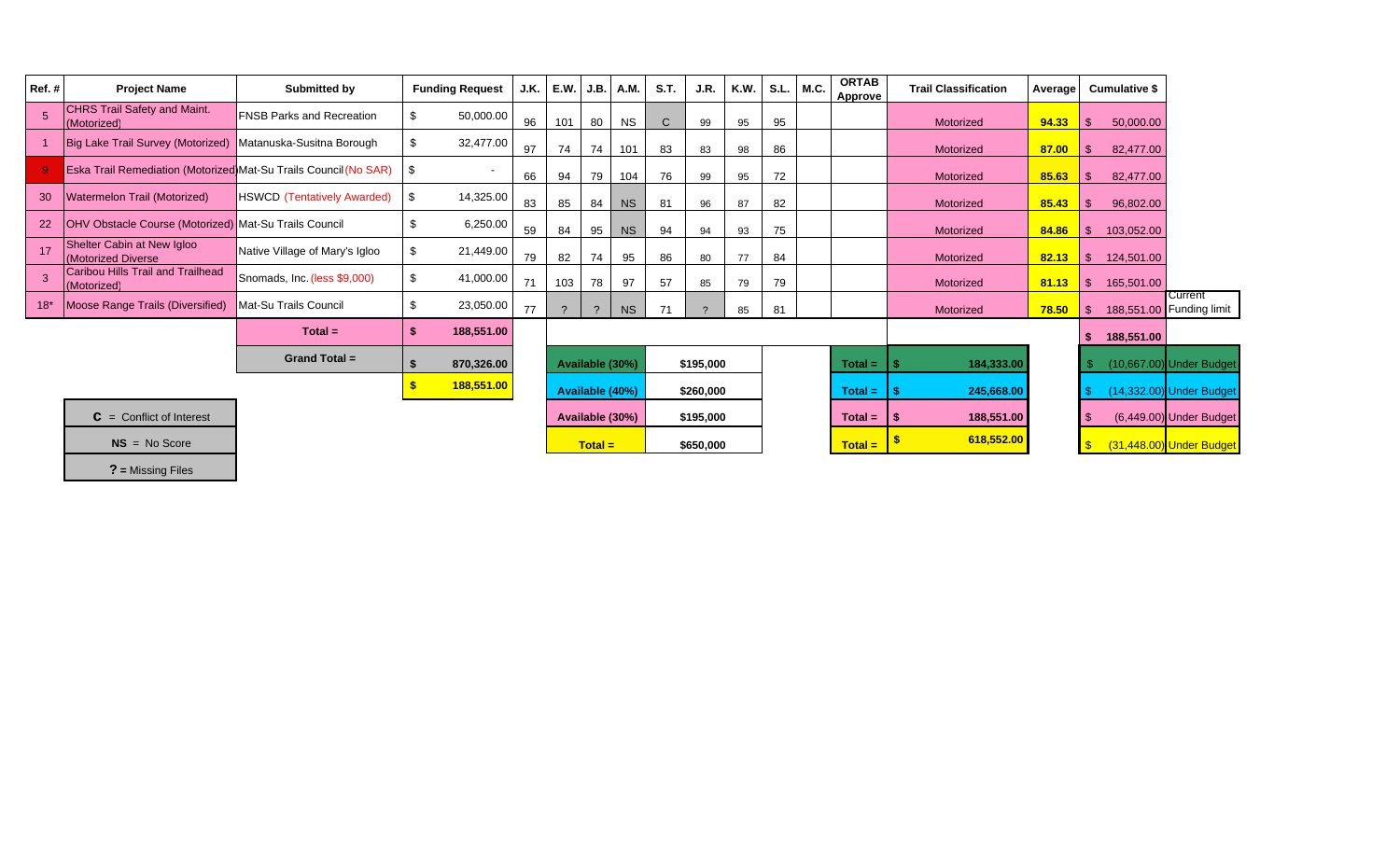| Ref. # | Project Name | Submitted by | Funding Request | J.K. | E.W. | J.B. | A.M. | S.T. | J.R. | K.W. | S.L. | M.C. | ORTAB Approve | Trail Classification | Average | Cumulative $ | |
|---|---|---|---|---|---|---|---|---|---|---|---|---|---|---|---|---|---|
| 5 | CHRS Trail Safety and Maint. (Motorized) | FNSB Parks and Recreation | $ 50,000.00 | 96 | 101 | 80 | NS | C | 99 | 95 | 95 | | | Motorized | 94.33 | $ 50,000.00 | |
| 1 | Big Lake Trail Survey (Motorized) | Matanuska-Susitna Borough | $ 32,477.00 | 97 | 74 | 74 | 101 | 83 | 83 | 98 | 86 | | | Motorized | 87.00 | $ 82,477.00 | |
| 9 | Eska Trail Remediation (Motorized) | Mat-Su Trails Council (No SAR) | $ - | 66 | 94 | 79 | 104 | 76 | 99 | 95 | 72 | | | Motorized | 85.63 | $ 82,477.00 | |
| 30 | Watermelon Trail (Motorized) | HSWCD (Tentatively Awarded) | $ 14,325.00 | 83 | 85 | 84 | NS | 81 | 96 | 87 | 82 | | | Motorized | 85.43 | $ 96,802.00 | |
| 22 | OHV Obstacle Course (Motorized) | Mat-Su Trails Council | $ 6,250.00 | 59 | 84 | 95 | NS | 94 | 94 | 93 | 75 | | | Motorized | 84.86 | $ 103,052.00 | |
| 17 | Shelter Cabin at New Igloo (Motorized Diverse | Native Village of Mary's Igloo | $ 21,449.00 | 79 | 82 | 74 | 95 | 86 | 80 | 77 | 84 | | | Motorized | 82.13 | $ 124,501.00 | |
| 3 | Caribou Hills Trail and Trailhead (Motorized) | Snomads, Inc. (less $9,000) | $ 41,000.00 | 71 | 103 | 78 | 97 | 57 | 85 | 79 | 79 | | | Motorized | 81.13 | $ 165,501.00 | |
| 18* | Moose Range Trails (Diversified) | Mat-Su Trails Council | $ 23,050.00 | 77 | ? | ? | NS | 71 | ? | 85 | 81 | | | Motorized | 78.50 | $ 188,551.00 | Current Funding limit |
| | | Total = | $ 188,551.00 | | | | | | | | | | | | | $ 188,551.00 | |
| | | Grand Total = | $ 870,326.00 | | Available (30%) | | | | $195,000 | | | | Total = | $ 184,333.00 | | $ (10,667.00) | Under Budget |
| | | | $ 188,551.00 | | Available (40%) | | | | $260,000 | | | | Total = | $ 245,668.00 | | $ (14,332.00) | Under Budget |
| | | | | | Available (30%) | | | | $195,000 | | | | Total = | $ 188,551.00 | | $ (6,449.00) | Under Budget |
| | | | | | Total = | | | | $650,000 | | | | Total = | $ 618,552.00 | | $ (31,448.00) | Under Budget |

**C** = Conflict of Interest

**NS** = No Score

**?** = Missing Files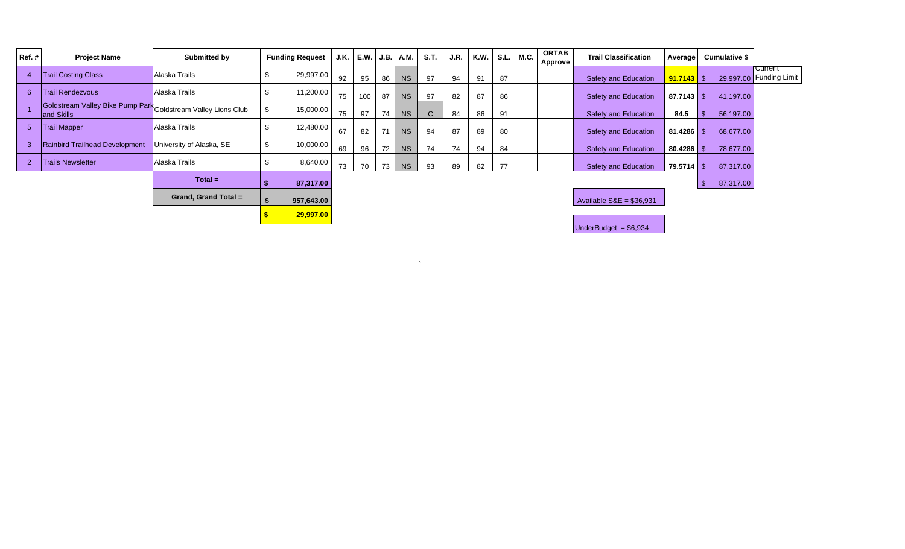| Ref. # | Project Name | Submitted by | Funding Request | J.K. | E.W. | J.B. | A.M. | S.T. | J.R. | K.W. | S.L. | M.C. | ORTAB Approve | Trail Classification | Average | Cumulative $ | |
|---|---|---|---|---|---|---|---|---|---|---|---|---|---|---|---|---|---|
| 4 | Trail Costing Class | Alaska Trails | $ 29,997.00 | 92 | 95 | 86 | NS | 97 | 94 | 91 | 87 | | | Safety and Education | 91.7143 | $ 29,997.00 | Current Funding Limit |
| 6 | Trail Rendezvous | Alaska Trails | $ 11,200.00 | 75 | 100 | 87 | NS | 97 | 82 | 87 | 86 | | | Safety and Education | 87.7143 | $ 41,197.00 | |
| 1 | Goldstream Valley Bike Pump Park and Skills | Goldstream Valley Lions Club | $ 15,000.00 | 75 | 97 | 74 | NS | C | 84 | 86 | 91 | | | Safety and Education | 84.5 | $ 56,197.00 | |
| 5 | Trail Mapper | Alaska Trails | $ 12,480.00 | 67 | 82 | 71 | NS | 94 | 87 | 89 | 80 | | | Safety and Education | 81.4286 | $ 68,677.00 | |
| 3 | Rainbird Trailhead Development | University of Alaska, SE | $ 10,000.00 | 69 | 96 | 72 | NS | 74 | 74 | 94 | 84 | | | Safety and Education | 80.4286 | $ 78,677.00 | |
| 2 | Trails Newsletter | Alaska Trails | $ 8,640.00 | 73 | 70 | 73 | NS | 93 | 89 | 82 | 77 | | | Safety and Education | 79.5714 | $ 87,317.00 | |
| | | **Total =** | **$ 87,317.00** | | | | | | | | | | | | | $ 87,317.00 | |
| | | **Grand, Grand Total =** | **$ 957,643.00** | | | | | | | | | | | Available S&E = $36,931 | | | |
| | | | **$ 29,997.00** | | | | | | | | | | | UnderBudget = $6,934 | | | |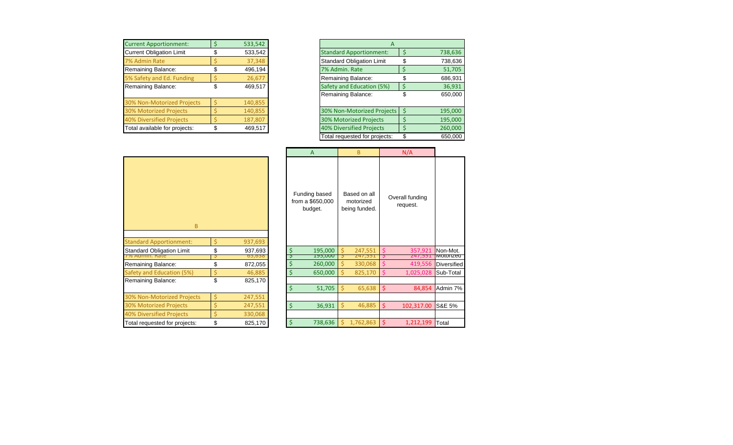| | | |
|---|---|---|
| Current Apportionment: | $ | 533,542 |
| Current Obligation Limit | $ | 533,542 |
| 7% Admin Rate | $ | 37,348 |
| Remaining Balance: | $ | 496,194 |
| 5% Safety and Ed. Funding | $ | 26,677 |
| Remaining Balance: | $ | 469,517 |
| 30% Non-Motorized Projects | $ | 140,855 |
| 30% Motorized Projects | $ | 140,855 |
| 40% Diversified Projects | $ | 187,807 |
| Total available for projects: | $ | 469,517 |

| A | | |
|---|---|---|
| Standard Apportionment: | $ | 738,636 |
| Standard Obligation Limit | $ | 738,636 |
| 7% Admin. Rate | $ | 51,705 |
| Remaining Balance: | $ | 686,931 |
| Safety and Education (5%) | $ | 36,931 |
| Remaining Balance: | $ | 650,000 |
| 30% Non-Motorized Projects | $ | 195,000 |
| 30% Motorized Projects | $ | 195,000 |
| 40% Diversified Projects | $ | 260,000 |
| Total requested for projects: | $ | 650,000 |

| B | | |
|---|---|---|
| Standard Apportionment: | $ | 937,693 |
| Standard Obligation Limit | $ | 937,693 |
| 7% Admin. Rate | $ | 65,638 |
| Remaining Balance: | $ | 872,055 |
| Safety and Education (5%) | $ | 46,885 |
| Remaining Balance: | $ | 825,170 |
| 30% Non-Motorized Projects | $ | 247,551 |
| 30% Motorized Projects | $ | 247,551 |
| 40% Diversified Projects | $ | 330,068 |
| Total requested for projects: | $ | 825,170 |

| A | B | N/A | |
|---|---|---|---|
| Funding based from a $650,000 budget. | Based on all motorized being funded. | Overall funding request. | |
| $ 195,000 | $ 247,551 | $ 357,921 | Non-Mot. |
| $ 195,000 | $ 247,551 | $ 247,551 | Motorized |
| $ 260,000 | $ 330,068 | $ 419,556 | Diversified |
| $ 650,000 | $ 825,170 | $ 1,025,028 | Sub-Total |
| $ 51,705 | $ 65,638 | $ 84,854 | Admin 7% |
| $ 36,931 | $ 46,885 | $ 102,317.00 | S&E 5% |
| $ 738,636 | $ 1,762,863 | $ 1,212,199 | Total |